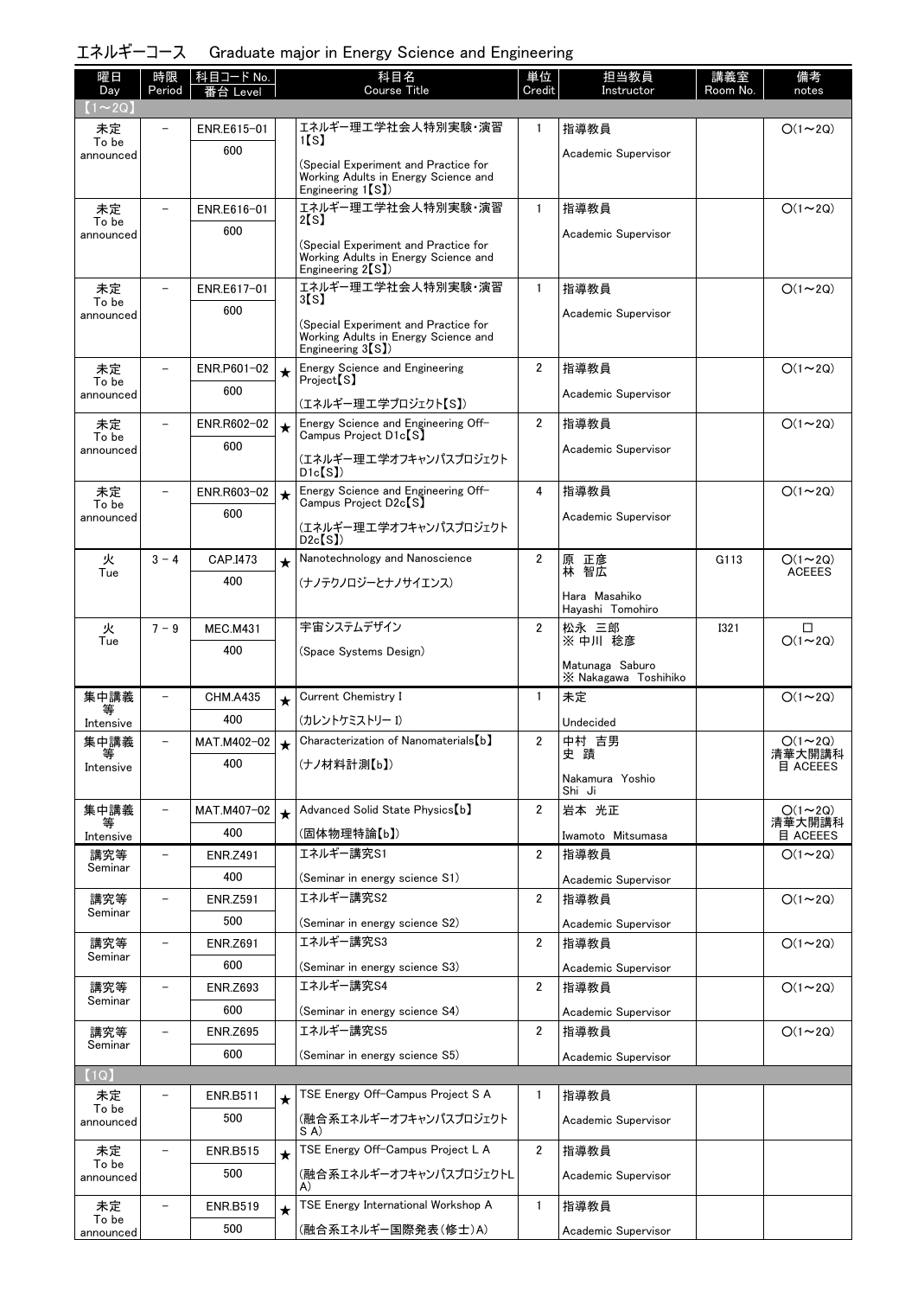# エネルギーコース　Graduate major in Energy Science and Engineering

| 曜日 Day | 時限 Period | 科目コード No. 番台 Level | | 科目名 Course Title | 単位 Credit | 担当教員 Instructor | 講義室 Room No. | 備考 notes |
|---|---|---|---|---|---|---|---|---|
| 【1～2Q】 | | | | | | | | |
| 未定 To be announced | － | ENR.E615-01 600 | | エネルギー理工学社会人特別実験・演習1【S】 (Special Experiment and Practice for Working Adults in Energy Science and Engineering 1【S】) | 1 | 指導教員 Academic Supervisor | | ○(1～2Q) |
| 未定 To be announced | － | ENR.E616-01 600 | | エネルギー理工学社会人特別実験・演習2【S】 (Special Experiment and Practice for Working Adults in Energy Science and Engineering 2【S】) | 1 | 指導教員 Academic Supervisor | | ○(1～2Q) |
| 未定 To be announced | － | ENR.E617-01 600 | | エネルギー理工学社会人特別実験・演習3【S】 (Special Experiment and Practice for Working Adults in Energy Science and Engineering 3【S】) | 1 | 指導教員 Academic Supervisor | | ○(1～2Q) |
| 未定 To be announced | － | ENR.P601-02 600 | ★ | Energy Science and Engineering Project【S】 (エネルギー理工学プロジェクト【S】) | 2 | 指導教員 Academic Supervisor | | ○(1～2Q) |
| 未定 To be announced | － | ENR.R602-02 600 | ★ | Energy Science and Engineering Off-Campus Project D1c【S】 (エネルギー理工学オフキャンパスプロジェクトD1c【S】) | 2 | 指導教員 Academic Supervisor | | ○(1～2Q) |
| 未定 To be announced | － | ENR.R603-02 600 | ★ | Energy Science and Engineering Off-Campus Project D2c【S】 (エネルギー理工学オフキャンパスプロジェクトD2c【S】) | 4 | 指導教員 Academic Supervisor | | ○(1～2Q) |
| 火 Tue | 3－4 | CAP.I473 400 | ★ | Nanotechnology and Nanoscience (ナノテクノロジーとナノサイエンス) | 2 | 原 正彦 林 智広 Hara Masahiko Hayashi Tomohiro | G113 | ○(1～2Q) ACEEES |
| 火 Tue | 7－9 | MEC.M431 400 | | 宇宙システムデザイン (Space Systems Design) | 2 | 松永 三郎 ※ 中川 稔彦 Matunaga Saburo ※ Nakagawa Toshihiko | I321 | □ ○(1～2Q) |
| 集中講義等 Intensive | － | CHM.A435 400 | ★ | Current Chemistry I (カレントケミストリー I) | 1 | 未定 Undecided | | ○(1～2Q) |
| 集中講義等 Intensive | － | MAT.M402-02 400 | ★ | Characterization of Nanomaterials【b】 (ナノ材料計測【b】) | 2 | 中村 吉男 史 蹟 Nakamura Yoshio Shi Ji | | ○(1～2Q) 清華大開講科目 ACEEES |
| 集中講義等 Intensive | － | MAT.M407-02 400 | ★ | Advanced Solid State Physics【b】 (固体物理特論【b】) | 2 | 岩本 光正 Iwamoto Mitsumasa | | ○(1～2Q) 清華大開講科目 ACEEES |
| 講究等 Seminar | － | ENR.Z491 400 | | エネルギー講究S1 (Seminar in energy science S1) | 2 | 指導教員 Academic Supervisor | | ○(1～2Q) |
| 講究等 Seminar | － | ENR.Z591 500 | | エネルギー講究S2 (Seminar in energy science S2) | 2 | 指導教員 Academic Supervisor | | ○(1～2Q) |
| 講究等 Seminar | － | ENR.Z691 600 | | エネルギー講究S3 (Seminar in energy science S3) | 2 | 指導教員 Academic Supervisor | | ○(1～2Q) |
| 講究等 Seminar | － | ENR.Z693 600 | | エネルギー講究S4 (Seminar in energy science S4) | 2 | 指導教員 Academic Supervisor | | ○(1～2Q) |
| 講究等 Seminar | － | ENR.Z695 600 | | エネルギー講究S5 (Seminar in energy science S5) | 2 | 指導教員 Academic Supervisor | | ○(1～2Q) |
| 【1Q】 | | | | | | | | |
| 未定 To be announced | － | ENR.B511 500 | ★ | TSE Energy Off-Campus Project S A (融合系エネルギーオフキャンパスプロジェクトS A) | 1 | 指導教員 Academic Supervisor | | |
| 未定 To be announced | － | ENR.B515 500 | ★ | TSE Energy Off-Campus Project L A (融合系エネルギーオフキャンパスプロジェクトL A) | 2 | 指導教員 Academic Supervisor | | |
| 未定 To be announced | － | ENR.B519 500 | ★ | TSE Energy International Workshop A (融合系エネルギー国際発表(修士)A) | 1 | 指導教員 Academic Supervisor | | |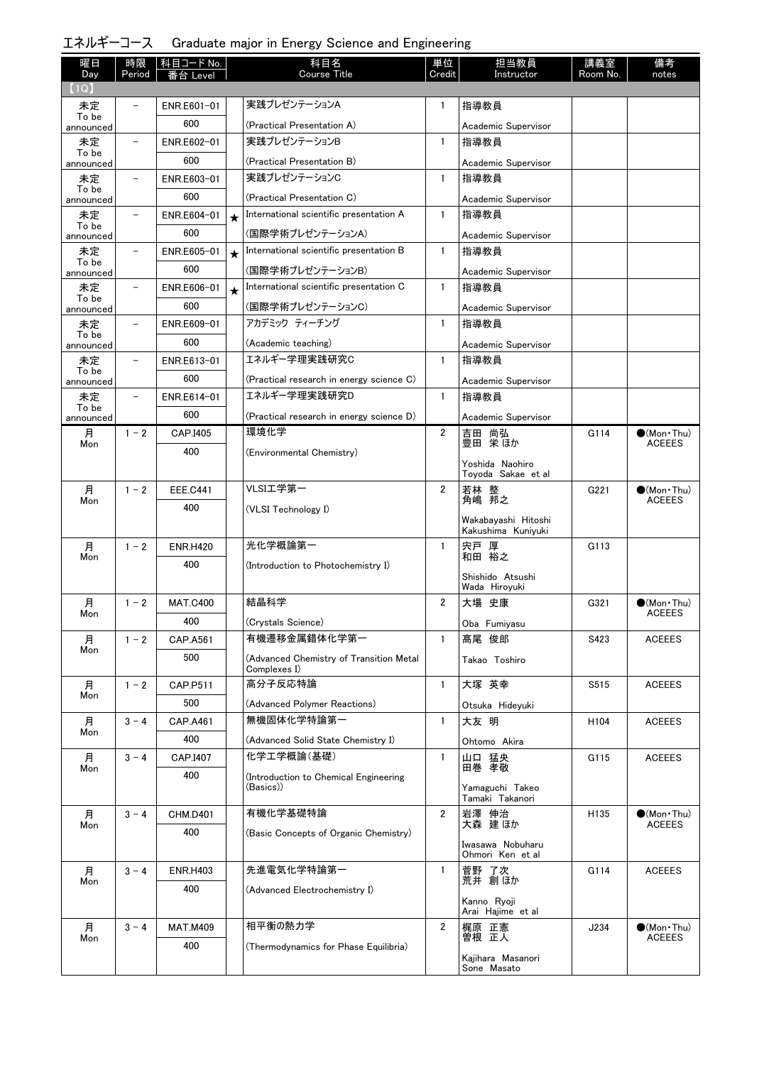## エネルギーコース　Graduate major in Energy Science and Engineering

| 曜日 Day | 時限 Period | 科目コード No. 番台 Level | | 科目名 Course Title | 単位 Credit | 担当教員 Instructor | 講義室 Room No. | 備考 notes |
|---|---|---|---|---|---|---|---|---|
| 【1Q】 | | | | | | | | |
| 未定 To be announced | － | ENR.E601-01 600 | | 実践プレゼンテーションA (Practical Presentation A) | 1 | 指導教員 Academic Supervisor | | |
| 未定 To be announced | － | ENR.E602-01 600 | | 実践プレゼンテーションB (Practical Presentation B) | 1 | 指導教員 Academic Supervisor | | |
| 未定 To be announced | － | ENR.E603-01 600 | | 実践プレゼンテーションC (Practical Presentation C) | 1 | 指導教員 Academic Supervisor | | |
| 未定 To be announced | － | ENR.E604-01 600 | ★ | International scientific presentation A (国際学術プレゼンテーションA) | 1 | 指導教員 Academic Supervisor | | |
| 未定 To be announced | － | ENR.E605-01 600 | ★ | International scientific presentation B (国際学術プレゼンテーションB) | 1 | 指導教員 Academic Supervisor | | |
| 未定 To be announced | － | ENR.E606-01 600 | ★ | International scientific presentation C (国際学術プレゼンテーションC) | 1 | 指導教員 Academic Supervisor | | |
| 未定 To be announced | － | ENR.E609-01 600 | | アカデミック ティーチング (Academic teaching) | 1 | 指導教員 Academic Supervisor | | |
| 未定 To be announced | － | ENR.E613-01 600 | | エネルギー学理実践研究C (Practical research in energy science C) | 1 | 指導教員 Academic Supervisor | | |
| 未定 To be announced | － | ENR.E614-01 600 | | エネルギー学理実践研究D (Practical research in energy science D) | 1 | 指導教員 Academic Supervisor | | |
| 月 Mon | 1－2 | CAP.I405 400 | | 環境化学 (Environmental Chemistry) | 2 | 吉田 尚弘 豊田 栄 ほか Yoshida Naohiro Toyoda Sakae et al | G114 | ●(Mon・Thu) ACEEES |
| 月 Mon | 1－2 | EEE.C441 400 | | VLSI工学第一 (VLSI Technology I) | 2 | 若林 整 角嶋 邦之 Wakabayashi Hitoshi Kakushima Kuniyuki | G221 | ●(Mon・Thu) ACEEES |
| 月 Mon | 1－2 | ENR.H420 400 | | 光化学概論第一 (Introduction to Photochemistry I) | 1 | 宍戸 厚 和田 裕之 Shishido Atsushi Wada Hiroyuki | G113 | |
| 月 Mon | 1－2 | MAT.C400 400 | | 結晶科学 (Crystals Science) | 2 | 大場 史康 Oba Fumiyasu | G321 | ●(Mon・Thu) ACEEES |
| 月 Mon | 1－2 | CAP.A561 500 | | 有機遷移金属錯体化学第一 (Advanced Chemistry of Transition Metal Complexes I) | 1 | 髙尾 俊郎 Takao Toshiro | S423 | ACEEES |
| 月 Mon | 1－2 | CAP.P511 500 | | 高分子反応特論 (Advanced Polymer Reactions) | 1 | 大塚 英幸 Otsuka Hideyuki | S515 | ACEEES |
| 月 Mon | 3－4 | CAP.A461 400 | | 無機固体化学特論第一 (Advanced Solid State Chemistry I) | 1 | 大友 明 Ohtomo Akira | H104 | ACEEES |
| 月 Mon | 3－4 | CAP.I407 400 | | 化学工学概論(基礎) (Introduction to Chemical Engineering (Basics)) | 1 | 山口 猛央 田巻 孝敬 Yamaguchi Takeo Tamaki Takanori | G115 | ACEEES |
| 月 Mon | 3－4 | CHM.D401 400 | | 有機化学基礎特論 (Basic Concepts of Organic Chemistry) | 2 | 岩澤 伸治 大森 建 ほか Iwasawa Nobuharu Ohmori Ken et al | H135 | ●(Mon・Thu) ACEEES |
| 月 Mon | 3－4 | ENR.H403 400 | | 先進電気化学特論第一 (Advanced Electrochemistry I) | 1 | 菅野 了次 荒井 創 ほか Kanno Ryoji Arai Hajime et al | G114 | ACEEES |
| 月 Mon | 3－4 | MAT.M409 400 | | 相平衡の熱力学 (Thermodynamics for Phase Equilibria) | 2 | 梶原 正憲 曽根 正人 Kajihara Masanori Sone Masato | J234 | ●(Mon・Thu) ACEEES |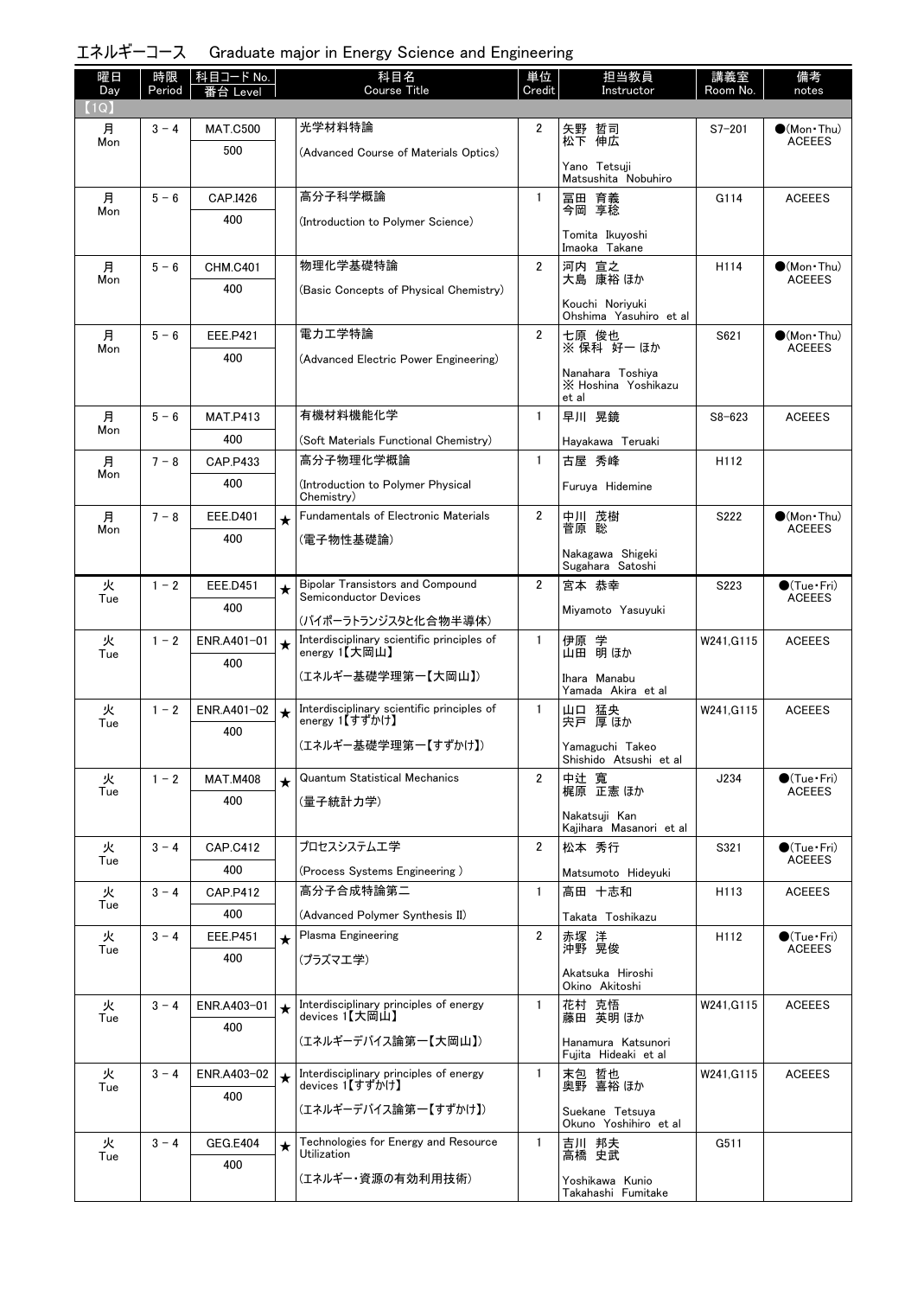## エネルギーコース　Graduate major in Energy Science and Engineering

| 曜日 Day | 時限 Period | 科目コード No. 番台 Level | | 科目名 Course Title | 単位 Credit | 担当教員 Instructor | 講義室 Room No. | 備考 notes |
|---|---|---|---|---|---|---|---|---|
| 【1Q】 | | | | | | | | |
| 月 Mon | 3－4 | MAT.C500 500 | | 光学材料特論 (Advanced Course of Materials Optics) | 2 | 矢野 哲司 松下 伸広 Yano Tetsuji Matsushita Nobuhiro | S7-201 | ●(Mon・Thu) ACEEES |
| 月 Mon | 5－6 | CAP.I426 400 | | 高分子科学概論 (Introduction to Polymer Science) | 1 | 冨田 育義 今岡 享稔 Tomita Ikuyoshi Imaoka Takane | G114 | ACEEES |
| 月 Mon | 5－6 | CHM.C401 400 | | 物理化学基礎特論 (Basic Concepts of Physical Chemistry) | 2 | 河内 宣之 大島 康裕 ほか Kouchi Noriyuki Ohshima Yasuhiro et al | H114 | ●(Mon・Thu) ACEEES |
| 月 Mon | 5－6 | EEE.P421 400 | | 電力工学特論 (Advanced Electric Power Engineering) | 2 | 七原 俊也 ※ 保科 好一 ほか Nanahara Toshiya ※ Hoshina Yoshikazu et al | S621 | ●(Mon・Thu) ACEEES |
| 月 Mon | 5－6 | MAT.P413 400 | | 有機材料機能化学 (Soft Materials Functional Chemistry) | 1 | 早川 晃鏡 Hayakawa Teruaki | S8-623 | ACEEES |
| 月 Mon | 7－8 | CAP.P433 400 | | 高分子物理化学概論 (Introduction to Polymer Physical Chemistry) | 1 | 古屋 秀峰 Furuya Hidemine | H112 | |
| 月 Mon | 7－8 | EEE.D401 400 | ★ | Fundamentals of Electronic Materials (電子物性基礎論) | 2 | 中川 茂樹 菅原 聡 Nakagawa Shigeki Sugahara Satoshi | S222 | ●(Mon・Thu) ACEEES |
| 火 Tue | 1－2 | EEE.D451 400 | ★ | Bipolar Transistors and Compound Semiconductor Devices (バイポーラトランジスタと化合物半導体) | 2 | 宮本 恭幸 Miyamoto Yasuyuki | S223 | ●(Tue・Fri) ACEEES |
| 火 Tue | 1－2 | ENR.A401-01 400 | ★ | Interdisciplinary scientific principles of energy 1【大岡山】 (エネルギー基礎学理第一【大岡山】) | 1 | 伊原 学 山田 明 ほか Ihara Manabu Yamada Akira et al | W241,G115 | ACEEES |
| 火 Tue | 1－2 | ENR.A401-02 400 | ★ | Interdisciplinary scientific principles of energy 1【すずかけ】 (エネルギー基礎学理第一【すずかけ】) | 1 | 山口 猛央 宍戸 厚 ほか Yamaguchi Takeo Shishido Atsushi et al | W241,G115 | ACEEES |
| 火 Tue | 1－2 | MAT.M408 400 | ★ | Quantum Statistical Mechanics (量子統計力学) | 2 | 中辻 寛 梶原 正憲 ほか Nakatsuji Kan Kajihara Masanori et al | J234 | ●(Tue・Fri) ACEEES |
| 火 Tue | 3－4 | CAP.C412 400 | | プロセスシステム工学 (Process Systems Engineering ) | 2 | 松本 秀行 Matsumoto Hideyuki | S321 | ●(Tue・Fri) ACEEES |
| 火 Tue | 3－4 | CAP.P412 400 | | 高分子合成特論第二 (Advanced Polymer Synthesis II) | 1 | 高田 十志和 Takata Toshikazu | H113 | ACEEES |
| 火 Tue | 3－4 | EEE.P451 400 | ★ | Plasma Engineering (プラズマ工学) | 2 | 赤塚 洋 沖野 晃俊 Akatsuka Hiroshi Okino Akitoshi | H112 | ●(Tue・Fri) ACEEES |
| 火 Tue | 3－4 | ENR.A403-01 400 | ★ | Interdisciplinary principles of energy devices 1【大岡山】 (エネルギーデバイス論第一【大岡山】) | 1 | 花村 克悟 藤田 英明 ほか Hanamura Katsunori Fujita Hideaki et al | W241,G115 | ACEEES |
| 火 Tue | 3－4 | ENR.A403-02 400 | ★ | Interdisciplinary principles of energy devices 1【すずかけ】 (エネルギーデバイス論第一【すずかけ】) | 1 | 末包 哲也 奥野 喜裕 ほか Suekane Tetsuya Okuno Yoshihiro et al | W241,G115 | ACEEES |
| 火 Tue | 3－4 | GEG.E404 400 | ★ | Technologies for Energy and Resource Utilization (エネルギー・資源の有効利用技術) | 1 | 吉川 邦夫 高橋 史武 Yoshikawa Kunio Takahashi Fumitake | G511 | |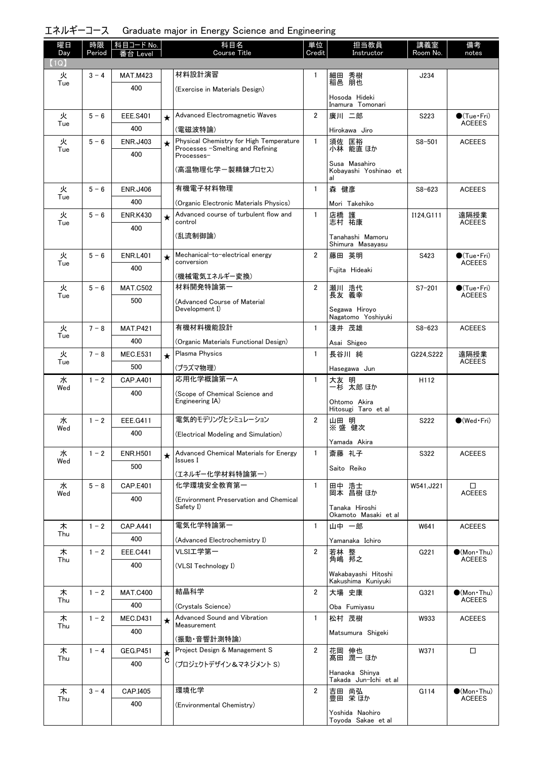## エネルギーコース　Graduate major in Energy Science and Engineering

| 曜日 Day | 時限 Period | 科目コード No. 番台 Level | | 科目名 Course Title | 単位 Credit | 担当教員 Instructor | 講義室 Room No. | 備考 notes |
|---|---|---|---|---|---|---|---|---|
| 【1Q】 | | | | | | | | |
| 火 Tue | 3 - 4 | MAT.M423 400 | | 材料設計演習 (Exercise in Materials Design) | 1 | 細田 秀樹 稲邑 朋也 Hosoda Hideki Inamura Tomonari | J234 | |
| 火 Tue | 5 - 6 | EEE.S401 400 | ★ | Advanced Electromagnetic Waves (電磁波特論) | 2 | 廣川 二郎 Hirokawa Jiro | S223 | ●(Tue・Fri) ACEEES |
| 火 Tue | 5 - 6 | ENR.J403 400 | ★ | Physical Chemistry for High Temperature Processes -Smelting and Refining Processes- (高温物理化学ー製精錬プロセス) | 1 | 須佐 匡裕 小林 能直 ほか Susa Masahiro Kobayashi Yoshinao et al | S8-501 | ACEEES |
| 火 Tue | 5 - 6 | ENR.J406 400 | | 有機電子材料物理 (Organic Electronic Materials Physics) | 1 | 森 健彦 Mori Takehiko | S8-623 | ACEEES |
| 火 Tue | 5 - 6 | ENR.K430 400 | ★ | Advanced course of turbulent flow and control (乱流制御論) | 1 | 店橋 護 志村 祐康 Tanahashi Mamoru Shimura Masayasu | I124,G111 | 遠隔授業 ACEEES |
| 火 Tue | 5 - 6 | ENR.L401 400 | ★ | Mechanical-to-electrical energy conversion (機械電気エネルギー変換) | 2 | 藤田 英明 Fujita Hideaki | S423 | ●(Tue・Fri) ACEEES |
| 火 Tue | 5 - 6 | MAT.C502 500 | | 材料開発特論第一 (Advanced Course of Material Development I) | 2 | 瀬川 浩代 長友 義幸 Segawa Hiroyo Nagatomo Yoshiyuki | S7-201 | ●(Tue・Fri) ACEEES |
| 火 Tue | 7 - 8 | MAT.P421 400 | | 有機材料機能設計 (Organic Materials Functional Design) | 1 | 淺井 茂雄 Asai Shigeo | S8-623 | ACEEES |
| 火 Tue | 7 - 8 | MEC.E531 500 | ★ | Plasma Physics (プラズマ物理) | 1 | 長谷川 純 Hasegawa Jun | G224,S222 | 遠隔授業 ACEEES |
| 水 Wed | 1 - 2 | CAP.A401 400 | | 応用化学概論第一A (Scope of Chemical Science and Engineering IA) | 1 | 大友 明 一杉 太郎 ほか Ohtomo Akira Hitosugi Taro et al | H112 | |
| 水 Wed | 1 - 2 | EEE.G411 400 | | 電気的モデリングとシミュレーション (Electrical Modeling and Simulation) | 2 | 山田 明 ※ 盛 健次 Yamada Akira | S222 | ●(Wed・Fri) |
| 水 Wed | 1 - 2 | ENR.H501 500 | ★ | Advanced Chemical Materials for Energy Issues I (エネルギー化学材料特論第一) | 1 | 斎藤 礼子 Saito Reiko | S322 | ACEEES |
| 水 Wed | 5 - 8 | CAP.E401 400 | | 化学環境安全教育第一 (Environment Preservation and Chemical Safety I) | 1 | 田中 浩士 岡本 昌樹 ほか Tanaka Hiroshi Okamoto Masaki et al | W541,J221 | □ ACEEES |
| 木 Thu | 1 - 2 | CAP.A441 400 | | 電気化学特論第一 (Advanced Electrochemistry I) | 1 | 山中 一郎 Yamanaka Ichiro | W641 | ACEEES |
| 木 Thu | 1 - 2 | EEE.C441 400 | | VLSI工学第一 (VLSI Technology I) | 2 | 若林 整 角嶋 邦之 Wakabayashi Hitoshi Kakushima Kuniyuki | G221 | ●(Mon・Thu) ACEEES |
| 木 Thu | 1 - 2 | MAT.C400 400 | | 結晶科学 (Crystals Science) | 2 | 大場 史康 Oba Fumiyasu | G321 | ●(Mon・Thu) ACEEES |
| 木 Thu | 1 - 2 | MEC.D431 400 | ★ | Advanced Sound and Vibration Measurement (振動・音響計測特論) | 1 | 松村 茂樹 Matsumura Shigeki | W933 | ACEEES |
| 木 Thu | 1 - 4 | GEG.P451 400 | ★ C | Project Design & Management S (プロジェクトデザイン＆マネジメント S) | 2 | 花岡 伸也 髙田 潤一 ほか Hanaoka Shinya Takada Jun-Ichi et al | W371 | □ |
| 木 Thu | 3 - 4 | CAP.I405 400 | | 環境化学 (Environmental Chemistry) | 2 | 吉田 尚弘 豊田 栄 ほか Yoshida Naohiro Toyoda Sakae et al | G114 | ●(Mon・Thu) ACEEES |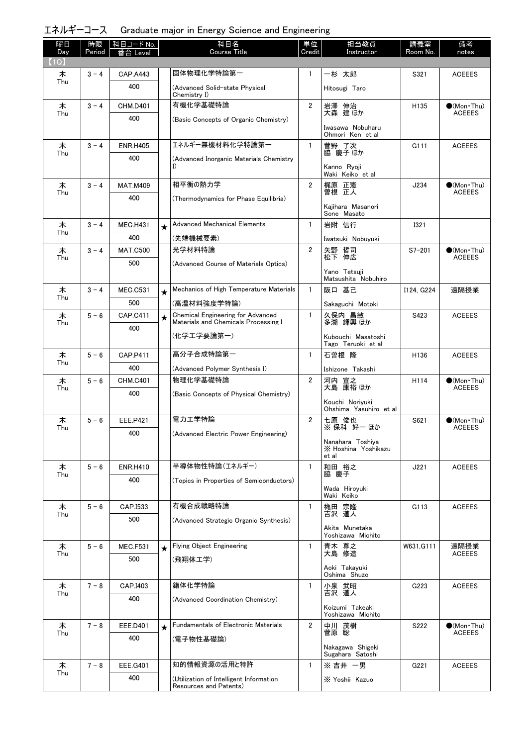# エネルギーコース　Graduate major in Energy Science and Engineering

| 曜日 Day | 時限 Period | 科目コード No. 番台 Level | | 科目名 Course Title | 単位 Credit | 担当教員 Instructor | 講義室 Room No. | 備考 notes |
|---|---|---|---|---|---|---|---|---|
| 【1Q】 | | | | | | | | |
| 木 Thu | 3－4 | CAP.A443 400 | | 固体物理化学特論第一 (Advanced Solid-state Physical Chemistry I) | 1 | 一杉 太郎 Hitosugi Taro | S321 | ACEEES |
| 木 Thu | 3－4 | CHM.D401 400 | | 有機化学基礎特論 (Basic Concepts of Organic Chemistry) | 2 | 岩澤 伸治 大森 建 ほか Iwasawa Nobuharu Ohmori Ken et al | H135 | ●(Mon・Thu) ACEEES |
| 木 Thu | 3－4 | ENR.H405 400 | | エネルギー無機材料化学特論第一 (Advanced Inorganic Materials Chemistry I) | 1 | 菅野 了次 脇 慶子 ほか Kanno Ryoji Waki Keiko et al | G111 | ACEEES |
| 木 Thu | 3－4 | MAT.M409 400 | | 相平衡の熱力学 (Thermodynamics for Phase Equilibria) | 2 | 梶原 正憲 曽根 正人 Kajihara Masanori Sone Masato | J234 | ●(Mon・Thu) ACEEES |
| 木 Thu | 3－4 | MEC.H431 400 | ★ | Advanced Mechanical Elements (先端機械要素) | 1 | 岩附 信行 Iwatsuki Nobuyuki | I321 | |
| 木 Thu | 3－4 | MAT.C500 500 | | 光学材料特論 (Advanced Course of Materials Optics) | 2 | 矢野 哲司 松下 伸広 Yano Tetsuji Matsushita Nobuhiro | S7-201 | ●(Mon・Thu) ACEEES |
| 木 Thu | 3－4 | MEC.C531 500 | ★ | Mechanics of High Temperature Materials (高温材料強度学特論) | 1 | 阪口 基己 Sakaguchi Motoki | I124, G224 | 遠隔授業 |
| 木 Thu | 5－6 | CAP.C411 400 | ★ | Chemical Engineering for Advanced Materials and Chemicals Processing I (化学工学要論第一) | 1 | 久保内 昌敏 多湖 輝興 ほか Kubouchi Masatoshi Tago Teruoki et al | S423 | ACEEES |
| 木 Thu | 5－6 | CAP.P411 400 | | 高分子合成特論第一 (Advanced Polymer Synthesis I) | 1 | 石曽根 隆 Ishizone Takashi | H136 | ACEEES |
| 木 Thu | 5－6 | CHM.C401 400 | | 物理化学基礎特論 (Basic Concepts of Physical Chemistry) | 2 | 河内 宣之 大島 康裕 ほか Kouchi Noriyuki Ohshima Yasuhiro et al | H114 | ●(Mon・Thu) ACEEES |
| 木 Thu | 5－6 | EEE.P421 400 | | 電力工学特論 (Advanced Electric Power Engineering) | 2 | 七原 俊也 ※ 保科 好一 ほか Nanahara Toshiya ※ Hoshina Yoshikazu et al | S621 | ●(Mon・Thu) ACEEES |
| 木 Thu | 5－6 | ENR.H410 400 | | 半導体物性特論(エネルギー) (Topics in Properties of Semiconductors) | 1 | 和田 裕之 脇 慶子 Wada Hiroyuki Waki Keiko | J221 | ACEEES |
| 木 Thu | 5－6 | CAP.I533 500 | | 有機合成戦略特論 (Advanced Strategic Organic Synthesis) | 1 | 穐田 宗隆 吉沢 道人 Akita Munetaka Yoshizawa Michito | G113 | ACEEES |
| 木 Thu | 5－6 | MEC.F531 500 | ★ | Flying Object Engineering (飛翔体工学) | 1 | 青木 尊之 大島 修造 Aoki Takayuki Oshima Shuzo | W631,G111 | 遠隔授業 ACEEES |
| 木 Thu | 7－8 | CAP.I403 400 | | 錯体化学特論 (Advanced Coordination Chemistry) | 1 | 小泉 武昭 吉沢 道人 Koizumi Takeaki Yoshizawa Michito | G223 | ACEEES |
| 木 Thu | 7－8 | EEE.D401 400 | ★ | Fundamentals of Electronic Materials (電子物性基礎論) | 2 | 中川 茂樹 菅原 聡 Nakagawa Shigeki Sugahara Satoshi | S222 | ●(Mon・Thu) ACEEES |
| 木 Thu | 7－8 | EEE.G401 400 | | 知的情報資源の活用と特許 (Utilization of Intelligent Information Resources and Patents) | 1 | ※ 吉井 一男 ※ Yoshii Kazuo | G221 | ACEEES |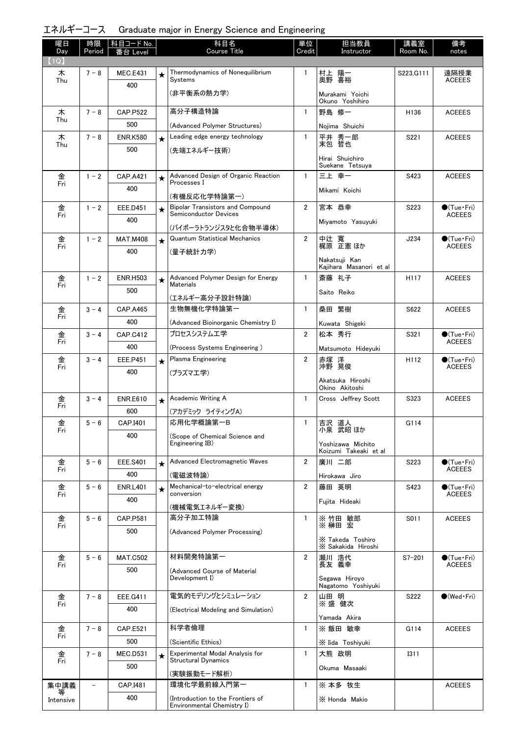## エネルギーコース　Graduate major in Energy Science and Engineering

| 曜日 Day | 時限 Period | 科目コード No. 番台 Level | | 科目名 Course Title | 単位 Credit | 担当教員 Instructor | 講義室 Room No. | 備考 notes |
|---|---|---|---|---|---|---|---|---|
| 【1Q】 | | | | | | | | |
| 木 Thu | 7－8 | MEC.E431 400 | ★ | Thermodynamics of Nonequilibrium Systems (非平衡系の熱力学) | 1 | 村上 陽一 奥野 喜裕 Murakami Yoichi Okuno Yoshihiro | S223,G111 | 遠隔授業 ACEEES |
| 木 Thu | 7－8 | CAP.P522 500 | | 高分子構造特論 (Advanced Polymer Structures) | 1 | 野島 修一 Nojima Shuichi | H136 | ACEEES |
| 木 Thu | 7－8 | ENR.K580 500 | ★ | Leading edge energy technology (先端エネルギー技術) | 1 | 平井 秀一郎 末包 哲也 Hirai Shuichiro Suekane Tetsuya | S221 | ACEEES |
| 金 Fri | 1－2 | CAP.A421 400 | ★ | Advanced Design of Organic Reaction Processes I (有機反応化学特論第一) | 1 | 三上 幸一 Mikami Koichi | S423 | ACEEES |
| 金 Fri | 1－2 | EEE.D451 400 | ★ | Bipolar Transistors and Compound Semiconductor Devices (バイポーラトランジスタと化合物半導体) | 2 | 宮本 恭幸 Miyamoto Yasuyuki | S223 | ●(Tue・Fri) ACEEES |
| 金 Fri | 1－2 | MAT.M408 400 | ★ | Quantum Statistical Mechanics (量子統計力学) | 2 | 中辻 寛 梶原 正憲 ほか Nakatsuji Kan Kajihara Masanori et al | J234 | ●(Tue・Fri) ACEEES |
| 金 Fri | 1－2 | ENR.H503 500 | ★ | Advanced Polymer Design for Energy Materials (エネルギー高分子設計特論) | 1 | 斎藤 礼子 Saito Reiko | H117 | ACEEES |
| 金 Fri | 3－4 | CAP.A465 400 | | 生物無機化学特論第一 (Advanced Bioinorganic Chemistry I) | 1 | 桑田 繁樹 Kuwata Shigeki | S622 | ACEEES |
| 金 Fri | 3－4 | CAP.C412 400 | | プロセスシステム工学 (Process Systems Engineering ) | 2 | 松本 秀行 Matsumoto Hideyuki | S321 | ●(Tue・Fri) ACEEES |
| 金 Fri | 3－4 | EEE.P451 400 | ★ | Plasma Engineering (プラズマ工学) | 2 | 赤塚 洋 沖野 晃俊 Akatsuka Hiroshi Okino Akitoshi | H112 | ●(Tue・Fri) ACEEES |
| 金 Fri | 3－4 | ENR.E610 600 | ★ | Academic Writing A (アカデミック ライティングA) | 1 | Cross Jeffrey Scott | S323 | ACEEES |
| 金 Fri | 5－6 | CAP.I401 400 | | 応用化学概論第一B (Scope of Chemical Science and Engineering IB) | 1 | 吉沢 道人 小泉 武昭 ほか Yoshizawa Michito Koizumi Takeaki et al | G114 | |
| 金 Fri | 5－6 | EEE.S401 400 | ★ | Advanced Electromagnetic Waves (電磁波特論) | 2 | 廣川 二郎 Hirokawa Jiro | S223 | ●(Tue・Fri) ACEEES |
| 金 Fri | 5－6 | ENR.L401 400 | ★ | Mechanical-to-electrical energy conversion (機械電気エネルギー変換) | 2 | 藤田 英明 Fujita Hideaki | S423 | ●(Tue・Fri) ACEEES |
| 金 Fri | 5－6 | CAP.P581 500 | | 高分子加工特論 (Advanced Polymer Processing) | 1 | ※ 竹田 敏郎 ※ 榊田 宏 ※ Takeda Toshiro ※ Sakakida Hiroshi | S011 | ACEEES |
| 金 Fri | 5－6 | MAT.C502 500 | | 材料開発特論第一 (Advanced Course of Material Development I) | 2 | 瀬川 浩代 長友 義幸 Segawa Hiroyo Nagatomo Yoshiyuki | S7-201 | ●(Tue・Fri) ACEEES |
| 金 Fri | 7－8 | EEE.G411 400 | | 電気的モデリングとシミュレーション (Electrical Modeling and Simulation) | 2 | 山田 明 ※ 盛 健次 Yamada Akira | S222 | ●(Wed・Fri) |
| 金 Fri | 7－8 | CAP.E521 500 | | 科学者倫理 (Scientific Ethics) | 1 | ※ 飯田 敏幸 ※ Iida Toshiyuki | G114 | ACEEES |
| 金 Fri | 7－8 | MEC.D531 500 | ★ | Experimental Modal Analysis for Structural Dynamics (実験振動モード解析) | 1 | 大熊 政明 Okuma Masaaki | I311 | |
| 集中講義等 Intensive | － | CAP.I481 400 | | 環境化学最前線入門第一 (Introduction to the Frontiers of Environmental Chemistry I) | 1 | ※ 本多 牧生 ※ Honda Makio | | ACEEES |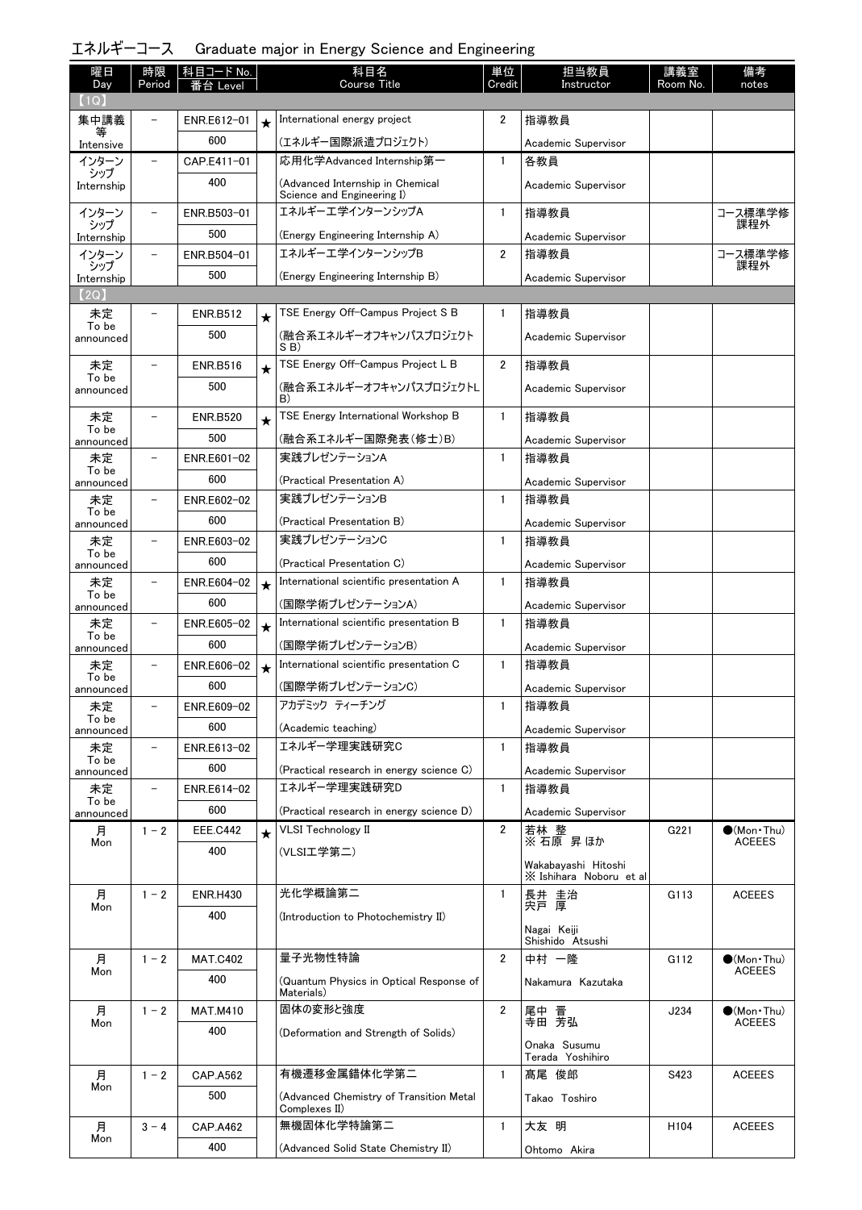## エネルギーコース　Graduate major in Energy Science and Engineering

| 曜日 Day | 時限 Period | 科目コード No. 番台 Level | | 科目名 Course Title | 単位 Credit | 担当教員 Instructor | 講義室 Room No. | 備考 notes |
|---|---|---|---|---|---|---|---|---|
| 【1Q】 | | | | | | | | |
| 集中講義等 Intensive | － | ENR.E612-01 600 | ★ | International energy project (エネルギー国際派遣プロジェクト) | 2 | 指導教員 Academic Supervisor | | |
| インターンシップ Internship | － | CAP.E411-01 400 | | 応用化学Advanced Internship第一 (Advanced Internship in Chemical Science and Engineering I) | 1 | 各教員 Academic Supervisor | | |
| インターンシップ Internship | － | ENR.B503-01 500 | | エネルギー工学インターンシップA (Energy Engineering Internship A) | 1 | 指導教員 Academic Supervisor | | コース標準学修課程外 |
| インターンシップ Internship | － | ENR.B504-01 500 | | エネルギー工学インターンシップB (Energy Engineering Internship B) | 2 | 指導教員 Academic Supervisor | | コース標準学修課程外 |
| 【2Q】 | | | | | | | | |
| 未定 To be announced | － | ENR.B512 500 | ★ | TSE Energy Off-Campus Project S B (融合系エネルギーオフキャンパスプロジェクトS B) | 1 | 指導教員 Academic Supervisor | | |
| 未定 To be announced | － | ENR.B516 500 | ★ | TSE Energy Off-Campus Project L B (融合系エネルギーオフキャンパスプロジェクトL B) | 2 | 指導教員 Academic Supervisor | | |
| 未定 To be announced | － | ENR.B520 500 | ★ | TSE Energy International Workshop B (融合系エネルギー国際発表(修士)B) | 1 | 指導教員 Academic Supervisor | | |
| 未定 To be announced | － | ENR.E601-02 600 | | 実践プレゼンテーションA (Practical Presentation A) | 1 | 指導教員 Academic Supervisor | | |
| 未定 To be announced | － | ENR.E602-02 600 | | 実践プレゼンテーションB (Practical Presentation B) | 1 | 指導教員 Academic Supervisor | | |
| 未定 To be announced | － | ENR.E603-02 600 | | 実践プレゼンテーションC (Practical Presentation C) | 1 | 指導教員 Academic Supervisor | | |
| 未定 To be announced | － | ENR.E604-02 600 | ★ | International scientific presentation A (国際学術プレゼンテーションA) | 1 | 指導教員 Academic Supervisor | | |
| 未定 To be announced | － | ENR.E605-02 600 | ★ | International scientific presentation B (国際学術プレゼンテーションB) | 1 | 指導教員 Academic Supervisor | | |
| 未定 To be announced | － | ENR.E606-02 600 | ★ | International scientific presentation C (国際学術プレゼンテーションC) | 1 | 指導教員 Academic Supervisor | | |
| 未定 To be announced | － | ENR.E609-02 600 | | アカデミック ティーチング (Academic teaching) | 1 | 指導教員 Academic Supervisor | | |
| 未定 To be announced | － | ENR.E613-02 600 | | エネルギー学理実践研究C (Practical research in energy science C) | 1 | 指導教員 Academic Supervisor | | |
| 未定 To be announced | － | ENR.E614-02 600 | | エネルギー学理実践研究D (Practical research in energy science D) | 1 | 指導教員 Academic Supervisor | | |
| 月 Mon | 1－2 | EEE.C442 400 | ★ | VLSI Technology II (VLSI工学第二) | 2 | 若林 整 ※ 石原 昇 ほか Wakabayashi Hitoshi ※ Ishihara Noboru et al | G221 | ●(Mon・Thu) ACEEES |
| 月 Mon | 1－2 | ENR.H430 400 | | 光化学概論第二 (Introduction to Photochemistry II) | 1 | 長井 圭治 宍戸 厚 Nagai Keiji Shishido Atsushi | G113 | ACEEES |
| 月 Mon | 1－2 | MAT.C402 400 | | 量子光物性特論 (Quantum Physics in Optical Response of Materials) | 2 | 中村 一隆 Nakamura Kazutaka | G112 | ●(Mon・Thu) ACEEES |
| 月 Mon | 1－2 | MAT.M410 400 | | 固体の変形と強度 (Deformation and Strength of Solids) | 2 | 尾中 晋 寺田 芳弘 Onaka Susumu Terada Yoshihiro | J234 | ●(Mon・Thu) ACEEES |
| 月 Mon | 1－2 | CAP.A562 500 | | 有機遷移金属錯体化学第二 (Advanced Chemistry of Transition Metal Complexes II) | 1 | 髙尾 俊郎 Takao Toshiro | S423 | ACEEES |
| 月 Mon | 3－4 | CAP.A462 400 | | 無機固体化学特論第二 (Advanced Solid State Chemistry II) | 1 | 大友 明 Ohtomo Akira | H104 | ACEEES |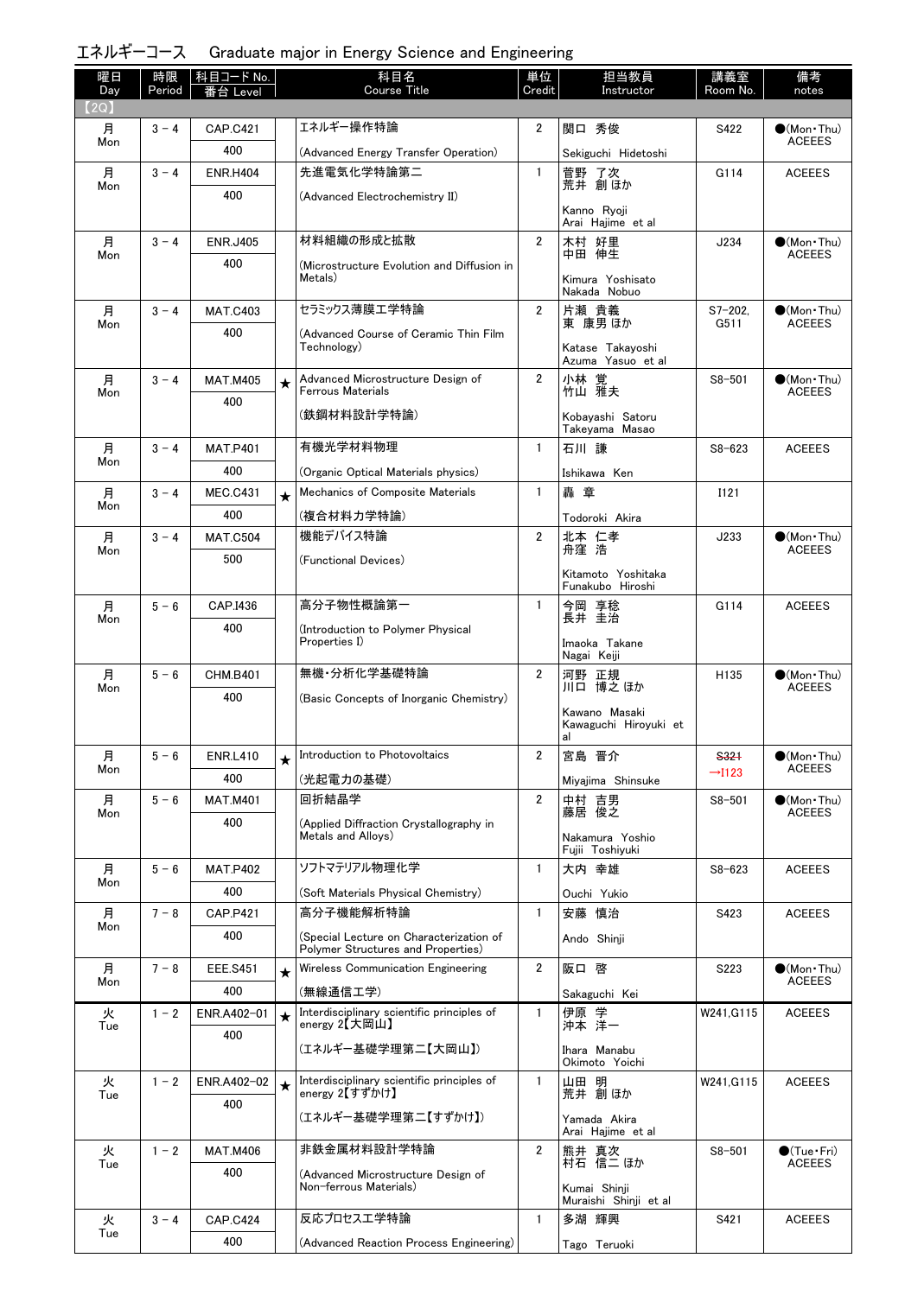## エネルギーコース　Graduate major in Energy Science and Engineering

| 曜日 Day | 時限 Period | 科目コード No. 番台 Level | | 科目名 Course Title | 単位 Credit | 担当教員 Instructor | 講義室 Room No. | 備考 notes |
|---|---|---|---|---|---|---|---|---|
| 【2Q】 | | | | | | | | |
| 月 Mon | 3－4 | CAP.C421 400 | | エネルギー操作特論 (Advanced Energy Transfer Operation) | 2 | 関口 秀俊 Sekiguchi Hidetoshi | S422 | ●(Mon・Thu) ACEEES |
| 月 Mon | 3－4 | ENR.H404 400 | | 先進電気化学特論第二 (Advanced Electrochemistry II) | 1 | 菅野 了次 荒井 創 ほか Kanno Ryoji Arai Hajime et al | G114 | ACEEES |
| 月 Mon | 3－4 | ENR.J405 400 | | 材料組織の形成と拡散 (Microstructure Evolution and Diffusion in Metals) | 2 | 木村 好里 中田 伸生 Kimura Yoshisato Nakada Nobuo | J234 | ●(Mon・Thu) ACEEES |
| 月 Mon | 3－4 | MAT.C403 400 | | セラミックス薄膜工学特論 (Advanced Course of Ceramic Thin Film Technology) | 2 | 片瀬 貴義 東 康男 ほか Katase Takayoshi Azuma Yasuo et al | S7-202, G511 | ●(Mon・Thu) ACEEES |
| 月 Mon | 3－4 | MAT.M405 400 | ★ | Advanced Microstructure Design of Ferrous Materials (鉄鋼材料設計学特論) | 2 | 小林 覚 竹山 雅夫 Kobayashi Satoru Takeyama Masao | S8-501 | ●(Mon・Thu) ACEEES |
| 月 Mon | 3－4 | MAT.P401 400 | | 有機光学材料物理 (Organic Optical Materials physics) | 1 | 石川 謙 Ishikawa Ken | S8-623 | ACEEES |
| 月 Mon | 3－4 | MEC.C431 400 | ★ | Mechanics of Composite Materials (複合材料力学特論) | 1 | 轟 章 Todoroki Akira | I121 | |
| 月 Mon | 3－4 | MAT.C504 500 | | 機能デバイス特論 (Functional Devices) | 2 | 北本 仁孝 舟窪 浩 Kitamoto Yoshitaka Funakubo Hiroshi | J233 | ●(Mon・Thu) ACEEES |
| 月 Mon | 5－6 | CAP.I436 400 | | 高分子物性概論第一 (Introduction to Polymer Physical Properties I) | 1 | 今岡 享稔 長井 圭治 Imaoka Takane Nagai Keiji | G114 | ACEEES |
| 月 Mon | 5－6 | CHM.B401 400 | | 無機・分析化学基礎特論 (Basic Concepts of Inorganic Chemistry) | 2 | 河野 正規 川口 博之 ほか Kawano Masaki Kawaguchi Hiroyuki et al | H135 | ●(Mon・Thu) ACEEES |
| 月 Mon | 5－6 | ENR.L410 400 | ★ | Introduction to Photovoltaics (光起電力の基礎) | 2 | 宮島 晋介 Miyajima Shinsuke | ~~S321~~ →I123 | ●(Mon・Thu) ACEEES |
| 月 Mon | 5－6 | MAT.M401 400 | | 回折結晶学 (Applied Diffraction Crystallography in Metals and Alloys) | 2 | 中村 吉男 藤居 俊之 Nakamura Yoshio Fujii Toshiyuki | S8-501 | ●(Mon・Thu) ACEEES |
| 月 Mon | 5－6 | MAT.P402 400 | | ソフトマテリアル物理化学 (Soft Materials Physical Chemistry) | 1 | 大内 幸雄 Ouchi Yukio | S8-623 | ACEEES |
| 月 Mon | 7－8 | CAP.P421 400 | | 高分子機能解析特論 (Special Lecture on Characterization of Polymer Structures and Properties) | 1 | 安藤 慎治 Ando Shinji | S423 | ACEEES |
| 月 Mon | 7－8 | EEE.S451 400 | ★ | Wireless Communication Engineering (無線通信工学) | 2 | 阪口 啓 Sakaguchi Kei | S223 | ●(Mon・Thu) ACEEES |
| 火 Tue | 1－2 | ENR.A402-01 400 | ★ | Interdisciplinary scientific principles of energy 2【大岡山】 (エネルギー基礎学理第二【大岡山】) | 1 | 伊原 学 沖本 洋一 Ihara Manabu Okimoto Yoichi | W241,G115 | ACEEES |
| 火 Tue | 1－2 | ENR.A402-02 400 | ★ | Interdisciplinary scientific principles of energy 2【すずかけ】 (エネルギー基礎学理第二【すずかけ】) | 1 | 山田 明 荒井 創 ほか Yamada Akira Arai Hajime et al | W241,G115 | ACEEES |
| 火 Tue | 1－2 | MAT.M406 400 | | 非鉄金属材料設計学特論 (Advanced Microstructure Design of Non-ferrous Materials) | 2 | 熊井 真次 村石 信二 ほか Kumai Shinji Muraishi Shinji et al | S8-501 | ●(Tue・Fri) ACEEES |
| 火 Tue | 3－4 | CAP.C424 400 | | 反応プロセス工学特論 (Advanced Reaction Process Engineering) | 1 | 多湖 輝興 Tago Teruoki | S421 | ACEEES |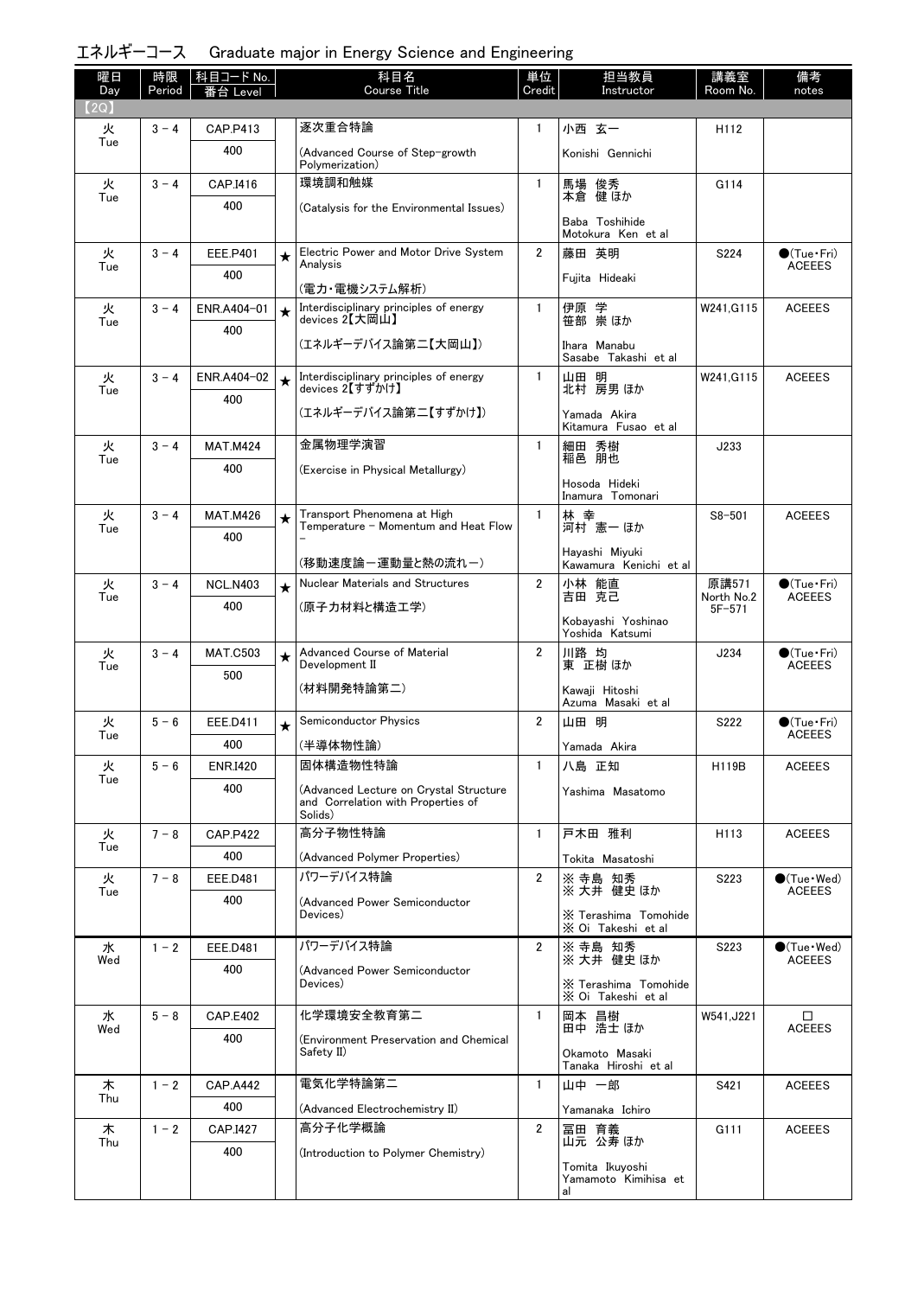# エネルギーコース　Graduate major in Energy Science and Engineering

| 曜日 Day | 時限 Period | 科目コード No. 番台 Level | | 科目名 Course Title | 単位 Credit | 担当教員 Instructor | 講義室 Room No. | 備考 notes |
|---|---|---|---|---|---|---|---|---|
| 【2Q】 | | | | | | | | |
| 火 Tue | 3 - 4 | CAP.P413 400 | | 逐次重合特論 (Advanced Course of Step-growth Polymerization) | 1 | 小西 玄一 Konishi Gennichi | H112 | |
| 火 Tue | 3 - 4 | CAP.I416 400 | | 環境調和触媒 (Catalysis for the Environmental Issues) | 1 | 馬場 俊秀 本倉 健 ほか Baba Toshihide Motokura Ken et al | G114 | |
| 火 Tue | 3 - 4 | EEE.P401 400 | ★ | Electric Power and Motor Drive System Analysis (電力・電機システム解析) | 2 | 藤田 英明 Fujita Hideaki | S224 | ●(Tue・Fri) ACEEES |
| 火 Tue | 3 - 4 | ENR.A404-01 400 | ★ | Interdisciplinary principles of energy devices 2【大岡山】 (エネルギーデバイス論第二【大岡山】) | 1 | 伊原 学 笹部 崇 ほか Ihara Manabu Sasabe Takashi et al | W241,G115 | ACEEES |
| 火 Tue | 3 - 4 | ENR.A404-02 400 | ★ | Interdisciplinary principles of energy devices 2【すずかけ】 (エネルギーデバイス論第二【すずかけ】) | 1 | 山田 明 北村 房男 ほか Yamada Akira Kitamura Fusao et al | W241,G115 | ACEEES |
| 火 Tue | 3 - 4 | MAT.M424 400 | | 金属物理学演習 (Exercise in Physical Metallurgy) | 1 | 細田 秀樹 稲邑 朋也 Hosoda Hideki Inamura Tomonari | J233 | |
| 火 Tue | 3 - 4 | MAT.M426 400 | ★ | Transport Phenomena at High Temperature - Momentum and Heat Flow - (移動速度論ー運動量と熱の流れー) | 1 | 林 幸 河村 憲一 ほか Hayashi Miyuki Kawamura Kenichi et al | S8-501 | ACEEES |
| 火 Tue | 3 - 4 | NCL.N403 400 | ★ | Nuclear Materials and Structures (原子力材料と構造工学) | 2 | 小林 能直 吉田 克己 Kobayashi Yoshinao Yoshida Katsumi | 原講571 North No.2 5F-571 | ●(Tue・Fri) ACEEES |
| 火 Tue | 3 - 4 | MAT.C503 500 | ★ | Advanced Course of Material Development II (材料開発特論第二) | 2 | 川路 均 東 正樹 ほか Kawaji Hitoshi Azuma Masaki et al | J234 | ●(Tue・Fri) ACEEES |
| 火 Tue | 5 - 6 | EEE.D411 400 | ★ | Semiconductor Physics (半導体物性論) | 2 | 山田 明 Yamada Akira | S222 | ●(Tue・Fri) ACEEES |
| 火 Tue | 5 - 6 | ENR.I420 400 | | 固体構造物性特論 (Advanced Lecture on Crystal Structure and Correlation with Properties of Solids) | 1 | 八島 正知 Yashima Masatomo | H119B | ACEEES |
| 火 Tue | 7 - 8 | CAP.P422 400 | | 高分子物性特論 (Advanced Polymer Properties) | 1 | 戸木田 雅利 Tokita Masatoshi | H113 | ACEEES |
| 火 Tue | 7 - 8 | EEE.D481 400 | | パワーデバイス特論 (Advanced Power Semiconductor Devices) | 2 | ※ 寺島 知秀 ※ 大井 健史 ほか ※ Terashima Tomohide ※ Oi Takeshi et al | S223 | ●(Tue・Wed) ACEEES |
| 水 Wed | 1 - 2 | EEE.D481 400 | | パワーデバイス特論 (Advanced Power Semiconductor Devices) | 2 | ※ 寺島 知秀 ※ 大井 健史 ほか ※ Terashima Tomohide ※ Oi Takeshi et al | S223 | ●(Tue・Wed) ACEEES |
| 水 Wed | 5 - 8 | CAP.E402 400 | | 化学環境安全教育第二 (Environment Preservation and Chemical Safety II) | 1 | 岡本 昌樹 田中 浩士 ほか Okamoto Masaki Tanaka Hiroshi et al | W541,J221 | □ ACEEES |
| 木 Thu | 1 - 2 | CAP.A442 400 | | 電気化学特論第二 (Advanced Electrochemistry II) | 1 | 山中 一郎 Yamanaka Ichiro | S421 | ACEEES |
| 木 Thu | 1 - 2 | CAP.I427 400 | | 高分子化学概論 (Introduction to Polymer Chemistry) | 2 | 冨田 育義 山元 公寿 ほか Tomita Ikuyoshi Yamamoto Kimihisa et al | G111 | ACEEES |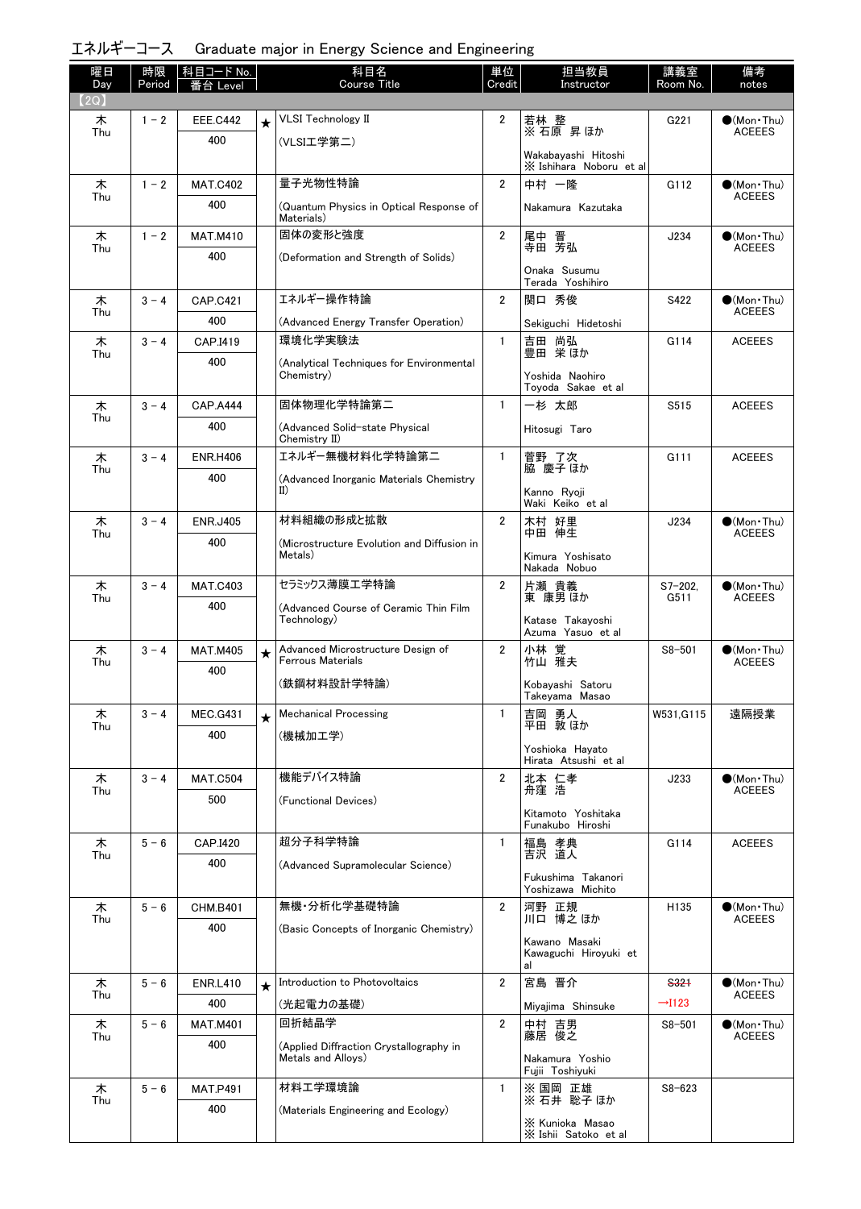# エネルギーコース　Graduate major in Energy Science and Engineering

| 曜日 Day | 時限 Period | 科目コード No. 番台 Level | | 科目名 Course Title | 単位 Credit | 担当教員 Instructor | 講義室 Room No. | 備考 notes |
|---|---|---|---|---|---|---|---|---|
| 【2Q】 | | | | | | | | |
| 木 Thu | 1 − 2 | EEE.C442 400 | ★ | VLSI Technology II (VLSI工学第二) | 2 | 若林 整 ※ 石原 昇 ほか Wakabayashi Hitoshi ※ Ishihara Noboru et al | G221 | ●(Mon・Thu) ACEEES |
| 木 Thu | 1 − 2 | MAT.C402 400 | | 量子光物性特論 (Quantum Physics in Optical Response of Materials) | 2 | 中村 一隆 Nakamura Kazutaka | G112 | ●(Mon・Thu) ACEEES |
| 木 Thu | 1 − 2 | MAT.M410 400 | | 固体の変形と強度 (Deformation and Strength of Solids) | 2 | 尾中 晋 寺田 芳弘 Onaka Susumu Terada Yoshihiro | J234 | ●(Mon・Thu) ACEEES |
| 木 Thu | 3 − 4 | CAP.C421 400 | | エネルギー操作特論 (Advanced Energy Transfer Operation) | 2 | 関口 秀俊 Sekiguchi Hidetoshi | S422 | ●(Mon・Thu) ACEEES |
| 木 Thu | 3 − 4 | CAP.I419 400 | | 環境化学実験法 (Analytical Techniques for Environmental Chemistry) | 1 | 吉田 尚弘 豊田 栄 ほか Yoshida Naohiro Toyoda Sakae et al | G114 | ACEEES |
| 木 Thu | 3 − 4 | CAP.A444 400 | | 固体物理化学特論第二 (Advanced Solid-state Physical Chemistry II) | 1 | 一杉 太郎 Hitosugi Taro | S515 | ACEEES |
| 木 Thu | 3 − 4 | ENR.H406 400 | | エネルギー無機材料化学特論第二 (Advanced Inorganic Materials Chemistry II) | 1 | 菅野 了次 脇 慶子 ほか Kanno Ryoji Waki Keiko et al | G111 | ACEEES |
| 木 Thu | 3 − 4 | ENR.J405 400 | | 材料組織の形成と拡散 (Microstructure Evolution and Diffusion in Metals) | 2 | 木村 好里 中田 伸生 Kimura Yoshisato Nakada Nobuo | J234 | ●(Mon・Thu) ACEEES |
| 木 Thu | 3 − 4 | MAT.C403 400 | | セラミックス薄膜工学特論 (Advanced Course of Ceramic Thin Film Technology) | 2 | 片瀬 貴義 東 康男 ほか Katase Takayoshi Azuma Yasuo et al | S7-202, G511 | ●(Mon・Thu) ACEEES |
| 木 Thu | 3 − 4 | MAT.M405 400 | ★ | Advanced Microstructure Design of Ferrous Materials (鉄鋼材料設計学特論) | 2 | 小林 覚 竹山 雅夫 Kobayashi Satoru Takeyama Masao | S8-501 | ●(Mon・Thu) ACEEES |
| 木 Thu | 3 − 4 | MEC.G431 400 | ★ | Mechanical Processing (機械加工学) | 1 | 吉岡 勇人 平田 敦 ほか Yoshioka Hayato Hirata Atsushi et al | W531,G115 | 遠隔授業 |
| 木 Thu | 3 − 4 | MAT.C504 500 | | 機能デバイス特論 (Functional Devices) | 2 | 北本 仁孝 舟窪 浩 Kitamoto Yoshitaka Funakubo Hiroshi | J233 | ●(Mon・Thu) ACEEES |
| 木 Thu | 5 − 6 | CAP.I420 400 | | 超分子科学特論 (Advanced Supramolecular Science) | 1 | 福島 孝典 吉沢 道人 Fukushima Takanori Yoshizawa Michito | G114 | ACEEES |
| 木 Thu | 5 − 6 | CHM.B401 400 | | 無機・分析化学基礎特論 (Basic Concepts of Inorganic Chemistry) | 2 | 河野 正規 川口 博之 ほか Kawano Masaki Kawaguchi Hiroyuki et al | H135 | ●(Mon・Thu) ACEEES |
| 木 Thu | 5 − 6 | ENR.L410 400 | ★ | Introduction to Photovoltaics (光起電力の基礎) | 2 | 宮島 晋介 Miyajima Shinsuke | ~~S321~~ →I123 | ●(Mon・Thu) ACEEES |
| 木 Thu | 5 − 6 | MAT.M401 400 | | 回折結晶学 (Applied Diffraction Crystallography in Metals and Alloys) | 2 | 中村 吉男 藤居 俊之 Nakamura Yoshio Fujii Toshiyuki | S8-501 | ●(Mon・Thu) ACEEES |
| 木 Thu | 5 − 6 | MAT.P491 400 | | 材料工学環境論 (Materials Engineering and Ecology) | 1 | ※ 国岡 正雄 ※ 石井 聡子 ほか ※ Kunioka Masao ※ Ishii Satoko et al | S8-623 | |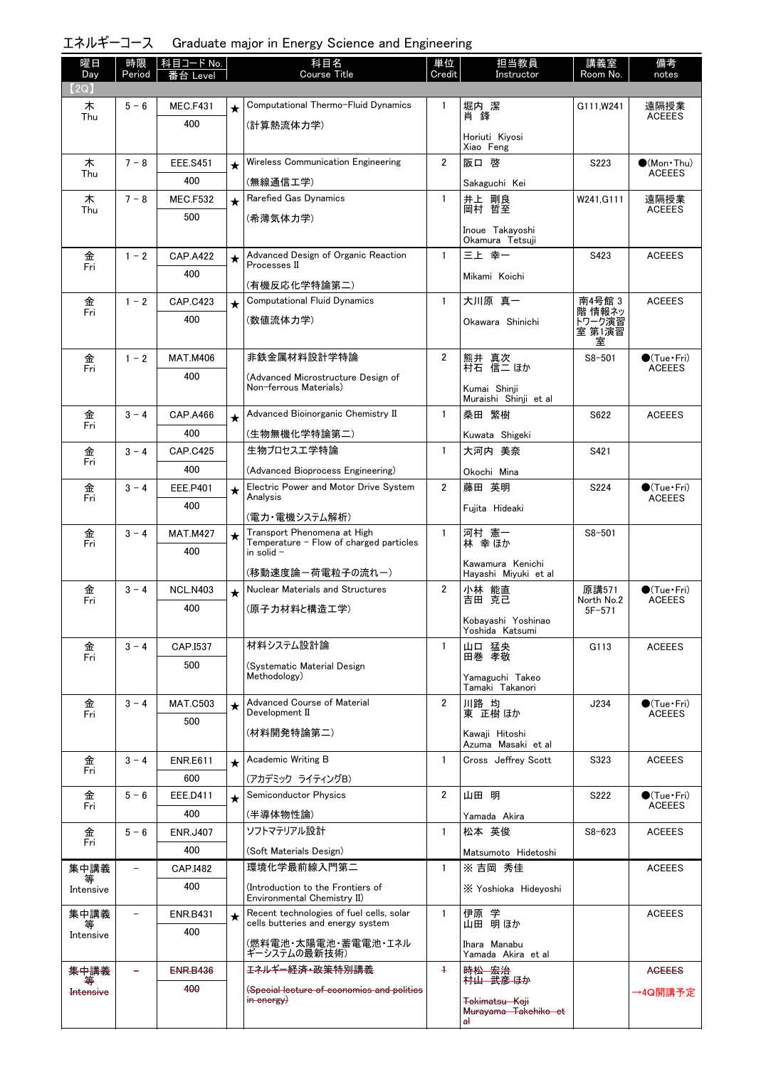## エネルギーコース　Graduate major in Energy Science and Engineering

| 曜日 Day | 時限 Period | 科目コード No. 番台 Level | | 科目名 Course Title | 単位 Credit | 担当教員 Instructor | 講義室 Room No. | 備考 notes |
|---|---|---|---|---|---|---|---|---|
| 【2Q】 | | | | | | | | |
| 木 Thu | 5－6 | MEC.F431 400 | ★ | Computational Thermo-Fluid Dynamics (計算熱流体力学) | 1 | 堀内 潔 肖 鋒 Horiuti Kiyosi Xiao Feng | G111,W241 | 遠隔授業 ACEEES |
| 木 Thu | 7－8 | EEE.S451 400 | ★ | Wireless Communication Engineering (無線通信工学) | 2 | 阪口 啓 Sakaguchi Kei | S223 | ●(Mon・Thu) ACEEES |
| 木 Thu | 7－8 | MEC.F532 500 | ★ | Rarefied Gas Dynamics (希薄気体力学) | 1 | 井上 剛良 岡村 哲至 Inoue Takayoshi Okamura Tetsuji | W241,G111 | 遠隔授業 ACEEES |
| 金 Fri | 1－2 | CAP.A422 400 | ★ | Advanced Design of Organic Reaction Processes II (有機反応化学特論第二) | 1 | 三上 幸一 Mikami Koichi | S423 | ACEEES |
| 金 Fri | 1－2 | CAP.C423 400 | ★ | Computational Fluid Dynamics (数値流体力学) | 1 | 大川原 真一 Okawara Shinichi | 南4号館 3階 情報ネットワーク演習室 第1演習室 | ACEEES |
| 金 Fri | 1－2 | MAT.M406 400 | | 非鉄金属材料設計学特論 (Advanced Microstructure Design of Non-ferrous Materials) | 2 | 熊井 真次 村石 信二 ほか Kumai Shinji Muraishi Shinji et al | S8-501 | ●(Tue・Fri) ACEEES |
| 金 Fri | 3－4 | CAP.A466 400 | ★ | Advanced Bioinorganic Chemistry II (生物無機化学特論第二) | 1 | 桑田 繁樹 Kuwata Shigeki | S622 | ACEEES |
| 金 Fri | 3－4 | CAP.C425 400 | | 生物プロセス工学特論 (Advanced Bioprocess Engineering) | 1 | 大河内 美奈 Okochi Mina | S421 | |
| 金 Fri | 3－4 | EEE.P401 400 | ★ | Electric Power and Motor Drive System Analysis (電力・電機システム解析) | 2 | 藤田 英明 Fujita Hideaki | S224 | ●(Tue・Fri) ACEEES |
| 金 Fri | 3－4 | MAT.M427 400 | ★ | Transport Phenomena at High Temperature － Flow of charged particles in solid － (移動速度論－荷電粒子の流れ－) | 1 | 河村 憲一 林 幸 ほか Kawamura Kenichi Hayashi Miyuki et al | S8-501 | |
| 金 Fri | 3－4 | NCL.N403 400 | ★ | Nuclear Materials and Structures (原子力材料と構造工学) | 2 | 小林 能直 吉田 克己 Kobayashi Yoshinao Yoshida Katsumi | 原講571 North No.2 5F-571 | ●(Tue・Fri) ACEEES |
| 金 Fri | 3－4 | CAP.I537 500 | | 材料システム設計論 (Systematic Material Design Methodology) | 1 | 山口 猛央 田巻 孝敬 Yamaguchi Takeo Tamaki Takanori | G113 | ACEEES |
| 金 Fri | 3－4 | MAT.C503 500 | ★ | Advanced Course of Material Development II (材料開発特論第二) | 2 | 川路 均 東 正樹 ほか Kawaji Hitoshi Azuma Masaki et al | J234 | ●(Tue・Fri) ACEEES |
| 金 Fri | 3－4 | ENR.E611 600 | ★ | Academic Writing B (アカデミック ライティングB) | 1 | Cross Jeffrey Scott | S323 | ACEEES |
| 金 Fri | 5－6 | EEE.D411 400 | ★ | Semiconductor Physics (半導体物性論) | 2 | 山田 明 Yamada Akira | S222 | ●(Tue・Fri) ACEEES |
| 金 Fri | 5－6 | ENR.J407 400 | | ソフトマテリアル設計 (Soft Materials Design) | 1 | 松本 英俊 Matsumoto Hidetoshi | S8-623 | ACEEES |
| 集中講義等 Intensive | － | CAP.I482 400 | | 環境化学最前線入門第二 (Introduction to the Frontiers of Environmental Chemistry II) | 1 | ※ 吉岡 秀佳 ※ Yoshioka Hideyoshi | | ACEEES |
| 集中講義等 Intensive | － | ENR.B431 400 | ★ | Recent technologies of fuel cells, solar cells butteries and energy system (燃料電池・太陽電池・蓄電池・エネルギーシステムの最新技術) | 1 | 伊原 学 山田 明 ほか Ihara Manabu Yamada Akira et al | | ACEEES |
| ~~集中講義等 Intensive~~ | － | ~~ENR.B436 400~~ | | ~~エネルギー経済・政策特別講義 (Special lecture of economics and politics in energy)~~ | ~~1~~ | ~~時松 宏治 村山 武彦 ほか Tokimatsu Koji Murayama Takehiko et al~~ | | ~~ACEEES~~ →4Q開講予定 |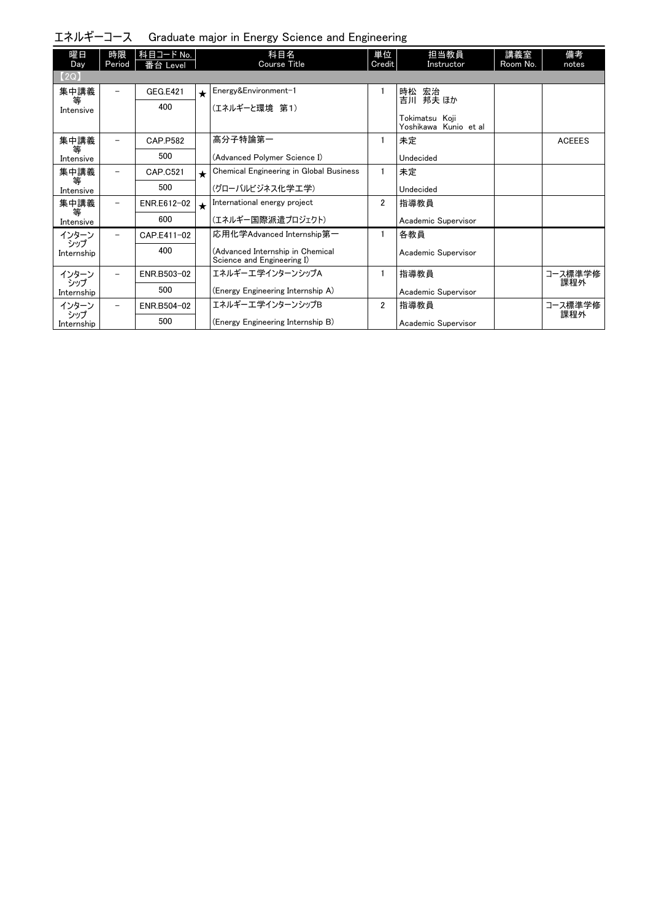## エネルギーコース　Graduate major in Energy Science and Engineering

| 曜日 Day | 時限 Period | 科目コード No. 番台 Level | | 科目名 Course Title | 単位 Credit | 担当教員 Instructor | 講義室 Room No. | 備考 notes |
|---|---|---|---|---|---|---|---|---|
| 【2Q】 | | | | | | | | |
| 集中講義等 Intensive | － | GEG.E421<br>400 | ★ | Energy&Environment-1<br>(エネルギーと環境　第1) | 1 | 時松　宏治<br>吉川　邦夫 ほか<br>Tokimatsu Koji<br>Yoshikawa Kunio et al | | |
| 集中講義等 Intensive | － | CAP.P582<br>500 | | 高分子特論第一<br>(Advanced Polymer Science I) | 1 | 未定<br>Undecided | | ACEEES |
| 集中講義等 Intensive | － | CAP.C521<br>500 | ★ | Chemical Engineering in Global Business<br>(グローバルビジネス化学工学) | 1 | 未定<br>Undecided | | |
| 集中講義等 Intensive | － | ENR.E612-02<br>600 | ★ | International energy project<br>(エネルギー国際派遣プロジェクト) | 2 | 指導教員<br>Academic Supervisor | | |
| インターンシップ Internship | － | CAP.E411-02<br>400 | | 応用化学Advanced Internship第一<br>(Advanced Internship in Chemical Science and Engineering I) | 1 | 各教員<br>Academic Supervisor | | |
| インターンシップ Internship | － | ENR.B503-02<br>500 | | エネルギー工学インターンシップA<br>(Energy Engineering Internship A) | 1 | 指導教員<br>Academic Supervisor | | コース標準学修課程外 |
| インターンシップ Internship | － | ENR.B504-02<br>500 | | エネルギー工学インターンシップB<br>(Energy Engineering Internship B) | 2 | 指導教員<br>Academic Supervisor | | コース標準学修課程外 |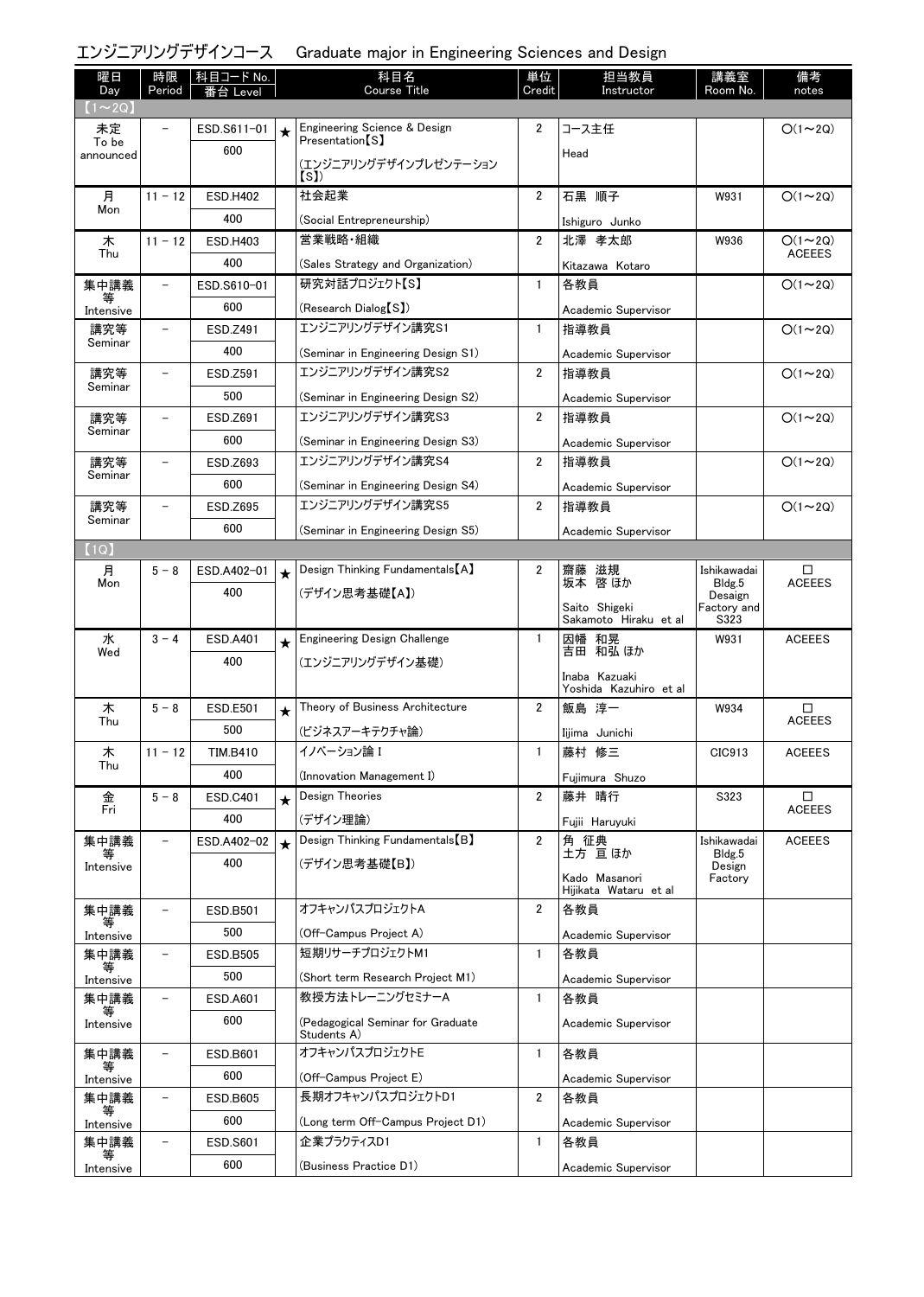## エンジニアリングデザインコース　Graduate major in Engineering Sciences and Design

| 曜日 Day | 時限 Period | 科目コード No. 番台 Level | | 科目名 Course Title | 単位 Credit | 担当教員 Instructor | 講義室 Room No. | 備考 notes |
|---|---|---|---|---|---|---|---|---|
| 【1～2Q】 | | | | | | | | |
| 未定 To be announced | － | ESD.S611-01 600 | ★ | Engineering Science & Design Presentation【S】 (エンジニアリングデザインプレゼンテーション【S】) | 2 | コース主任 Head | | ○(1～2Q) |
| 月 Mon | 11 － 12 | ESD.H402 400 | | 社会起業 (Social Entrepreneurship) | 2 | 石黒 順子 Ishiguro Junko | W931 | ○(1～2Q) |
| 木 Thu | 11 － 12 | ESD.H403 400 | | 営業戦略・組織 (Sales Strategy and Organization) | 2 | 北澤 孝太郎 Kitazawa Kotaro | W936 | ○(1～2Q) ACEEES |
| 集中講義等 Intensive | － | ESD.S610-01 600 | | 研究対話プロジェクト【S】 (Research Dialog【S】) | 1 | 各教員 Academic Supervisor | | ○(1～2Q) |
| 講究等 Seminar | － | ESD.Z491 400 | | エンジニアリングデザイン講究S1 (Seminar in Engineering Design S1) | 1 | 指導教員 Academic Supervisor | | ○(1～2Q) |
| 講究等 Seminar | － | ESD.Z591 500 | | エンジニアリングデザイン講究S2 (Seminar in Engineering Design S2) | 2 | 指導教員 Academic Supervisor | | ○(1～2Q) |
| 講究等 Seminar | － | ESD.Z691 600 | | エンジニアリングデザイン講究S3 (Seminar in Engineering Design S3) | 2 | 指導教員 Academic Supervisor | | ○(1～2Q) |
| 講究等 Seminar | － | ESD.Z693 600 | | エンジニアリングデザイン講究S4 (Seminar in Engineering Design S4) | 2 | 指導教員 Academic Supervisor | | ○(1～2Q) |
| 講究等 Seminar | － | ESD.Z695 600 | | エンジニアリングデザイン講究S5 (Seminar in Engineering Design S5) | 2 | 指導教員 Academic Supervisor | | ○(1～2Q) |
| 【1Q】 | | | | | | | | |
| 月 Mon | 5 － 8 | ESD.A402-01 400 | ★ | Design Thinking Fundamentals【A】 (デザイン思考基礎【A】) | 2 | 齋藤 滋規 坂本 啓 ほか Saito Shigeki Sakamoto Hiraku et al | Ishikawadai Bldg.5 Desaign Factory and S323 | □ ACEEES |
| 水 Wed | 3 － 4 | ESD.A401 400 | ★ | Engineering Design Challenge (エンジニアリングデザイン基礎) | 1 | 因幡 和晃 吉田 和弘 ほか Inaba Kazuaki Yoshida Kazuhiro et al | W931 | ACEEES |
| 木 Thu | 5 － 8 | ESD.E501 500 | ★ | Theory of Business Architecture (ビジネスアーキテクチャ論) | 2 | 飯島 淳一 Iijima Junichi | W934 | □ ACEEES |
| 木 Thu | 11 － 12 | TIM.B410 400 | | イノベーション論 I (Innovation Management I) | 1 | 藤村 修三 Fujimura Shuzo | CIC913 | ACEEES |
| 金 Fri | 5 － 8 | ESD.C401 400 | ★ | Design Theories (デザイン理論) | 2 | 藤井 晴行 Fujii Haruyuki | S323 | □ ACEEES |
| 集中講義等 Intensive | － | ESD.A402-02 400 | ★ | Design Thinking Fundamentals【B】 (デザイン思考基礎【B】) | 2 | 角 征典 土方 亘 ほか Kado Masanori Hijikata Wataru et al | Ishikawadai Bldg.5 Design Factory | ACEEES |
| 集中講義等 Intensive | － | ESD.B501 500 | | オフキャンパスプロジェクトA (Off-Campus Project A) | 2 | 各教員 Academic Supervisor | | |
| 集中講義等 Intensive | － | ESD.B505 500 | | 短期リサーチプロジェクトM1 (Short term Research Project M1) | 1 | 各教員 Academic Supervisor | | |
| 集中講義等 Intensive | － | ESD.A601 600 | | 教授方法トレーニングセミナーA (Pedagogical Seminar for Graduate Students A) | 1 | 各教員 Academic Supervisor | | |
| 集中講義等 Intensive | － | ESD.B601 600 | | オフキャンパスプロジェクトE (Off-Campus Project E) | 1 | 各教員 Academic Supervisor | | |
| 集中講義等 Intensive | － | ESD.B605 600 | | 長期オフキャンパスプロジェクトD1 (Long term Off-Campus Project D1) | 2 | 各教員 Academic Supervisor | | |
| 集中講義等 Intensive | － | ESD.S601 600 | | 企業プラクティスD1 (Business Practice D1) | 1 | 各教員 Academic Supervisor | | |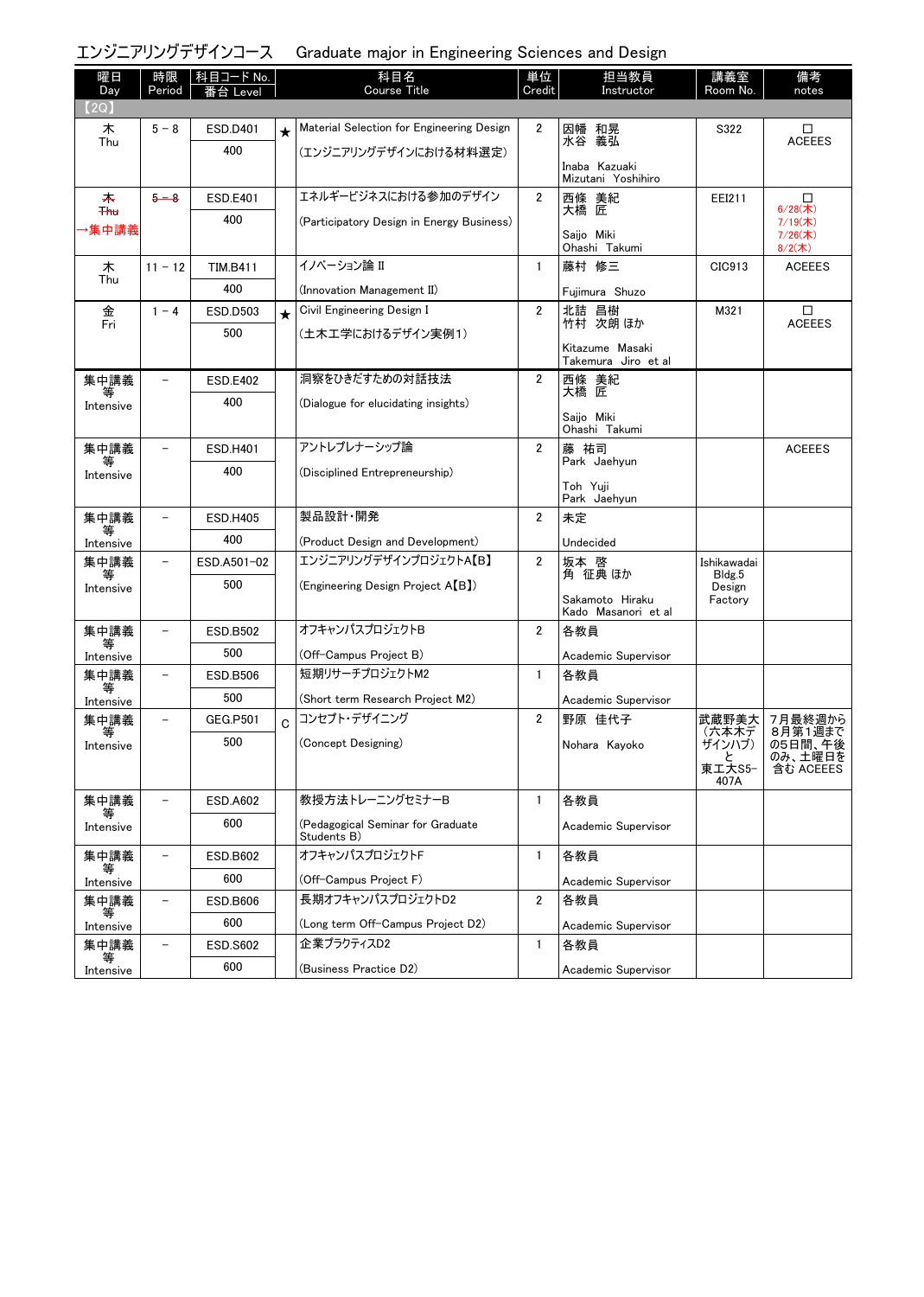# エンジニアリングデザインコース　Graduate major in Engineering Sciences and Design

| 曜日 Day | 時限 Period | 科目コード No. 番台 Level | | 科目名 Course Title | 単位 Credit | 担当教員 Instructor | 講義室 Room No. | 備考 notes |
|---|---|---|---|---|---|---|---|---|
| 【2Q】 | | | | | | | | |
| 木 Thu | 5 － 8 | ESD.D401 400 | ★ | Material Selection for Engineering Design (エンジニアリングデザインにおける材料選定) | 2 | 因幡 和晃 水谷 義弘 Inaba Kazuaki Mizutani Yoshihiro | S322 | □ ACEEES |
| ~~木 Thu~~ →集中講義 | ~~5 － 8~~ | ESD.E401 400 | | エネルギービジネスにおける参加のデザイン (Participatory Design in Energy Business) | 2 | 西條 美紀 大橋 匠 Saijo Miki Ohashi Takumi | EEI211 | □ 6/28(木) 7/19(木) 7/26(木) 8/2(木) |
| 木 Thu | 11 － 12 | TIM.B411 400 | | イノベーション論 II (Innovation Management II) | 1 | 藤村 修三 Fujimura Shuzo | CIC913 | ACEEES |
| 金 Fri | 1 － 4 | ESD.D503 500 | ★ | Civil Engineering Design I (土木工学におけるデザイン実例1) | 2 | 北詰 昌樹 竹村 次朗 ほか Kitazume Masaki Takemura Jiro et al | M321 | □ ACEEES |
| 集中講義等 Intensive | － | ESD.E402 400 | | 洞察をひきだすための対話技法 (Dialogue for elucidating insights) | 2 | 西條 美紀 大橋 匠 Saijo Miki Ohashi Takumi | | |
| 集中講義等 Intensive | － | ESD.H401 400 | | アントレプレナーシップ論 (Disciplined Entrepreneurship) | 2 | 藤 祐司 Park Jaehyun Toh Yuji Park Jaehyun | | ACEEES |
| 集中講義等 Intensive | － | ESD.H405 400 | | 製品設計・開発 (Product Design and Development) | 2 | 未定 Undecided | | |
| 集中講義等 Intensive | － | ESD.A501-02 500 | | エンジニアリングデザインプロジェクトA【B】 (Engineering Design Project A【B】) | 2 | 坂本 啓 角 征典 ほか Sakamoto Hiraku Kado Masanori et al | Ishikawadai Bldg.5 Design Factory | |
| 集中講義等 Intensive | － | ESD.B502 500 | | オフキャンパスプロジェクトB (Off-Campus Project B) | 2 | 各教員 Academic Supervisor | | |
| 集中講義等 Intensive | － | ESD.B506 500 | | 短期リサーチプロジェクトM2 (Short term Research Project M2) | 1 | 各教員 Academic Supervisor | | |
| 集中講義等 Intensive | － | GEG.P501 500 | C | コンセプト・デザイニング (Concept Designing) | 2 | 野原 佳代子 Nohara Kayoko | 武蔵野美大（六本木デザインハブ）と東工大S5-407A | 7月最終週から8月第1週までの5日間、午後のみ、土曜日を含む ACEEES |
| 集中講義等 Intensive | － | ESD.A602 600 | | 教授方法トレーニングセミナーB (Pedagogical Seminar for Graduate Students B) | 1 | 各教員 Academic Supervisor | | |
| 集中講義等 Intensive | － | ESD.B602 600 | | オフキャンパスプロジェクトF (Off-Campus Project F) | 1 | 各教員 Academic Supervisor | | |
| 集中講義等 Intensive | － | ESD.B606 600 | | 長期オフキャンパスプロジェクトD2 (Long term Off-Campus Project D2) | 2 | 各教員 Academic Supervisor | | |
| 集中講義等 Intensive | － | ESD.S602 600 | | 企業プラクティスD2 (Business Practice D2) | 1 | 各教員 Academic Supervisor | | |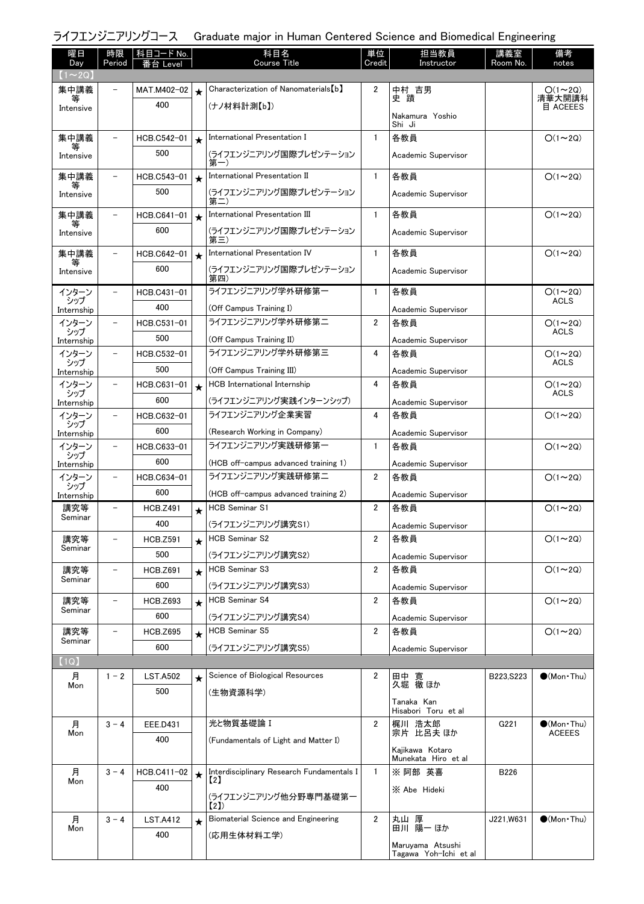## ライフエンジニアリングコース　Graduate major in Human Centered Science and Biomedical Engineering

| 曜日 Day | 時限 Period | 科目コード No. 番台 Level | | 科目名 Course Title | 単位 Credit | 担当教員 Instructor | 講義室 Room No. | 備考 notes |
|---|---|---|---|---|---|---|---|---|
| 【1～2Q】 | | | | | | | | |
| 集中講義等 Intensive | － | MAT.M402-02 400 | ★ | Characterization of Nanomaterials【b】 (ナノ材料計測【b】) | 2 | 中村 吉男 史 蹟 Nakamura Yoshio Shi Ji | | ○(1～2Q) 清華大開講科目 ACEEES |
| 集中講義等 Intensive | － | HCB.C542-01 500 | ★ | International Presentation I (ライフエンジニアリング国際プレゼンテーション第一) | 1 | 各教員 Academic Supervisor | | ○(1～2Q) |
| 集中講義等 Intensive | － | HCB.C543-01 500 | ★ | International Presentation II (ライフエンジニアリング国際プレゼンテーション第二) | 1 | 各教員 Academic Supervisor | | ○(1～2Q) |
| 集中講義等 Intensive | － | HCB.C641-01 600 | ★ | International Presentation III (ライフエンジニアリング国際プレゼンテーション第三) | 1 | 各教員 Academic Supervisor | | ○(1～2Q) |
| 集中講義等 Intensive | － | HCB.C642-01 600 | ★ | International Presentation IV (ライフエンジニアリング国際プレゼンテーション第四) | 1 | 各教員 Academic Supervisor | | ○(1～2Q) |
| インターンシップ Internship | － | HCB.C431-01 400 | | ライフエンジニアリング学外研修第一 (Off Campus Training I) | 1 | 各教員 Academic Supervisor | | ○(1～2Q) ACLS |
| インターンシップ Internship | － | HCB.C531-01 500 | | ライフエンジニアリング学外研修第二 (Off Campus Training II) | 2 | 各教員 Academic Supervisor | | ○(1～2Q) ACLS |
| インターンシップ Internship | － | HCB.C532-01 500 | | ライフエンジニアリング学外研修第三 (Off Campus Training III) | 4 | 各教員 Academic Supervisor | | ○(1～2Q) ACLS |
| インターンシップ Internship | － | HCB.C631-01 600 | ★ | HCB International Internship (ライフエンジニアリング実践インターンシップ) | 4 | 各教員 Academic Supervisor | | ○(1～2Q) ACLS |
| インターンシップ Internship | － | HCB.C632-01 600 | | ライフエンジニアリング企業実習 (Research Working in Company) | 4 | 各教員 Academic Supervisor | | ○(1～2Q) |
| インターンシップ Internship | － | HCB.C633-01 600 | | ライフエンジニアリング実践研修第一 (HCB off-campus advanced training 1) | 1 | 各教員 Academic Supervisor | | ○(1～2Q) |
| インターンシップ Internship | － | HCB.C634-01 600 | | ライフエンジニアリング実践研修第二 (HCB off-campus advanced training 2) | 2 | 各教員 Academic Supervisor | | ○(1～2Q) |
| 講究等 Seminar | － | HCB.Z491 400 | ★ | HCB Seminar S1 (ライフエンジニアリング講究S1) | 2 | 各教員 Academic Supervisor | | ○(1～2Q) |
| 講究等 Seminar | － | HCB.Z591 500 | ★ | HCB Seminar S2 (ライフエンジニアリング講究S2) | 2 | 各教員 Academic Supervisor | | ○(1～2Q) |
| 講究等 Seminar | － | HCB.Z691 600 | ★ | HCB Seminar S3 (ライフエンジニアリング講究S3) | 2 | 各教員 Academic Supervisor | | ○(1～2Q) |
| 講究等 Seminar | － | HCB.Z693 600 | ★ | HCB Seminar S4 (ライフエンジニアリング講究S4) | 2 | 各教員 Academic Supervisor | | ○(1～2Q) |
| 講究等 Seminar | － | HCB.Z695 600 | ★ | HCB Seminar S5 (ライフエンジニアリング講究S5) | 2 | 各教員 Academic Supervisor | | ○(1～2Q) |
| 【1Q】 | | | | | | | | |
| 月 Mon | 1－2 | LST.A502 500 | ★ | Science of Biological Resources (生物資源科学) | 2 | 田中 寛 久堀 徹 ほか Tanaka Kan Hisabori Toru et al | B223,S223 | ●(Mon・Thu) |
| 月 Mon | 3－4 | EEE.D431 400 | | 光と物質基礎論 I (Fundamentals of Light and Matter I) | 2 | 梶川 浩太郎 宗片 比呂夫 ほか Kajikawa Kotaro Munekata Hiro et al | G221 | ●(Mon・Thu) ACEEES |
| 月 Mon | 3－4 | HCB.C411-02 400 | ★ | Interdisciplinary Research Fundamentals I【2】 (ライフエンジニアリング他分野専門基礎第一【2】) | 1 | ※ 阿部 英喜 ※ Abe Hideki | B226 | |
| 月 Mon | 3－4 | LST.A412 400 | ★ | Biomaterial Science and Engineering (応用生体材料工学) | 2 | 丸山 厚 田川 陽一 ほか Maruyama Atsushi Tagawa Yoh-Ichi et al | J221,W631 | ●(Mon・Thu) |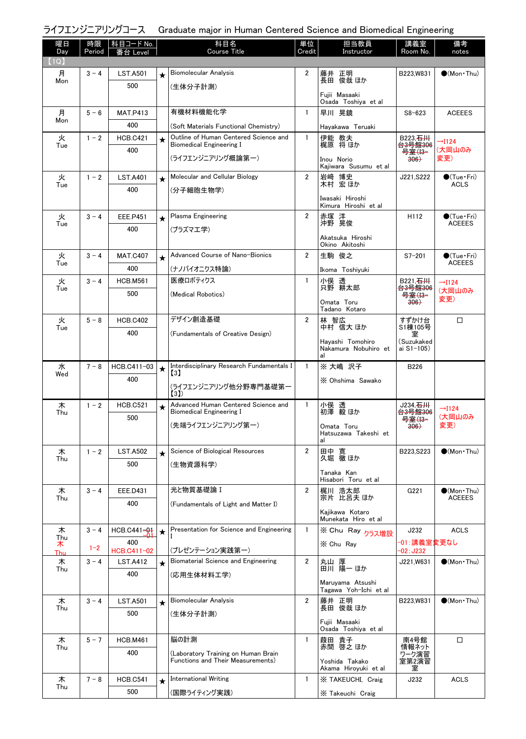ライフエンジニアリングコース　Graduate major in Human Centered Science and Biomedical Engineering

| 曜日 Day | 時限 Period | 科目コード No. 番台 Level | | 科目名 Course Title | 単位 Credit | 担当教員 Instructor | 講義室 Room No. | 備考 notes |
|---|---|---|---|---|---|---|---|---|
| 【1Q】 | | | | | | | | |
| 月 Mon | 3－4 | LST.A501 500 | ★ | Biomolecular Analysis (生体分子計測) | 2 | 藤井 正明 長田 俊哉 ほか Fujii Masaaki Osada Toshiya et al | B223,W831 | ●(Mon・Thu) |
| 月 Mon | 5－6 | MAT.P413 400 | | 有機材料機能化学 (Soft Materials Functional Chemistry) | 1 | 早川 晃鏡 Hayakawa Teruaki | S8-623 | ACEEES |
| 火 Tue | 1－2 | HCB.C421 400 | ★ | Outline of Human Centered Science and Biomedical Engineering I (ライフエンジニアリング概論第一) | 1 | 伊能 教夫 梶原 将 ほか Inou Norio Kajiwara Susumu et al | B223,~~石川台3号館306号室(I3-306)~~ | →I124 (大岡山のみ変更) |
| 火 Tue | 1－2 | LST.A401 400 | ★ | Molecular and Cellular Biology (分子細胞生物学) | 2 | 岩崎 博史 木村 宏 ほか Iwasaki Hiroshi Kimura Hiroshi et al | J221,S222 | ●(Tue・Fri) ACLS |
| 火 Tue | 3－4 | EEE.P451 400 | ★ | Plasma Engineering (プラズマ工学) | 2 | 赤塚 洋 沖野 晃俊 Akatsuka Hiroshi Okino Akitoshi | H112 | ●(Tue・Fri) ACEEES |
| 火 Tue | 3－4 | MAT.C407 400 | ★ | Advanced Course of Nano-Bionics (ナノバイオニクス特論) | 2 | 生駒 俊之 Ikoma Toshiyuki | S7-201 | ●(Tue・Fri) ACEEES |
| 火 Tue | 3－4 | HCB.M561 500 | | 医療ロボティクス (Medical Robotics) | 1 | 小俣 透 只野 耕太郎 Omata Toru Tadano Kotaro | B221,~~石川台3号館306号室(I3-306)~~ | →I124 (大岡山のみ変更) |
| 火 Tue | 5－8 | HCB.C402 400 | | デザイン創造基礎 (Fundamentals of Creative Design) | 2 | 林 智広 中村 信大 ほか Hayashi Tomohiro Nakamura Nobuhiro et al | すずかけ台S1棟105号室 (Suzukakedai S1-105) | □ |
| 水 Wed | 7－8 | HCB.C411-03 400 | ★ | Interdisciplinary Research Fundamentals I【3】 (ライフエンジニアリング他分野専門基礎第一【3】) | 1 | ※ 大嶋 沢子 ※ Ohshima Sawako | B226 | |
| 木 Thu | 1－2 | HCB.C521 500 | ★ | Advanced Human Centered Science and Biomedical Engineering I (先端ライフエンジニアリング第一) | 1 | 小俣 透 初澤 毅 ほか Omata Toru Hatsuzawa Takeshi et al | J234,~~石川台3号館306号室(I3-306)~~ | →I124 (大岡山のみ変更) |
| 木 Thu | 1－2 | LST.A502 500 | ★ | Science of Biological Resources (生物資源科学) | 2 | 田中 寛 久堀 徹 ほか Tanaka Kan Hisabori Toru et al | B223,S223 | ●(Mon・Thu) |
| 木 Thu | 3－4 | EEE.D431 400 | | 光と物質基礎論 I (Fundamentals of Light and Matter I) | 2 | 梶川 浩太郎 宗片 比呂夫 ほか Kajikawa Kotaro Munekata Hiro et al | G221 | ●(Mon・Thu) ACEEES |
| 木 Thu ~~木 Thu~~ | 3－4 1－2 | HCB.C441-~~01~~-01 400 HCB.C411-02 | ★ | Presentation for Science and Engineering I (プレゼンテーション実践第一) | 1 | ※ Chu Ray クラス増設 ※ Chu Ray | J232 -01:講義室変更なし -02:J232 | ACLS |
| 木 Thu | 3－4 | LST.A412 400 | ★ | Biomaterial Science and Engineering (応用生体材料工学) | 2 | 丸山 厚 田川 陽一 ほか Maruyama Atsushi Tagawa Yoh-Ichi et al | J221,W631 | ●(Mon・Thu) |
| 木 Thu | 3－4 | LST.A501 500 | ★ | Biomolecular Analysis (生体分子計測) | 2 | 藤井 正明 長田 俊哉 ほか Fujii Masaaki Osada Toshiya et al | B223,W831 | ●(Mon・Thu) |
| 木 Thu | 5－7 | HCB.M461 400 | | 脳の計測 (Laboratory Training on Human Brain Functions and Their Measurements) | 1 | 葭田 貴子 赤間 啓之 ほか Yoshida Takako Akama Hiroyuki et al | 南4号館情報ネットワーク演習室第2演習室 | □ |
| 木 Thu | 7－8 | HCB.C541 500 | ★ | International Writing (国際ライティング実践) | 1 | ※ TAKEUCHI, Craig ※ Takeuchi Craig | J232 | ACLS |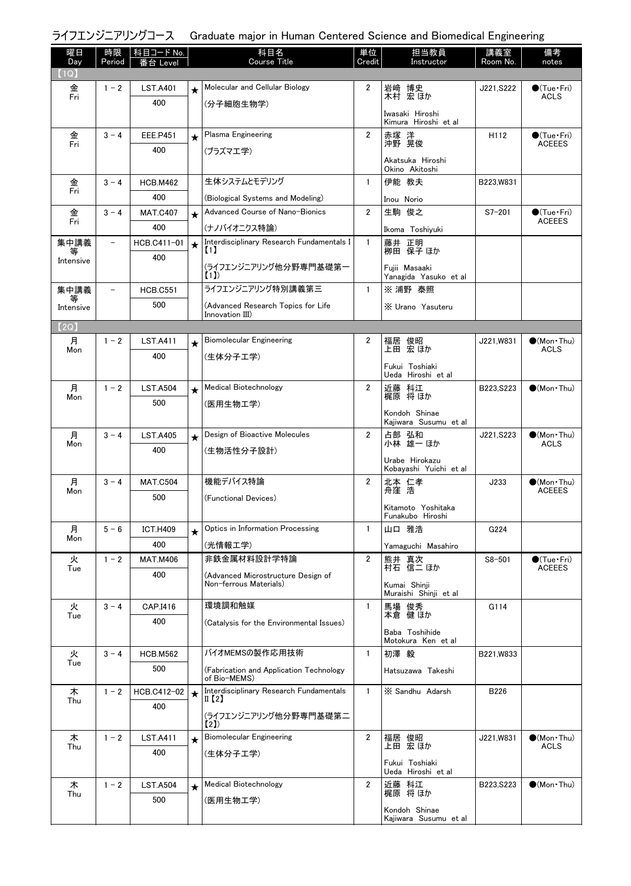## ライフエンジニアリングコース　Graduate major in Human Centered Science and Biomedical Engineering

| 曜日 Day | 時限 Period | 科目コード No. 番台 Level | | 科目名 Course Title | 単位 Credit | 担当教員 Instructor | 講義室 Room No. | 備考 notes |
|---|---|---|---|---|---|---|---|---|
| 【1Q】 | | | | | | | | |
| 金 Fri | 1－2 | LST.A401 400 | ★ | Molecular and Cellular Biology (分子細胞生物学) | 2 | 岩崎 博史 木村 宏 ほか Iwasaki Hiroshi Kimura Hiroshi et al | J221,S222 | ●(Tue・Fri) ACLS |
| 金 Fri | 3－4 | EEE.P451 400 | ★ | Plasma Engineering (プラズマ工学) | 2 | 赤塚 洋 沖野 晃俊 Akatsuka Hiroshi Okino Akitoshi | H112 | ●(Tue・Fri) ACEEES |
| 金 Fri | 3－4 | HCB.M462 400 | | 生体システムとモデリング (Biological Systems and Modeling) | 1 | 伊能 教夫 Inou Norio | B223,W831 | |
| 金 Fri | 3－4 | MAT.C407 400 | ★ | Advanced Course of Nano-Bionics (ナノバイオニクス特論) | 2 | 生駒 俊之 Ikoma Toshiyuki | S7-201 | ●(Tue・Fri) ACEEES |
| 集中講義等 Intensive | － | HCB.C411-01 400 | ★ | Interdisciplinary Research Fundamentals I【1】 (ライフエンジニアリング他分野専門基礎第一【1】) | 1 | 藤井 正明 柳田 保子 ほか Fujii Masaaki Yanagida Yasuko et al | | |
| 集中講義等 Intensive | － | HCB.C551 500 | | ライフエンジニアリング特別講義第三 (Advanced Research Topics for Life Innovation III) | 1 | ※ 浦野 泰照 ※ Urano Yasuteru | | |
| 【2Q】 | | | | | | | | |
| 月 Mon | 1－2 | LST.A411 400 | ★ | Biomolecular Engineering (生体分子工学) | 2 | 福居 俊昭 上田 宏 ほか Fukui Toshiaki Ueda Hiroshi et al | J221,W831 | ●(Mon・Thu) ACLS |
| 月 Mon | 1－2 | LST.A504 500 | ★ | Medical Biotechnology (医用生物工学) | 2 | 近藤 科江 梶原 将 ほか Kondoh Shinae Kajiwara Susumu et al | B223,S223 | ●(Mon・Thu) |
| 月 Mon | 3－4 | LST.A405 400 | ★ | Design of Bioactive Molecules (生物活性分子設計) | 2 | 占部 弘和 小林 雄一 ほか Urabe Hirokazu Kobayashi Yuichi et al | J221,S223 | ●(Mon・Thu) ACLS |
| 月 Mon | 3－4 | MAT.C504 500 | | 機能デバイス特論 (Functional Devices) | 2 | 北本 仁孝 舟窪 浩 Kitamoto Yoshitaka Funakubo Hiroshi | J233 | ●(Mon・Thu) ACEEES |
| 月 Mon | 5－6 | ICT.H409 400 | ★ | Optics in Information Processing (光情報工学) | 1 | 山口 雅浩 Yamaguchi Masahiro | G224 | |
| 火 Tue | 1－2 | MAT.M406 400 | | 非鉄金属材料設計学特論 (Advanced Microstructure Design of Non-ferrous Materials) | 2 | 熊井 真次 村石 信二 ほか Kumai Shinji Muraishi Shinji et al | S8-501 | ●(Tue・Fri) ACEEES |
| 火 Tue | 3－4 | CAP.I416 400 | | 環境調和触媒 (Catalysis for the Environmental Issues) | 1 | 馬場 俊秀 本倉 健 ほか Baba Toshihide Motokura Ken et al | G114 | |
| 火 Tue | 3－4 | HCB.M562 500 | | バイオMEMSの製作応用技術 (Fabrication and Application Technology of Bio-MEMS) | 1 | 初澤 毅 Hatsuzawa Takeshi | B221,W833 | |
| 木 Thu | 1－2 | HCB.C412-02 400 | ★ | Interdisciplinary Research Fundamentals II【2】 (ライフエンジニアリング他分野専門基礎第二【2】) | 1 | ※ Sandhu Adarsh | B226 | |
| 木 Thu | 1－2 | LST.A411 400 | ★ | Biomolecular Engineering (生体分子工学) | 2 | 福居 俊昭 上田 宏 ほか Fukui Toshiaki Ueda Hiroshi et al | J221,W831 | ●(Mon・Thu) ACLS |
| 木 Thu | 1－2 | LST.A504 500 | ★ | Medical Biotechnology (医用生物工学) | 2 | 近藤 科江 梶原 将 ほか Kondoh Shinae Kajiwara Susumu et al | B223,S223 | ●(Mon・Thu) |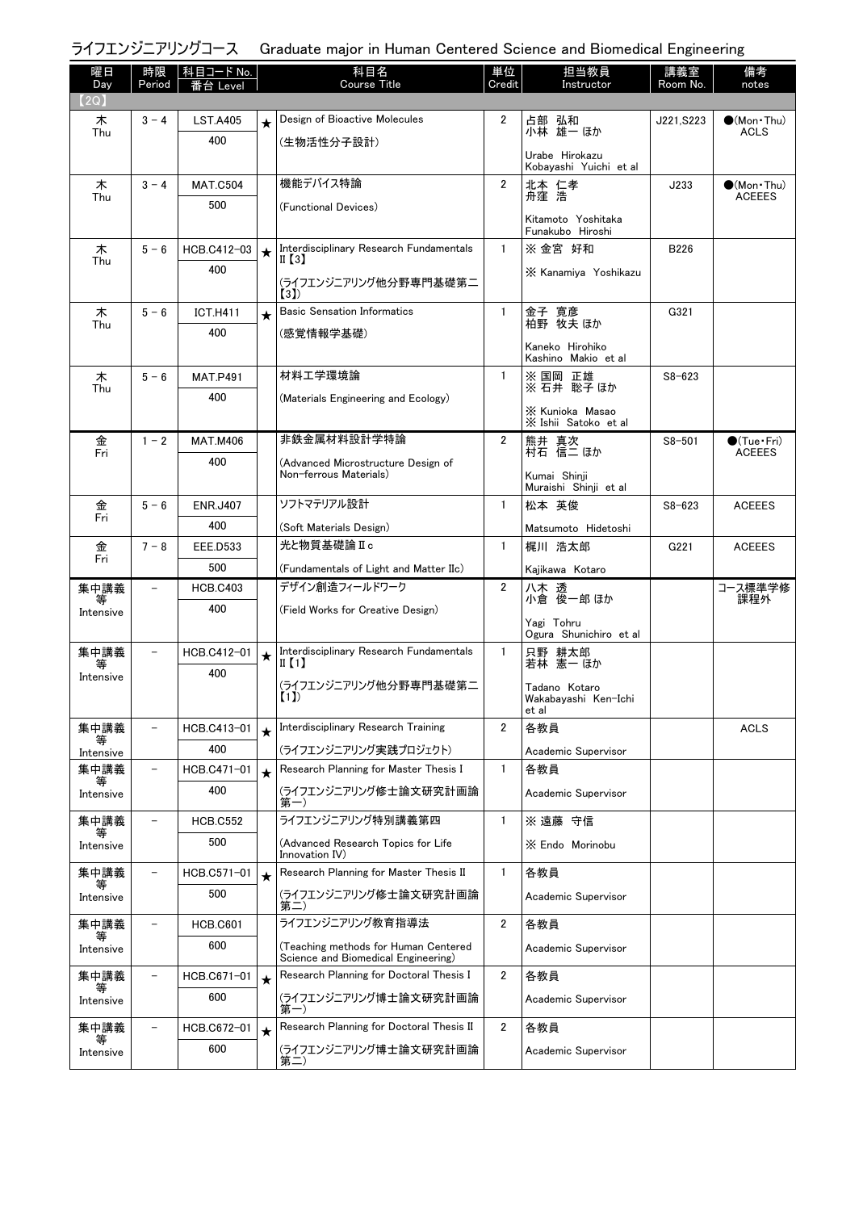ライフエンジニアリングコース　Graduate major in Human Centered Science and Biomedical Engineering

| 曜日 Day | 時限 Period | 科目コード No. 番台 Level | | 科目名 Course Title | 単位 Credit | 担当教員 Instructor | 講義室 Room No. | 備考 notes |
|---|---|---|---|---|---|---|---|---|
| 【2Q】 | | | | | | | | |
| 木 Thu | 3 - 4 | LST.A405<br>400 | ★ | Design of Bioactive Molecules<br>(生物活性分子設計) | 2 | 占部 弘和<br>小林 雄一 ほか<br>Urabe Hirokazu<br>Kobayashi Yuichi et al | J221,S223 | ●(Mon・Thu)<br>ACLS |
| 木 Thu | 3 - 4 | MAT.C504<br>500 | | 機能デバイス特論<br>(Functional Devices) | 2 | 北本 仁孝<br>舟窪 浩<br>Kitamoto Yoshitaka<br>Funakubo Hiroshi | J233 | ●(Mon・Thu)<br>ACEEES |
| 木 Thu | 5 - 6 | HCB.C412-03<br>400 | ★ | Interdisciplinary Research Fundamentals II【3】<br>(ライフエンジニアリング他分野専門基礎第二【3】) | 1 | ※ 金宮 好和<br>※ Kanamiya Yoshikazu | B226 | |
| 木 Thu | 5 - 6 | ICT.H411<br>400 | ★ | Basic Sensation Informatics<br>(感覚情報学基礎) | 1 | 金子 寛彦<br>柏野 牧夫 ほか<br>Kaneko Hirohiko<br>Kashino Makio et al | G321 | |
| 木 Thu | 5 - 6 | MAT.P491<br>400 | | 材料工学環境論<br>(Materials Engineering and Ecology) | 1 | ※ 国岡 正雄<br>※ 石井 聡子 ほか<br>※ Kunioka Masao<br>※ Ishii Satoko et al | S8-623 | |
| 金 Fri | 1 - 2 | MAT.M406<br>400 | | 非鉄金属材料設計学特論<br>(Advanced Microstructure Design of Non-ferrous Materials) | 2 | 熊井 真次<br>村石 信二 ほか<br>Kumai Shinji<br>Muraishi Shinji et al | S8-501 | ●(Tue・Fri)<br>ACEEES |
| 金 Fri | 5 - 6 | ENR.J407<br>400 | | ソフトマテリアル設計<br>(Soft Materials Design) | 1 | 松本 英俊<br>Matsumoto Hidetoshi | S8-623 | ACEEES |
| 金 Fri | 7 - 8 | EEE.D533<br>500 | | 光と物質基礎論 II c<br>(Fundamentals of Light and Matter IIc) | 1 | 梶川 浩太郎<br>Kajikawa Kotaro | G221 | ACEEES |
| 集中講義等 Intensive | - | HCB.C403<br>400 | | デザイン創造フィールドワーク<br>(Field Works for Creative Design) | 2 | 八木 透<br>小倉 俊一郎 ほか<br>Yagi Tohru<br>Ogura Shunichiro et al | | コース標準学修課程外 |
| 集中講義等 Intensive | - | HCB.C412-01<br>400 | ★ | Interdisciplinary Research Fundamentals II【1】<br>(ライフエンジニアリング他分野専門基礎第二【1】) | 1 | 只野 耕太郎<br>若林 憲一 ほか<br>Tadano Kotaro<br>Wakabayashi Ken-Ichi et al | | |
| 集中講義等 Intensive | - | HCB.C413-01<br>400 | ★ | Interdisciplinary Research Training<br>(ライフエンジニアリング実践プロジェクト) | 2 | 各教員<br>Academic Supervisor | | ACLS |
| 集中講義等 Intensive | - | HCB.C471-01<br>400 | ★ | Research Planning for Master Thesis I<br>(ライフエンジニアリング修士論文研究計画論第一) | 1 | 各教員<br>Academic Supervisor | | |
| 集中講義等 Intensive | - | HCB.C552<br>500 | | ライフエンジニアリング特別講義第四<br>(Advanced Research Topics for Life Innovation IV) | 1 | ※ 遠藤 守信<br>※ Endo Morinobu | | |
| 集中講義等 Intensive | - | HCB.C571-01<br>500 | ★ | Research Planning for Master Thesis II<br>(ライフエンジニアリング修士論文研究計画論第二) | 1 | 各教員<br>Academic Supervisor | | |
| 集中講義等 Intensive | - | HCB.C601<br>600 | | ライフエンジニアリング教育指導法<br>(Teaching methods for Human Centered Science and Biomedical Engineering) | 2 | 各教員<br>Academic Supervisor | | |
| 集中講義等 Intensive | - | HCB.C671-01<br>600 | ★ | Research Planning for Doctoral Thesis I<br>(ライフエンジニアリング博士論文研究計画論第一) | 2 | 各教員<br>Academic Supervisor | | |
| 集中講義等 Intensive | - | HCB.C672-01<br>600 | ★ | Research Planning for Doctoral Thesis II<br>(ライフエンジニアリング博士論文研究計画論第二) | 2 | 各教員<br>Academic Supervisor | | |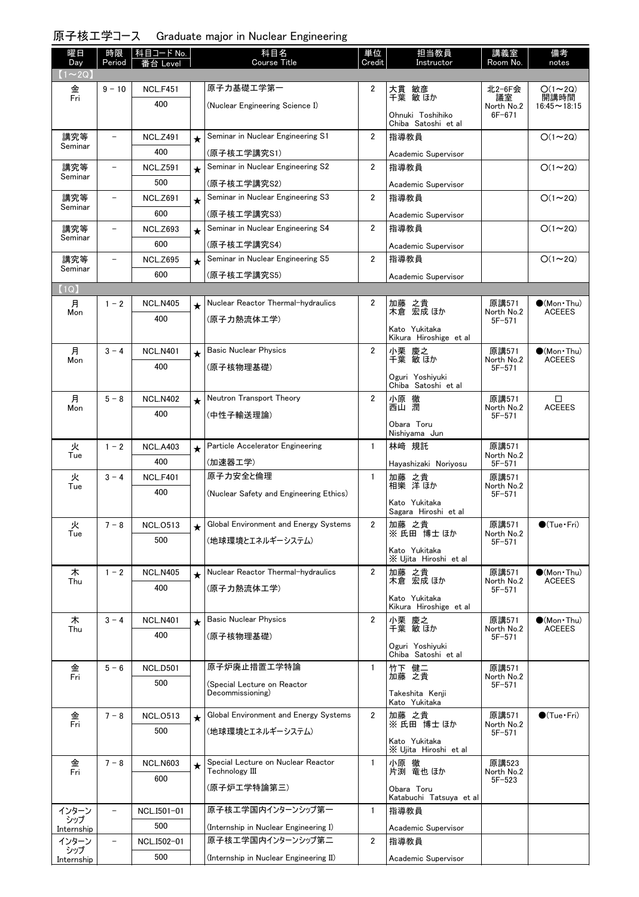## 原子核工学コース　Graduate major in Nuclear Engineering

| 曜日 Day | 時限 Period | 科目コード No. 番台 Level | | 科目名 Course Title | 単位 Credit | 担当教員 Instructor | 講義室 Room No. | 備考 notes |
|---|---|---|---|---|---|---|---|---|
| 【1～2Q】 | | | | | | | | |
| 金 Fri | 9 - 10 | NCL.F451 400 | | 原子力基礎工学第一 (Nuclear Engineering Science I) | 2 | 大貫 敏彦 千葉 敏 ほか Ohnuki Toshihiko Chiba Satoshi et al | 北2-6F会議室 North No.2 6F-671 | ○(1～2Q) 開講時間 16:45～18:15 |
| 講究等 Seminar | － | NCL.Z491 400 | ★ | Seminar in Nuclear Engineering S1 (原子核工学講究S1) | 2 | 指導教員 Academic Supervisor | | ○(1～2Q) |
| 講究等 Seminar | － | NCL.Z591 500 | ★ | Seminar in Nuclear Engineering S2 (原子核工学講究S2) | 2 | 指導教員 Academic Supervisor | | ○(1～2Q) |
| 講究等 Seminar | － | NCL.Z691 600 | ★ | Seminar in Nuclear Engineering S3 (原子核工学講究S3) | 2 | 指導教員 Academic Supervisor | | ○(1～2Q) |
| 講究等 Seminar | － | NCL.Z693 600 | ★ | Seminar in Nuclear Engineering S4 (原子核工学講究S4) | 2 | 指導教員 Academic Supervisor | | ○(1～2Q) |
| 講究等 Seminar | － | NCL.Z695 600 | ★ | Seminar in Nuclear Engineering S5 (原子核工学講究S5) | 2 | 指導教員 Academic Supervisor | | ○(1～2Q) |
| 【1Q】 | | | | | | | | |
| 月 Mon | 1 - 2 | NCL.N405 400 | ★ | Nuclear Reactor Thermal-hydraulics (原子力熱流体工学) | 2 | 加藤 之貴 木倉 宏成 ほか Kato Yukitaka Kikura Hiroshige et al | 原講571 North No.2 5F-571 | ●(Mon・Thu) ACEEES |
| 月 Mon | 3 - 4 | NCL.N401 400 | ★ | Basic Nuclear Physics (原子核物理基礎) | 2 | 小栗 慶之 千葉 敏 ほか Oguri Yoshiyuki Chiba Satoshi et al | 原講571 North No.2 5F-571 | ●(Mon・Thu) ACEEES |
| 月 Mon | 5 - 8 | NCL.N402 400 | ★ | Neutron Transport Theory (中性子輸送理論) | 2 | 小原 徹 西山 潤 Obara Toru Nishiyama Jun | 原講571 North No.2 5F-571 | □ ACEEES |
| 火 Tue | 1 - 2 | NCL.A403 400 | ★ | Particle Accelerator Engineering (加速器工学) | 1 | 林崎 規託 Hayashizaki Noriyosu | 原講571 North No.2 5F-571 | |
| 火 Tue | 3 - 4 | NCL.F401 400 | | 原子力安全と倫理 (Nuclear Safety and Engineering Ethics) | 1 | 加藤 之貴 相樂 洋 ほか Kato Yukitaka Sagara Hiroshi et al | 原講571 North No.2 5F-571 | |
| 火 Tue | 7 - 8 | NCL.O513 500 | ★ | Global Environment and Energy Systems (地球環境とエネルギーシステム) | 2 | 加藤 之貴 ※ 氏田 博士 ほか Kato Yukitaka ※ Ujita Hiroshi et al | 原講571 North No.2 5F-571 | ●(Tue・Fri) |
| 木 Thu | 1 - 2 | NCL.N405 400 | ★ | Nuclear Reactor Thermal-hydraulics (原子力熱流体工学) | 2 | 加藤 之貴 木倉 宏成 ほか Kato Yukitaka Kikura Hiroshige et al | 原講571 North No.2 5F-571 | ●(Mon・Thu) ACEEES |
| 木 Thu | 3 - 4 | NCL.N401 400 | ★ | Basic Nuclear Physics (原子核物理基礎) | 2 | 小栗 慶之 千葉 敏 ほか Oguri Yoshiyuki Chiba Satoshi et al | 原講571 North No.2 5F-571 | ●(Mon・Thu) ACEEES |
| 金 Fri | 5 - 6 | NCL.D501 500 | | 原子炉廃止措置工学特論 (Special Lecture on Reactor Decommissioning) | 1 | 竹下 健二 加藤 之貴 Takeshita Kenji Kato Yukitaka | 原講571 North No.2 5F-571 | |
| 金 Fri | 7 - 8 | NCL.O513 500 | ★ | Global Environment and Energy Systems (地球環境とエネルギーシステム) | 2 | 加藤 之貴 ※ 氏田 博士 ほか Kato Yukitaka ※ Ujita Hiroshi et al | 原講571 North No.2 5F-571 | ●(Tue・Fri) |
| 金 Fri | 7 - 8 | NCL.N603 600 | ★ | Special Lecture on Nuclear Reactor Technology III (原子炉工学特論第三) | 1 | 小原 徹 片渕 竜也 ほか Obara Toru Katabuchi Tatsuya et al | 原講523 North No.2 5F-523 | |
| インターンシップ Internship | － | NCL.I501-01 500 | | 原子核工学国内インターンシップ第一 (Internship in Nuclear Engineering I) | 1 | 指導教員 Academic Supervisor | | |
| インターンシップ Internship | － | NCL.I502-01 500 | | 原子核工学国内インターンシップ第二 (Internship in Nuclear Engineering II) | 2 | 指導教員 Academic Supervisor | | |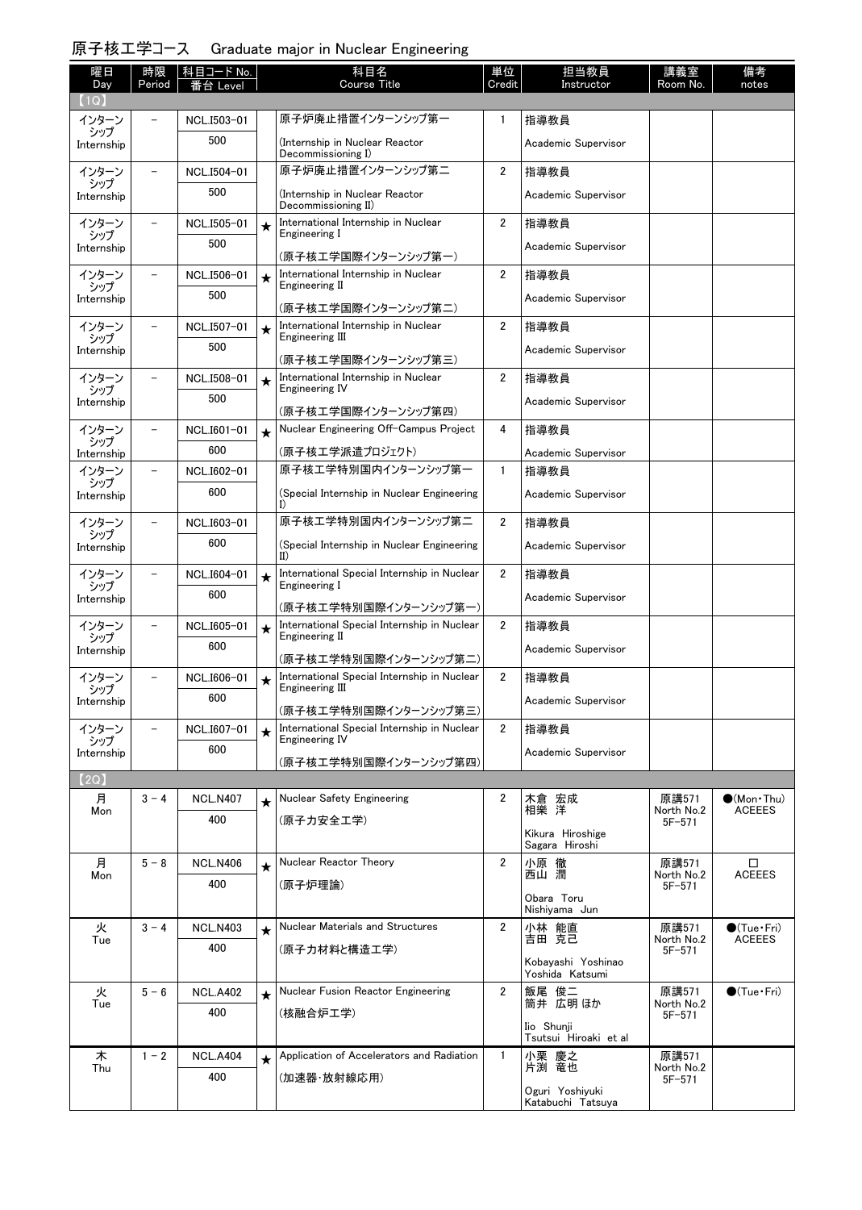## 原子核工学コース　Graduate major in Nuclear Engineering

| 曜日 Day | 時限 Period | 科目コード No. 番台 Level | | 科目名 Course Title | 単位 Credit | 担当教員 Instructor | 講義室 Room No. | 備考 notes |
|---|---|---|---|---|---|---|---|---|
| 【1Q】 | | | | | | | | |
| インターンシップ Internship | － | NCL.I503-01 500 | | 原子炉廃止措置インターンシップ第一 (Internship in Nuclear Reactor Decommissioning I) | 1 | 指導教員 Academic Supervisor | | |
| インターンシップ Internship | － | NCL.I504-01 500 | | 原子炉廃止措置インターンシップ第二 (Internship in Nuclear Reactor Decommissioning II) | 2 | 指導教員 Academic Supervisor | | |
| インターンシップ Internship | － | NCL.I505-01 500 | ★ | International Internship in Nuclear Engineering I (原子核工学国際インターンシップ第一) | 2 | 指導教員 Academic Supervisor | | |
| インターンシップ Internship | － | NCL.I506-01 500 | ★ | International Internship in Nuclear Engineering II (原子核工学国際インターンシップ第二) | 2 | 指導教員 Academic Supervisor | | |
| インターンシップ Internship | － | NCL.I507-01 500 | ★ | International Internship in Nuclear Engineering III (原子核工学国際インターンシップ第三) | 2 | 指導教員 Academic Supervisor | | |
| インターンシップ Internship | － | NCL.I508-01 500 | ★ | International Internship in Nuclear Engineering IV (原子核工学国際インターンシップ第四) | 2 | 指導教員 Academic Supervisor | | |
| インターンシップ Internship | － | NCL.I601-01 600 | ★ | Nuclear Engineering Off-Campus Project (原子核工学派遣プロジェクト) | 4 | 指導教員 Academic Supervisor | | |
| インターンシップ Internship | － | NCL.I602-01 600 | | 原子核工学特別国内インターンシップ第一 (Special Internship in Nuclear Engineering I) | 1 | 指導教員 Academic Supervisor | | |
| インターンシップ Internship | － | NCL.I603-01 600 | | 原子核工学特別国内インターンシップ第二 (Special Internship in Nuclear Engineering II) | 2 | 指導教員 Academic Supervisor | | |
| インターンシップ Internship | － | NCL.I604-01 600 | ★ | International Special Internship in Nuclear Engineering I (原子核工学特別国際インターンシップ第一) | 2 | 指導教員 Academic Supervisor | | |
| インターンシップ Internship | － | NCL.I605-01 600 | ★ | International Special Internship in Nuclear Engineering II (原子核工学特別国際インターンシップ第二) | 2 | 指導教員 Academic Supervisor | | |
| インターンシップ Internship | － | NCL.I606-01 600 | ★ | International Special Internship in Nuclear Engineering III (原子核工学特別国際インターンシップ第三) | 2 | 指導教員 Academic Supervisor | | |
| インターンシップ Internship | － | NCL.I607-01 600 | ★ | International Special Internship in Nuclear Engineering IV (原子核工学特別国際インターンシップ第四) | 2 | 指導教員 Academic Supervisor | | |
| 【2Q】 | | | | | | | | |
| 月 Mon | 3－4 | NCL.N407 400 | ★ | Nuclear Safety Engineering (原子力安全工学) | 2 | 木倉 宏成 相樂 洋 Kikura Hiroshige Sagara Hiroshi | 原講571 North No.2 5F-571 | ●(Mon・Thu) ACEEES |
| 月 Mon | 5－8 | NCL.N406 400 | ★ | Nuclear Reactor Theory (原子炉理論) | 2 | 小原 徹 西山 潤 Obara Toru Nishiyama Jun | 原講571 North No.2 5F-571 | □ ACEEES |
| 火 Tue | 3－4 | NCL.N403 400 | ★ | Nuclear Materials and Structures (原子力材料と構造工学) | 2 | 小林 能直 吉田 克己 Kobayashi Yoshinao Yoshida Katsumi | 原講571 North No.2 5F-571 | ●(Tue・Fri) ACEEES |
| 火 Tue | 5－6 | NCL.A402 400 | ★ | Nuclear Fusion Reactor Engineering (核融合炉工学) | 2 | 飯尾 俊二 筒井 広明 ほか Iio Shunji Tsutsui Hiroaki et al | 原講571 North No.2 5F-571 | ●(Tue・Fri) |
| 木 Thu | 1－2 | NCL.A404 400 | ★ | Application of Accelerators and Radiation (加速器・放射線応用) | 1 | 小栗 慶之 片渕 竜也 Oguri Yoshiyuki Katabuchi Tatsuya | 原講571 North No.2 5F-571 | |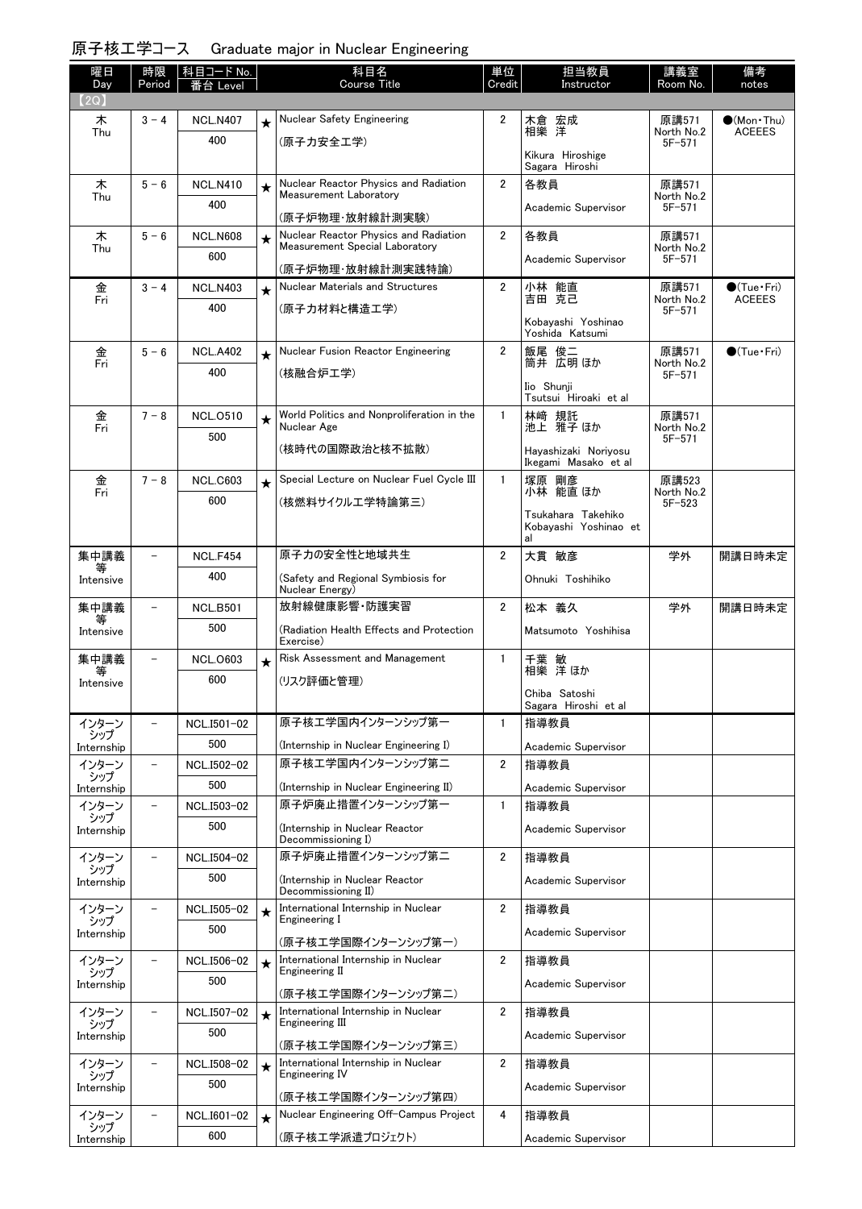## 原子核工学コース　Graduate major in Nuclear Engineering

| 曜日 Day | 時限 Period | 科目コード No. 番台 Level | | 科目名 Course Title | 単位 Credit | 担当教員 Instructor | 講義室 Room No. | 備考 notes |
|---|---|---|---|---|---|---|---|---|
| 【2Q】 | | | | | | | | |
| 木 Thu | 3－4 | NCL.N407 400 | ★ | Nuclear Safety Engineering (原子力安全工学) | 2 | 木倉 宏成 相樂 洋 Kikura Hiroshige Sagara Hiroshi | 原講571 North No.2 5F-571 | ●(Mon・Thu) ACEEES |
| 木 Thu | 5－6 | NCL.N410 400 | ★ | Nuclear Reactor Physics and Radiation Measurement Laboratory (原子炉物理・放射線計測実験) | 2 | 各教員 Academic Supervisor | 原講571 North No.2 5F-571 | |
| 木 Thu | 5－6 | NCL.N608 600 | ★ | Nuclear Reactor Physics and Radiation Measurement Special Laboratory (原子炉物理・放射線計測実践特論) | 2 | 各教員 Academic Supervisor | 原講571 North No.2 5F-571 | |
| 金 Fri | 3－4 | NCL.N403 400 | ★ | Nuclear Materials and Structures (原子力材料と構造工学) | 2 | 小林 能直 吉田 克己 Kobayashi Yoshinao Yoshida Katsumi | 原講571 North No.2 5F-571 | ●(Tue・Fri) ACEEES |
| 金 Fri | 5－6 | NCL.A402 400 | ★ | Nuclear Fusion Reactor Engineering (核融合炉工学) | 2 | 飯尾 俊二 筒井 広明 ほか Iio Shunji Tsutsui Hiroaki et al | 原講571 North No.2 5F-571 | ●(Tue・Fri) |
| 金 Fri | 7－8 | NCL.O510 500 | ★ | World Politics and Nonproliferation in the Nuclear Age (核時代の国際政治と核不拡散) | 1 | 林﨑 規託 池上 雅子 ほか Hayashizaki Noriyosu Ikegami Masako et al | 原講571 North No.2 5F-571 | |
| 金 Fri | 7－8 | NCL.C603 600 | ★ | Special Lecture on Nuclear Fuel Cycle III (核燃料サイクル工学特論第三) | 1 | 塚原 剛彦 小林 能直 ほか Tsukahara Takehiko Kobayashi Yoshinao et al | 原講523 North No.2 5F-523 | |
| 集中講義等 Intensive | － | NCL.F454 400 | | 原子力の安全性と地域共生 (Safety and Regional Symbiosis for Nuclear Energy) | 2 | 大貫 敏彦 Ohnuki Toshihiko | 学外 | 開講日時未定 |
| 集中講義等 Intensive | － | NCL.B501 500 | | 放射線健康影響・防護実習 (Radiation Health Effects and Protection Exercise) | 2 | 松本 義久 Matsumoto Yoshihisa | 学外 | 開講日時未定 |
| 集中講義等 Intensive | － | NCL.O603 600 | ★ | Risk Assessment and Management (リスク評価と管理) | 1 | 千葉 敏 相樂 洋 ほか Chiba Satoshi Sagara Hiroshi et al | | |
| インターンシップ Internship | － | NCL.I501-02 500 | | 原子核工学国内インターンシップ第一 (Internship in Nuclear Engineering I) | 1 | 指導教員 Academic Supervisor | | |
| インターンシップ Internship | － | NCL.I502-02 500 | | 原子核工学国内インターンシップ第二 (Internship in Nuclear Engineering II) | 2 | 指導教員 Academic Supervisor | | |
| インターンシップ Internship | － | NCL.I503-02 500 | | 原子炉廃止措置インターンシップ第一 (Internship in Nuclear Reactor Decommissioning I) | 1 | 指導教員 Academic Supervisor | | |
| インターンシップ Internship | － | NCL.I504-02 500 | | 原子炉廃止措置インターンシップ第二 (Internship in Nuclear Reactor Decommissioning II) | 2 | 指導教員 Academic Supervisor | | |
| インターンシップ Internship | － | NCL.I505-02 500 | ★ | International Internship in Nuclear Engineering I (原子核工学国際インターンシップ第一) | 2 | 指導教員 Academic Supervisor | | |
| インターンシップ Internship | － | NCL.I506-02 500 | ★ | International Internship in Nuclear Engineering II (原子核工学国際インターンシップ第二) | 2 | 指導教員 Academic Supervisor | | |
| インターンシップ Internship | － | NCL.I507-02 500 | ★ | International Internship in Nuclear Engineering III (原子核工学国際インターンシップ第三) | 2 | 指導教員 Academic Supervisor | | |
| インターンシップ Internship | － | NCL.I508-02 500 | ★ | International Internship in Nuclear Engineering IV (原子核工学国際インターンシップ第四) | 2 | 指導教員 Academic Supervisor | | |
| インターンシップ Internship | － | NCL.I601-02 600 | ★ | Nuclear Engineering Off-Campus Project (原子核工学派遣プロジェクト) | 4 | 指導教員 Academic Supervisor | | |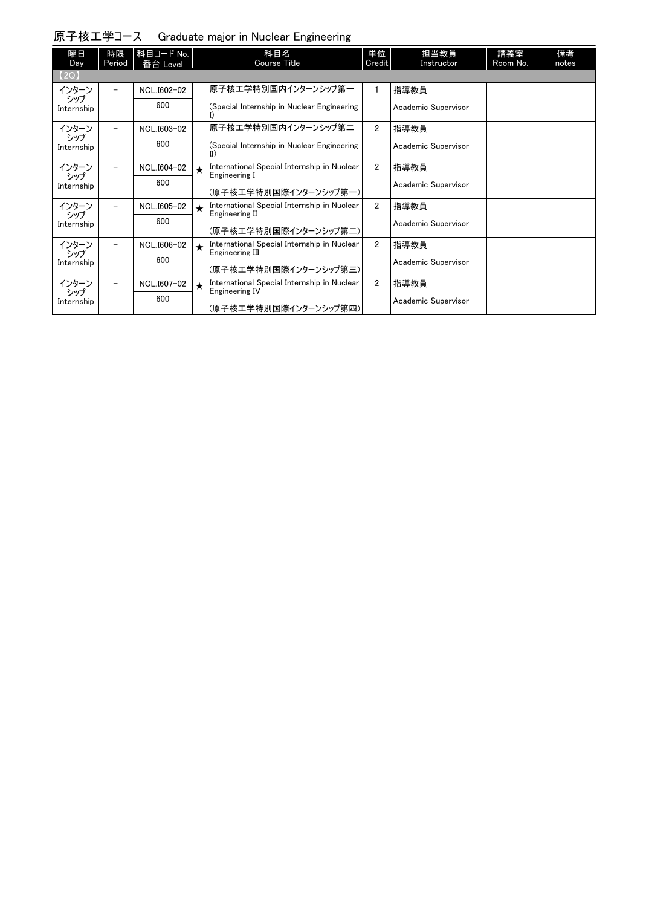## 原子核工学コース　Graduate major in Nuclear Engineering

| 曜日 Day | 時限 Period | 科目コード No. 番台 Level | | 科目名 Course Title | 単位 Credit | 担当教員 Instructor | 講義室 Room No. | 備考 notes |
|---|---|---|---|---|---|---|---|---|
| 【2Q】 | | | | | | | | |
| インターンシップ Internship | – | NCL.I602-02 600 | | 原子核工学特別国内インターンシップ第一 (Special Internship in Nuclear Engineering I) | 1 | 指導教員 Academic Supervisor | | |
| インターンシップ Internship | – | NCL.I603-02 600 | | 原子核工学特別国内インターンシップ第二 (Special Internship in Nuclear Engineering II) | 2 | 指導教員 Academic Supervisor | | |
| インターンシップ Internship | – | NCL.I604-02 600 | ★ | International Special Internship in Nuclear Engineering I (原子核工学特別国際インターンシップ第一) | 2 | 指導教員 Academic Supervisor | | |
| インターンシップ Internship | – | NCL.I605-02 600 | ★ | International Special Internship in Nuclear Engineering II (原子核工学特別国際インターンシップ第二) | 2 | 指導教員 Academic Supervisor | | |
| インターンシップ Internship | – | NCL.I606-02 600 | ★ | International Special Internship in Nuclear Engineering III (原子核工学特別国際インターンシップ第三) | 2 | 指導教員 Academic Supervisor | | |
| インターンシップ Internship | – | NCL.I607-02 600 | ★ | International Special Internship in Nuclear Engineering IV (原子核工学特別国際インターンシップ第四) | 2 | 指導教員 Academic Supervisor | | |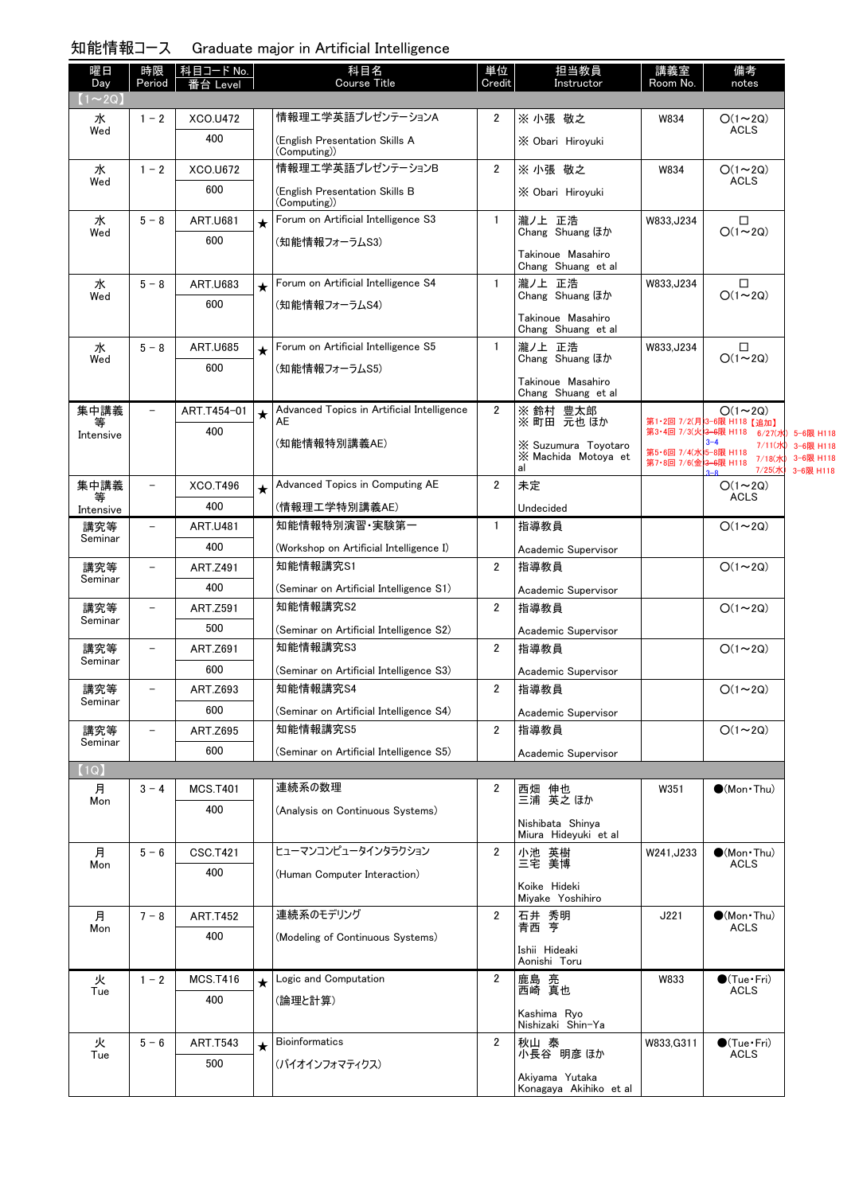# 知能情報コース　Graduate major in Artificial Intelligence

| 曜日 Day | 時限 Period | 科目コード No. 番台 Level | | 科目名 Course Title | 単位 Credit | 担当教員 Instructor | 講義室 Room No. | 備考 notes |
|---|---|---|---|---|---|---|---|---|
| 【1～2Q】 | | | | | | | | |
| 水 Wed | 1 - 2 | XCO.U472 400 | | 情報理工学英語プレゼンテーションA (English Presentation Skills A (Computing)) | 2 | ※ 小張　敬之 ※ Obari　Hiroyuki | W834 | ○(1～2Q) ACLS |
| 水 Wed | 1 - 2 | XCO.U672 600 | | 情報理工学英語プレゼンテーションB (English Presentation Skills B (Computing)) | 2 | ※ 小張　敬之 ※ Obari　Hiroyuki | W834 | ○(1～2Q) ACLS |
| 水 Wed | 5 - 8 | ART.U681 600 | ★ | Forum on Artificial Intelligence S3 (知能情報フォーラムS3) | 1 | 瀧ノ上　正浩 Chang　Shuang ほか Takinoue　Masahiro Chang　Shuang　et al | W833,J234 | □ ○(1～2Q) |
| 水 Wed | 5 - 8 | ART.U683 600 | ★ | Forum on Artificial Intelligence S4 (知能情報フォーラムS4) | 1 | 瀧ノ上　正浩 Chang　Shuang ほか Takinoue　Masahiro Chang　Shuang　et al | W833,J234 | □ ○(1～2Q) |
| 水 Wed | 5 - 8 | ART.U685 600 | ★ | Forum on Artificial Intelligence S5 (知能情報フォーラムS5) | 1 | 瀧ノ上　正浩 Chang　Shuang ほか Takinoue　Masahiro Chang　Shuang　et al | W833,J234 | □ ○(1～2Q) |
| 集中講義等 Intensive | － | ART.T454-01 400 | ★ | Advanced Topics in Artificial Intelligence AE (知能情報特別講義AE) | 2 | ※ 鈴村　豊太郎 ※ 町田　元也 ほか ※ Suzumura　Toyotaro ※ Machida　Motoya　et al | | ○(1～2Q) 第1・2回 7/2(月)3-6限 H118【追加】 第3・4回 7/3(火)3-6限 H118 第5・6回 7/4(水)5-8限 H118 第7・8回 7/6(金)3-6限 H118 6/27(水) 5-6限 H118 7/11(水) 3-6限 H118 7/18(水) 3-6限 H118 7/25(水) 3-6限 H118 |
| 集中講義等 Intensive | － | XCO.T496 400 | ★ | Advanced Topics in Computing AE (情報理工学特別講義AE) | 2 | 未定 Undecided | | ○(1～2Q) ACLS |
| 講究等 Seminar | － | ART.U481 400 | | 知能情報特別演習・実験第一 (Workshop on Artificial Intelligence I) | 1 | 指導教員 Academic Supervisor | | ○(1～2Q) |
| 講究等 Seminar | － | ART.Z491 400 | | 知能情報講究S1 (Seminar on Artificial Intelligence S1) | 2 | 指導教員 Academic Supervisor | | ○(1～2Q) |
| 講究等 Seminar | － | ART.Z591 500 | | 知能情報講究S2 (Seminar on Artificial Intelligence S2) | 2 | 指導教員 Academic Supervisor | | ○(1～2Q) |
| 講究等 Seminar | － | ART.Z691 600 | | 知能情報講究S3 (Seminar on Artificial Intelligence S3) | 2 | 指導教員 Academic Supervisor | | ○(1～2Q) |
| 講究等 Seminar | － | ART.Z693 600 | | 知能情報講究S4 (Seminar on Artificial Intelligence S4) | 2 | 指導教員 Academic Supervisor | | ○(1～2Q) |
| 講究等 Seminar | － | ART.Z695 600 | | 知能情報講究S5 (Seminar on Artificial Intelligence S5) | 2 | 指導教員 Academic Supervisor | | ○(1～2Q) |
| 【1Q】 | | | | | | | | |
| 月 Mon | 3 - 4 | MCS.T401 400 | | 連続系の数理 (Analysis on Continuous Systems) | 2 | 西畑　伸也 三浦　英之 ほか Nishibata　Shinya Miura　Hideyuki　et al | W351 | ●(Mon・Thu) |
| 月 Mon | 5 - 6 | CSC.T421 400 | | ヒューマンコンピュータインタラクション (Human Computer Interaction) | 2 | 小池　英樹 三宅　美博 Koike　Hideki Miyake　Yoshihiro | W241,J233 | ●(Mon・Thu) ACLS |
| 月 Mon | 7 - 8 | ART.T452 400 | | 連続系のモデリング (Modeling of Continuous Systems) | 2 | 石井　秀明 青西　亨 Ishii　Hideaki Aonishi　Toru | J221 | ●(Mon・Thu) ACLS |
| 火 Tue | 1 - 2 | MCS.T416 400 | ★ | Logic and Computation (論理と計算) | 2 | 鹿島　亮 西崎　真也 Kashima　Ryo Nishizaki　Shin-Ya | W833 | ●(Tue・Fri) ACLS |
| 火 Tue | 5 - 6 | ART.T543 500 | ★ | Bioinformatics (バイオインフォマティクス) | 2 | 秋山　泰 小長谷　明彦 ほか Akiyama　Yutaka Konagaya　Akihiko　et al | W833,G311 | ●(Tue・Fri) ACLS |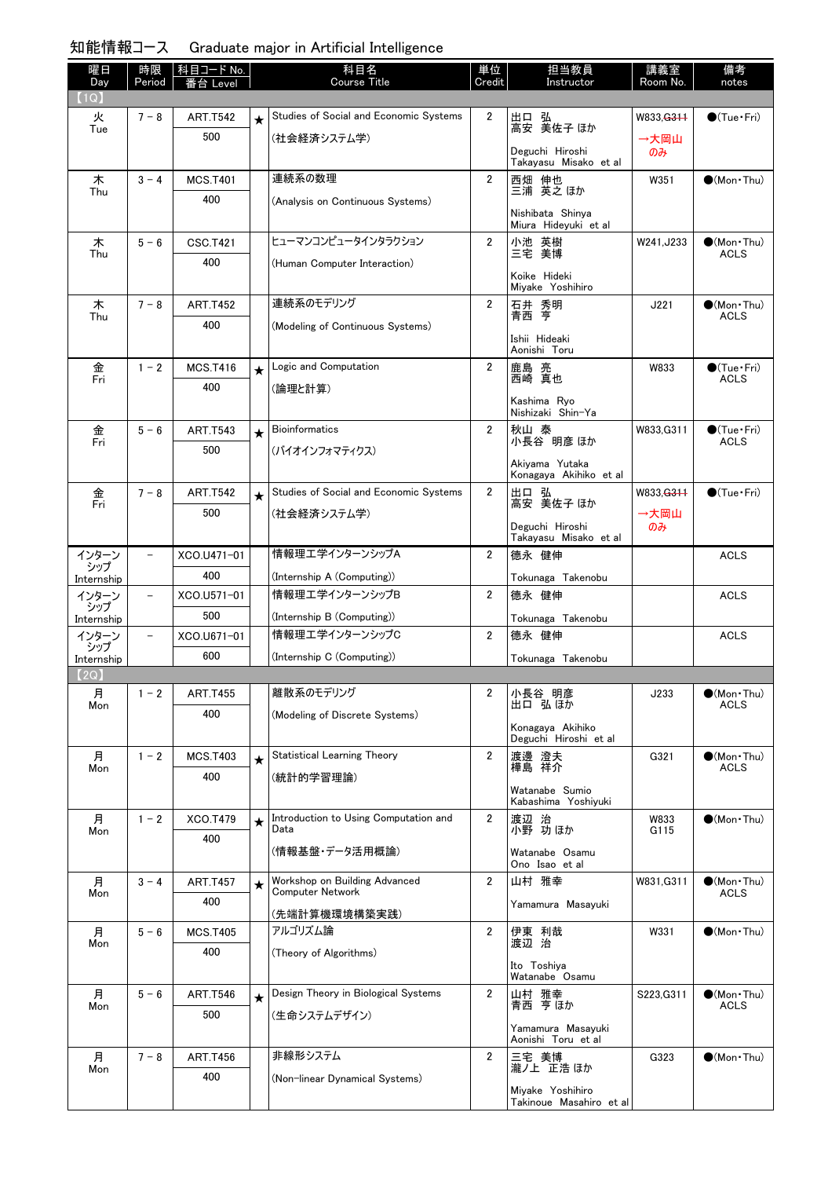## 知能情報コース　Graduate major in Artificial Intelligence

| 曜日 Day | 時限 Period | 科目コード No. 番台 Level | | 科目名 Course Title | 単位 Credit | 担当教員 Instructor | 講義室 Room No. | 備考 notes |
|---|---|---|---|---|---|---|---|---|
| 【1Q】 | | | | | | | | |
| 火 Tue | 7－8 | ART.T542 500 | ★ | Studies of Social and Economic Systems (社会経済システム学) | 2 | 出口 弘 高安 美佐子 ほか Deguchi Hiroshi Takayasu Misako et al | W833,~~G311~~ →大岡山のみ | ●(Tue・Fri) |
| 木 Thu | 3－4 | MCS.T401 400 | | 連続系の数理 (Analysis on Continuous Systems) | 2 | 西畑 伸也 三浦 英之 ほか Nishibata Shinya Miura Hideyuki et al | W351 | ●(Mon・Thu) |
| 木 Thu | 5－6 | CSC.T421 400 | | ヒューマンコンピュータインタラクション (Human Computer Interaction) | 2 | 小池 英樹 三宅 美博 Koike Hideki Miyake Yoshihiro | W241,J233 | ●(Mon・Thu) ACLS |
| 木 Thu | 7－8 | ART.T452 400 | | 連続系のモデリング (Modeling of Continuous Systems) | 2 | 石井 秀明 青西 亨 Ishii Hideaki Aonishi Toru | J221 | ●(Mon・Thu) ACLS |
| 金 Fri | 1－2 | MCS.T416 400 | ★ | Logic and Computation (論理と計算) | 2 | 鹿島 亮 西崎 真也 Kashima Ryo Nishizaki Shin-Ya | W833 | ●(Tue・Fri) ACLS |
| 金 Fri | 5－6 | ART.T543 500 | ★ | Bioinformatics (バイオインフォマティクス) | 2 | 秋山 泰 小長谷 明彦 ほか Akiyama Yutaka Konagaya Akihiko et al | W833,G311 | ●(Tue・Fri) ACLS |
| 金 Fri | 7－8 | ART.T542 500 | ★ | Studies of Social and Economic Systems (社会経済システム学) | 2 | 出口 弘 高安 美佐子 ほか Deguchi Hiroshi Takayasu Misako et al | W833,~~G311~~ →大岡山のみ | ●(Tue・Fri) |
| インターンシップ Internship | － | XCO.U471-01 400 | | 情報理工学インターンシップA (Internship A (Computing)) | 2 | 徳永 健伸 Tokunaga Takenobu | | ACLS |
| インターンシップ Internship | － | XCO.U571-01 500 | | 情報理工学インターンシップB (Internship B (Computing)) | 2 | 徳永 健伸 Tokunaga Takenobu | | ACLS |
| インターンシップ Internship | － | XCO.U671-01 600 | | 情報理工学インターンシップC (Internship C (Computing)) | 2 | 徳永 健伸 Tokunaga Takenobu | | ACLS |
| 【2Q】 | | | | | | | | |
| 月 Mon | 1－2 | ART.T455 400 | | 離散系のモデリング (Modeling of Discrete Systems) | 2 | 小長谷 明彦 出口 弘 ほか Konagaya Akihiko Deguchi Hiroshi et al | J233 | ●(Mon・Thu) ACLS |
| 月 Mon | 1－2 | MCS.T403 400 | ★ | Statistical Learning Theory (統計的学習理論) | 2 | 渡邊 澄夫 樺島 祥介 Watanabe Sumio Kabashima Yoshiyuki | G321 | ●(Mon・Thu) ACLS |
| 月 Mon | 1－2 | XCO.T479 400 | ★ | Introduction to Using Computation and Data (情報基盤・データ活用概論) | 2 | 渡辺 治 小野 功 ほか Watanabe Osamu Ono Isao et al | W833 G115 | ●(Mon・Thu) |
| 月 Mon | 3－4 | ART.T457 400 | ★ | Workshop on Building Advanced Computer Network (先端計算機環境構築実践) | 2 | 山村 雅幸 Yamamura Masayuki | W831,G311 | ●(Mon・Thu) ACLS |
| 月 Mon | 5－6 | MCS.T405 400 | | アルゴリズム論 (Theory of Algorithms) | 2 | 伊東 利哉 渡辺 治 Ito Toshiya Watanabe Osamu | W331 | ●(Mon・Thu) |
| 月 Mon | 5－6 | ART.T546 500 | ★ | Design Theory in Biological Systems (生命システムデザイン) | 2 | 山村 雅幸 青西 亨 ほか Yamamura Masayuki Aonishi Toru et al | S223,G311 | ●(Mon・Thu) ACLS |
| 月 Mon | 7－8 | ART.T456 400 | | 非線形システム (Non-linear Dynamical Systems) | 2 | 三宅 美博 瀧ノ上 正浩 ほか Miyake Yoshihiro Takinoue Masahiro et al | G323 | ●(Mon・Thu) |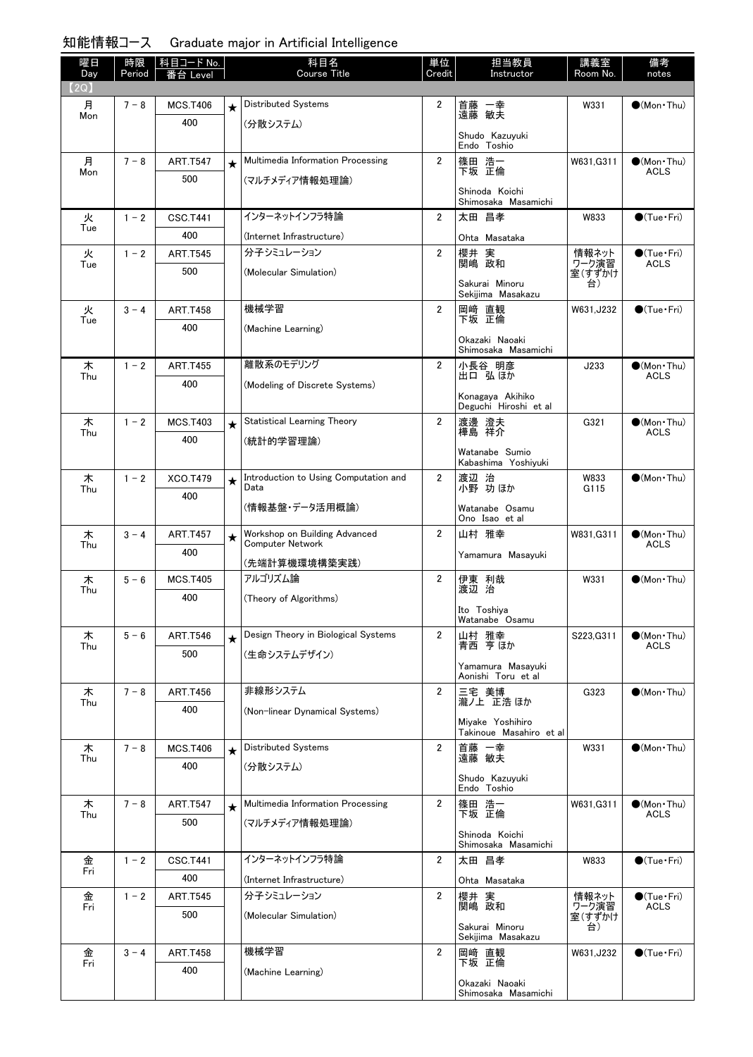## 知能情報コース　Graduate major in Artificial Intelligence

| 曜日 Day | 時限 Period | 科目コード No. 番台 Level | | 科目名 Course Title | 単位 Credit | 担当教員 Instructor | 講義室 Room No. | 備考 notes |
|---|---|---|---|---|---|---|---|---|
| 【2Q】 | | | | | | | | |
| 月 Mon | 7－8 | MCS.T406 400 | ★ | Distributed Systems (分散システム) | 2 | 首藤 一幸 遠藤 敏夫 Shudo Kazuyuki Endo Toshio | W331 | ●(Mon・Thu) |
| 月 Mon | 7－8 | ART.T547 500 | ★ | Multimedia Information Processing (マルチメディア情報処理論) | 2 | 篠田 浩一 下坂 正倫 Shinoda Koichi Shimosaka Masamichi | W631,G311 | ●(Mon・Thu) ACLS |
| 火 Tue | 1－2 | CSC.T441 400 | | インターネットインフラ特論 (Internet Infrastructure) | 2 | 太田 昌孝 Ohta Masataka | W833 | ●(Tue・Fri) |
| 火 Tue | 1－2 | ART.T545 500 | | 分子シミュレーション (Molecular Simulation) | 2 | 櫻井 実 関嶋 政和 Sakurai Minoru Sekijima Masakazu | 情報ネットワーク演習室(すずかけ台) | ●(Tue・Fri) ACLS |
| 火 Tue | 3－4 | ART.T458 400 | | 機械学習 (Machine Learning) | 2 | 岡崎 直観 下坂 正倫 Okazaki Naoaki Shimosaka Masamichi | W631,J232 | ●(Tue・Fri) |
| 木 Thu | 1－2 | ART.T455 400 | | 離散系のモデリング (Modeling of Discrete Systems) | 2 | 小長谷 明彦 出口 弘 ほか Konagaya Akihiko Deguchi Hiroshi et al | J233 | ●(Mon・Thu) ACLS |
| 木 Thu | 1－2 | MCS.T403 400 | ★ | Statistical Learning Theory (統計的学習理論) | 2 | 渡邊 澄夫 樺島 祥介 Watanabe Sumio Kabashima Yoshiyuki | G321 | ●(Mon・Thu) ACLS |
| 木 Thu | 1－2 | XCO.T479 400 | ★ | Introduction to Using Computation and Data (情報基盤・データ活用概論) | 2 | 渡辺 治 小野 功 ほか Watanabe Osamu Ono Isao et al | W833 G115 | ●(Mon・Thu) |
| 木 Thu | 3－4 | ART.T457 400 | ★ | Workshop on Building Advanced Computer Network (先端計算機環境構築実践) | 2 | 山村 雅幸 Yamamura Masayuki | W831,G311 | ●(Mon・Thu) ACLS |
| 木 Thu | 5－6 | MCS.T405 400 | | アルゴリズム論 (Theory of Algorithms) | 2 | 伊東 利哉 渡辺 治 Ito Toshiya Watanabe Osamu | W331 | ●(Mon・Thu) |
| 木 Thu | 5－6 | ART.T546 500 | ★ | Design Theory in Biological Systems (生命システムデザイン) | 2 | 山村 雅幸 青西 亨 ほか Yamamura Masayuki Aonishi Toru et al | S223,G311 | ●(Mon・Thu) ACLS |
| 木 Thu | 7－8 | ART.T456 400 | | 非線形システム (Non-linear Dynamical Systems) | 2 | 三宅 美博 瀧ノ上 正浩 ほか Miyake Yoshihiro Takinoue Masahiro et al | G323 | ●(Mon・Thu) |
| 木 Thu | 7－8 | MCS.T406 400 | ★ | Distributed Systems (分散システム) | 2 | 首藤 一幸 遠藤 敏夫 Shudo Kazuyuki Endo Toshio | W331 | ●(Mon・Thu) |
| 木 Thu | 7－8 | ART.T547 500 | ★ | Multimedia Information Processing (マルチメディア情報処理論) | 2 | 篠田 浩一 下坂 正倫 Shinoda Koichi Shimosaka Masamichi | W631,G311 | ●(Mon・Thu) ACLS |
| 金 Fri | 1－2 | CSC.T441 400 | | インターネットインフラ特論 (Internet Infrastructure) | 2 | 太田 昌孝 Ohta Masataka | W833 | ●(Tue・Fri) |
| 金 Fri | 1－2 | ART.T545 500 | | 分子シミュレーション (Molecular Simulation) | 2 | 櫻井 実 関嶋 政和 Sakurai Minoru Sekijima Masakazu | 情報ネットワーク演習室(すずかけ台) | ●(Tue・Fri) ACLS |
| 金 Fri | 3－4 | ART.T458 400 | | 機械学習 (Machine Learning) | 2 | 岡崎 直観 下坂 正倫 Okazaki Naoaki Shimosaka Masamichi | W631,J232 | ●(Tue・Fri) |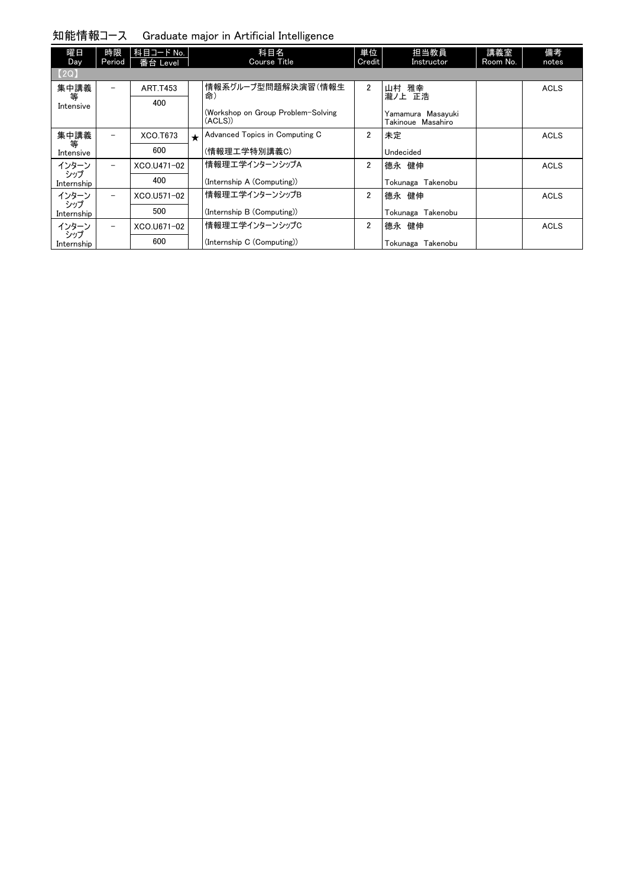## 知能情報コース　Graduate major in Artificial Intelligence

| 曜日 Day | 時限 Period | 科目コード No. 番台 Level | | 科目名 Course Title | 単位 Credit | 担当教員 Instructor | 講義室 Room No. | 備考 notes |
|---|---|---|---|---|---|---|---|---|
| 【2Q】 | | | | | | | | |
| 集中講義等 Intensive | － | ART.T453<br>400 | | 情報系グループ型問題解決演習（情報生命）<br>(Workshop on Group Problem-Solving (ACLS)) | 2 | 山村　雅幸<br>瀧ノ上　正浩<br>Yamamura Masayuki<br>Takinoue Masahiro | | ACLS |
| 集中講義等 Intensive | － | XCO.T673<br>600 | ★ | Advanced Topics in Computing C<br>(情報理工学特別講義C) | 2 | 未定<br>Undecided | | ACLS |
| インターンシップ Internship | － | XCO.U471-02<br>400 | | 情報理工学インターンシップA<br>(Internship A (Computing)) | 2 | 徳永　健伸<br>Tokunaga Takenobu | | ACLS |
| インターンシップ Internship | － | XCO.U571-02<br>500 | | 情報理工学インターンシップB<br>(Internship B (Computing)) | 2 | 徳永　健伸<br>Tokunaga Takenobu | | ACLS |
| インターンシップ Internship | － | XCO.U671-02<br>600 | | 情報理工学インターンシップC<br>(Internship C (Computing)) | 2 | 徳永　健伸<br>Tokunaga Takenobu | | ACLS |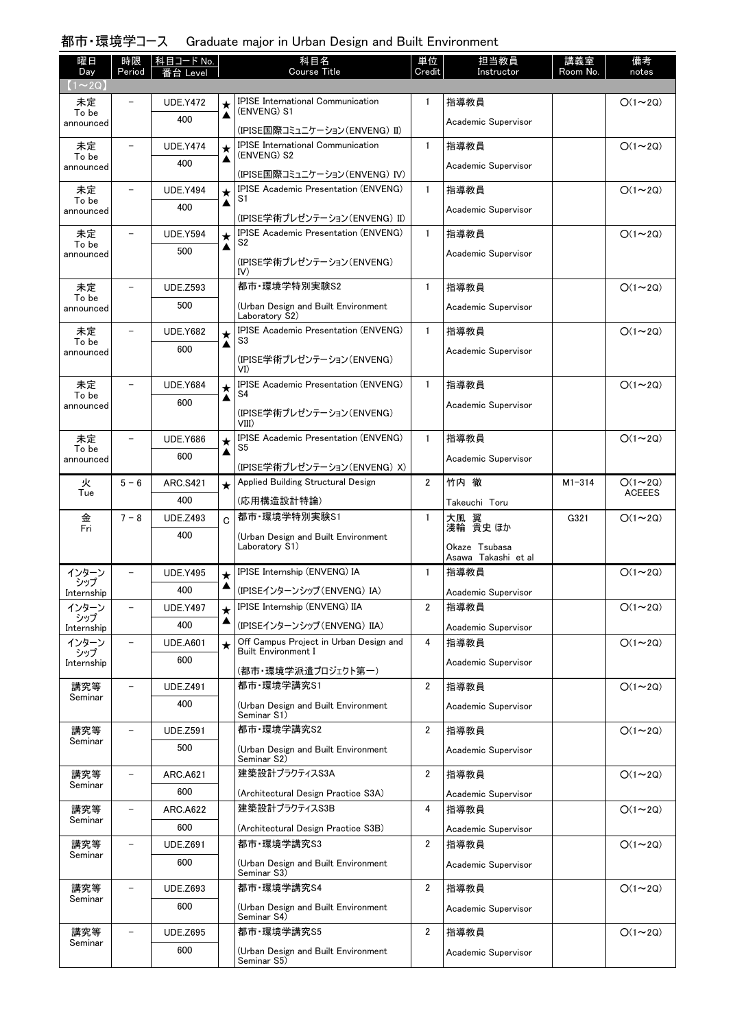## 都市・環境学コース　Graduate major in Urban Design and Built Environment

| 曜日 Day | 時限 Period | 科目コード No. 番台 Level | | 科目名 Course Title | 単位 Credit | 担当教員 Instructor | 講義室 Room No. | 備考 notes |
|---|---|---|---|---|---|---|---|---|
| 【1～2Q】 | | | | | | | | |
| 未定 To be announced | － | UDE.Y472 400 | ★ ▲ | IPISE International Communication (ENVENG) S1 (IPISE国際コミュニケーション(ENVENG) II) | 1 | 指導教員 Academic Supervisor | | ○(1～2Q) |
| 未定 To be announced | － | UDE.Y474 400 | ★ ▲ | IPISE International Communication (ENVENG) S2 (IPISE国際コミュニケーション(ENVENG) IV) | 1 | 指導教員 Academic Supervisor | | ○(1～2Q) |
| 未定 To be announced | － | UDE.Y494 400 | ★ ▲ | IPISE Academic Presentation (ENVENG) S1 (IPISE学術プレゼンテーション(ENVENG) II) | 1 | 指導教員 Academic Supervisor | | ○(1～2Q) |
| 未定 To be announced | － | UDE.Y594 500 | ★ ▲ | IPISE Academic Presentation (ENVENG) S2 (IPISE学術プレゼンテーション(ENVENG) IV) | 1 | 指導教員 Academic Supervisor | | ○(1～2Q) |
| 未定 To be announced | － | UDE.Z593 500 | | 都市・環境学特別実験S2 (Urban Design and Built Environment Laboratory S2) | 1 | 指導教員 Academic Supervisor | | ○(1～2Q) |
| 未定 To be announced | － | UDE.Y682 600 | ★ ▲ | IPISE Academic Presentation (ENVENG) S3 (IPISE学術プレゼンテーション(ENVENG) VI) | 1 | 指導教員 Academic Supervisor | | ○(1～2Q) |
| 未定 To be announced | － | UDE.Y684 600 | ★ ▲ | IPISE Academic Presentation (ENVENG) S4 (IPISE学術プレゼンテーション(ENVENG) VIII) | 1 | 指導教員 Academic Supervisor | | ○(1～2Q) |
| 未定 To be announced | － | UDE.Y686 600 | ★ ▲ | IPISE Academic Presentation (ENVENG) S5 (IPISE学術プレゼンテーション(ENVENG) X) | 1 | 指導教員 Academic Supervisor | | ○(1～2Q) |
| 火 Tue | 5－6 | ARC.S421 400 | ★ | Applied Building Structural Design (応用構造設計特論) | 2 | 竹内 徹 Takeuchi Toru | M1-314 | ○(1～2Q) ACEEES |
| 金 Fri | 7－8 | UDE.Z493 400 | C | 都市・環境学特別実験S1 (Urban Design and Built Environment Laboratory S1) | 1 | 大風 翼 淺輪 貴史 ほか Okaze Tsubasa Asawa Takashi et al | G321 | ○(1～2Q) |
| インターンシップ Internship | － | UDE.Y495 400 | ★ ▲ | IPISE Internship (ENVENG) IA (IPISEインターンシップ(ENVENG) IA) | 1 | 指導教員 Academic Supervisor | | ○(1～2Q) |
| インターンシップ Internship | － | UDE.Y497 400 | ★ ▲ | IPISE Internship (ENVENG) IIA (IPISEインターンシップ(ENVENG) IIA) | 2 | 指導教員 Academic Supervisor | | ○(1～2Q) |
| インターンシップ Internship | － | UDE.A601 600 | ★ | Off Campus Project in Urban Design and Built Environment I (都市・環境学派遣プロジェクト第一) | 4 | 指導教員 Academic Supervisor | | ○(1～2Q) |
| 講究等 Seminar | － | UDE.Z491 400 | | 都市・環境学講究S1 (Urban Design and Built Environment Seminar S1) | 2 | 指導教員 Academic Supervisor | | ○(1～2Q) |
| 講究等 Seminar | － | UDE.Z591 500 | | 都市・環境学講究S2 (Urban Design and Built Environment Seminar S2) | 2 | 指導教員 Academic Supervisor | | ○(1～2Q) |
| 講究等 Seminar | － | ARC.A621 600 | | 建築設計プラクティスS3A (Architectural Design Practice S3A) | 2 | 指導教員 Academic Supervisor | | ○(1～2Q) |
| 講究等 Seminar | － | ARC.A622 600 | | 建築設計プラクティスS3B (Architectural Design Practice S3B) | 4 | 指導教員 Academic Supervisor | | ○(1～2Q) |
| 講究等 Seminar | － | UDE.Z691 600 | | 都市・環境学講究S3 (Urban Design and Built Environment Seminar S3) | 2 | 指導教員 Academic Supervisor | | ○(1～2Q) |
| 講究等 Seminar | － | UDE.Z693 600 | | 都市・環境学講究S4 (Urban Design and Built Environment Seminar S4) | 2 | 指導教員 Academic Supervisor | | ○(1～2Q) |
| 講究等 Seminar | － | UDE.Z695 600 | | 都市・環境学講究S5 (Urban Design and Built Environment Seminar S5) | 2 | 指導教員 Academic Supervisor | | ○(1～2Q) |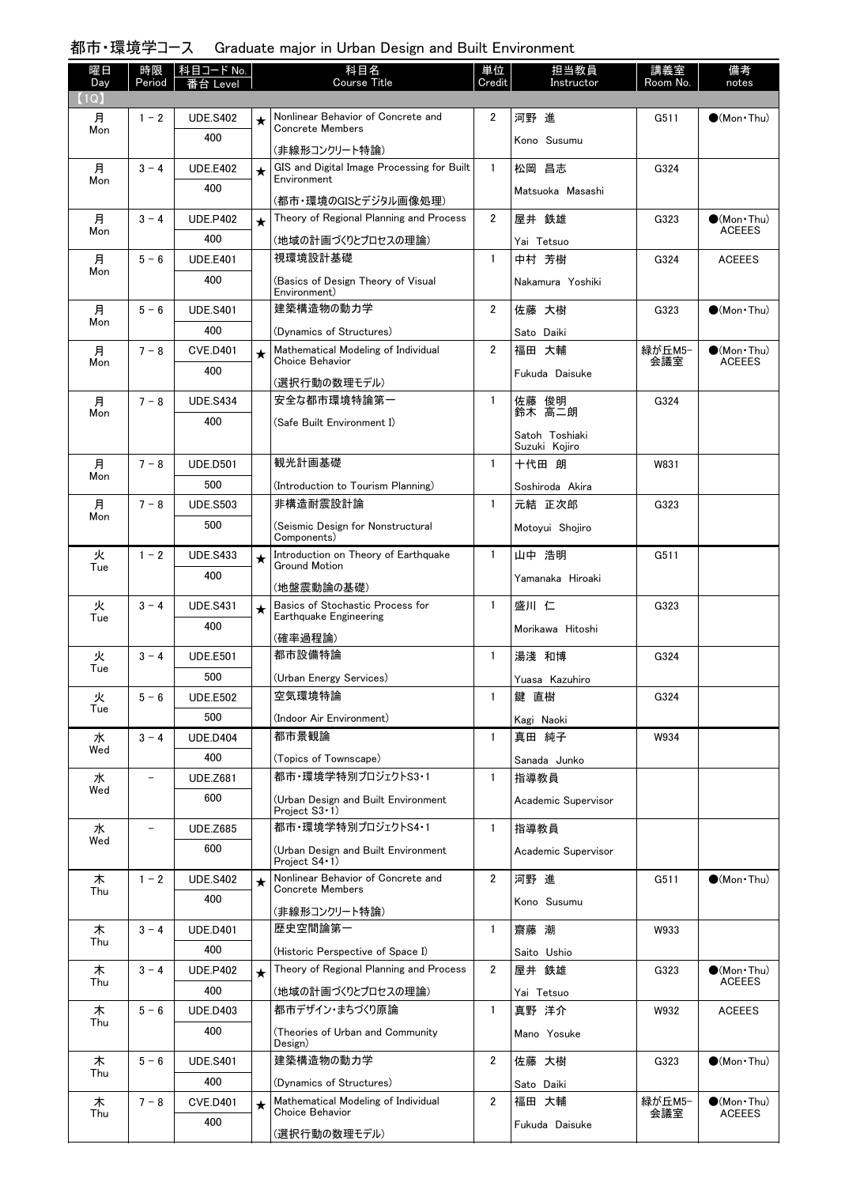# 都市・環境学コース　Graduate major in Urban Design and Built Environment

| 曜日 Day | 時限 Period | 科目コード No. 番台 Level | | 科目名 Course Title | 単位 Credit | 担当教員 Instructor | 講義室 Room No. | 備考 notes |
|---|---|---|---|---|---|---|---|---|
| 【1Q】 | | | | | | | | |
| 月 Mon | 1－2 | UDE.S402 400 | ★ | Nonlinear Behavior of Concrete and Concrete Members (非線形コンクリート特論) | 2 | 河野 進 Kono Susumu | G511 | ●(Mon・Thu) |
| 月 Mon | 3－4 | UDE.E402 400 | ★ | GIS and Digital Image Processing for Built Environment (都市・環境のGISとデジタル画像処理) | 1 | 松岡 昌志 Matsuoka Masashi | G324 | |
| 月 Mon | 3－4 | UDE.P402 400 | ★ | Theory of Regional Planning and Process (地域の計画づくりとプロセスの理論) | 2 | 屋井 鉄雄 Yai Tetsuo | G323 | ●(Mon・Thu) ACEEES |
| 月 Mon | 5－6 | UDE.E401 400 | | 視環境設計基礎 (Basics of Design Theory of Visual Environment) | 1 | 中村 芳樹 Nakamura Yoshiki | G324 | ACEEES |
| 月 Mon | 5－6 | UDE.S401 400 | | 建築構造物の動力学 (Dynamics of Structures) | 2 | 佐藤 大樹 Sato Daiki | G323 | ●(Mon・Thu) |
| 月 Mon | 7－8 | CVE.D401 400 | ★ | Mathematical Modeling of Individual Choice Behavior (選択行動の数理モデル) | 2 | 福田 大輔 Fukuda Daisuke | 緑が丘M5-会議室 | ●(Mon・Thu) ACEEES |
| 月 Mon | 7－8 | UDE.S434 400 | | 安全な都市環境特論第一 (Safe Built Environment I) | 1 | 佐藤 俊明 鈴木 高二朗 Satoh Toshiaki Suzuki Kojiro | G324 | |
| 月 Mon | 7－8 | UDE.D501 500 | | 観光計画基礎 (Introduction to Tourism Planning) | 1 | 十代田 朗 Soshiroda Akira | W831 | |
| 月 Mon | 7－8 | UDE.S503 500 | | 非構造耐震設計論 (Seismic Design for Nonstructural Components) | 1 | 元結 正次郎 Motoyui Shojiro | G323 | |
| 火 Tue | 1－2 | UDE.S433 400 | ★ | Introduction on Theory of Earthquake Ground Motion (地盤震動論の基礎) | 1 | 山中 浩明 Yamanaka Hiroaki | G511 | |
| 火 Tue | 3－4 | UDE.S431 400 | ★ | Basics of Stochastic Process for Earthquake Engineering (確率過程論) | 1 | 盛川 仁 Morikawa Hitoshi | G323 | |
| 火 Tue | 3－4 | UDE.E501 500 | | 都市設備特論 (Urban Energy Services) | 1 | 湯淺 和博 Yuasa Kazuhiro | G324 | |
| 火 Tue | 5－6 | UDE.E502 500 | | 空気環境特論 (Indoor Air Environment) | 1 | 鍵 直樹 Kagi Naoki | G324 | |
| 水 Wed | 3－4 | UDE.D404 400 | | 都市景観論 (Topics of Townscape) | 1 | 真田 純子 Sanada Junko | W934 | |
| 水 Wed | － | UDE.Z681 600 | | 都市・環境学特別プロジェクトS3・1 (Urban Design and Built Environment Project S3・1) | 1 | 指導教員 Academic Supervisor | | |
| 水 Wed | － | UDE.Z685 600 | | 都市・環境学特別プロジェクトS4・1 (Urban Design and Built Environment Project S4・1) | 1 | 指導教員 Academic Supervisor | | |
| 木 Thu | 1－2 | UDE.S402 400 | ★ | Nonlinear Behavior of Concrete and Concrete Members (非線形コンクリート特論) | 2 | 河野 進 Kono Susumu | G511 | ●(Mon・Thu) |
| 木 Thu | 3－4 | UDE.D401 400 | | 歴史空間論第一 (Historic Perspective of Space I) | 1 | 齋藤 潮 Saito Ushio | W933 | |
| 木 Thu | 3－4 | UDE.P402 400 | ★ | Theory of Regional Planning and Process (地域の計画づくりとプロセスの理論) | 2 | 屋井 鉄雄 Yai Tetsuo | G323 | ●(Mon・Thu) ACEEES |
| 木 Thu | 5－6 | UDE.D403 400 | | 都市デザイン・まちづくり原論 (Theories of Urban and Community Design) | 1 | 真野 洋介 Mano Yosuke | W932 | ACEEES |
| 木 Thu | 5－6 | UDE.S401 400 | | 建築構造物の動力学 (Dynamics of Structures) | 2 | 佐藤 大樹 Sato Daiki | G323 | ●(Mon・Thu) |
| 木 Thu | 7－8 | CVE.D401 400 | ★ | Mathematical Modeling of Individual Choice Behavior (選択行動の数理モデル) | 2 | 福田 大輔 Fukuda Daisuke | 緑が丘M5-会議室 | ●(Mon・Thu) ACEEES |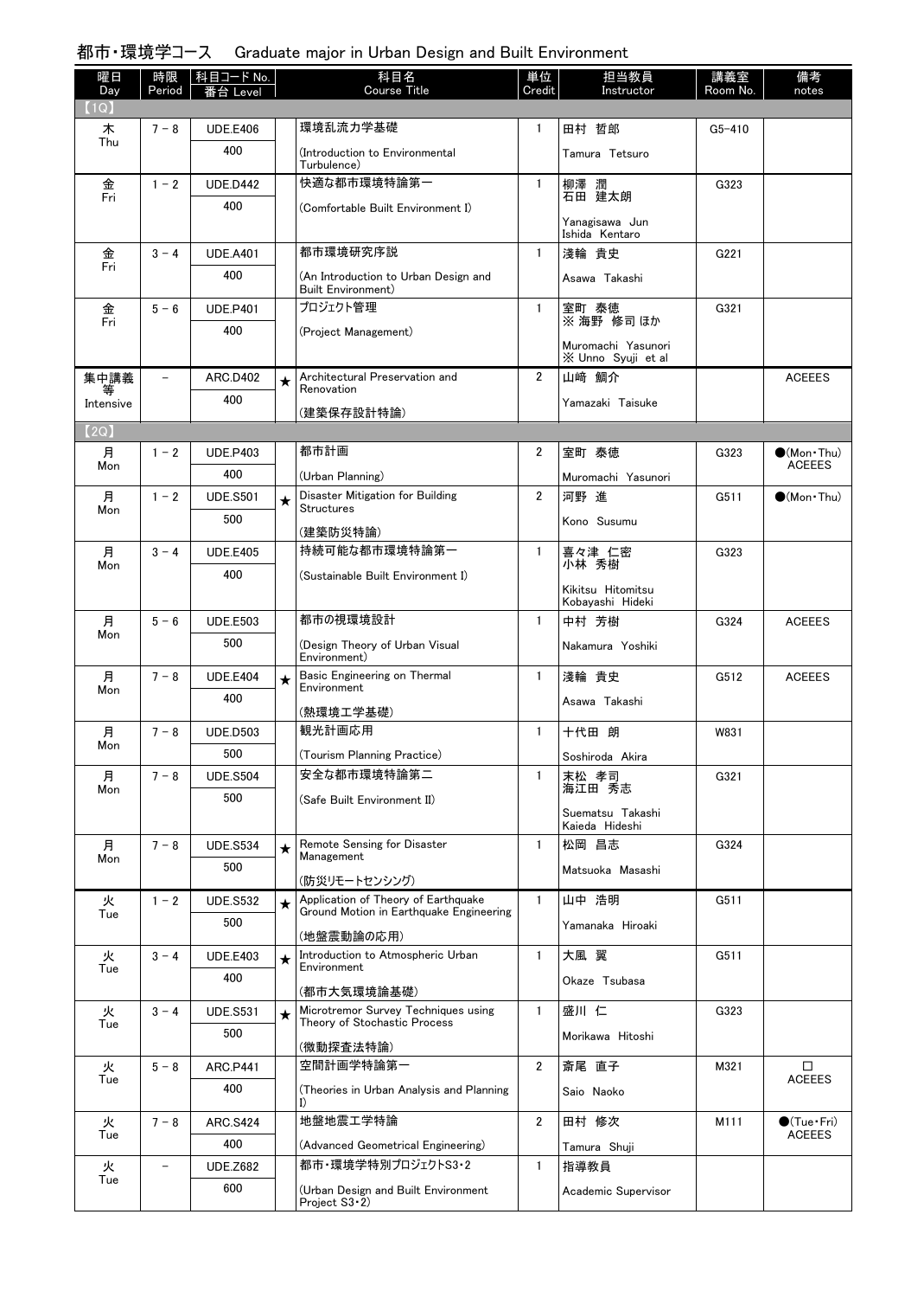## 都市・環境学コース　Graduate major in Urban Design and Built Environment

| 曜日 Day | 時限 Period | 科目コード No. 番台 Level | | 科目名 Course Title | 単位 Credit | 担当教員 Instructor | 講義室 Room No. | 備考 notes |
|---|---|---|---|---|---|---|---|---|
| 【1Q】 | | | | | | | | |
| 木 Thu | 7－8 | UDE.E406 400 | | 環境乱流力学基礎 (Introduction to Environmental Turbulence) | 1 | 田村 哲郎 Tamura Tetsuro | G5-410 | |
| 金 Fri | 1－2 | UDE.D442 400 | | 快適な都市環境特論第一 (Comfortable Built Environment I) | 1 | 柳澤 潤 石田 建太朗 Yanagisawa Jun Ishida Kentaro | G323 | |
| 金 Fri | 3－4 | UDE.A401 400 | | 都市環境研究序説 (An Introduction to Urban Design and Built Environment) | 1 | 淺輪 貴史 Asawa Takashi | G221 | |
| 金 Fri | 5－6 | UDE.P401 400 | | プロジェクト管理 (Project Management) | 1 | 室町 泰徳 ※ 海野 修司 ほか Muromachi Yasunori ※ Unno Syuji et al | G321 | |
| 集中講義等 Intensive | － | ARC.D402 400 | ★ | Architectural Preservation and Renovation (建築保存設計特論) | 2 | 山﨑 鯛介 Yamazaki Taisuke | | ACEEES |
| 【2Q】 | | | | | | | | |
| 月 Mon | 1－2 | UDE.P403 400 | | 都市計画 (Urban Planning) | 2 | 室町 泰徳 Muromachi Yasunori | G323 | ●(Mon・Thu) ACEEES |
| 月 Mon | 1－2 | UDE.S501 500 | ★ | Disaster Mitigation for Building Structures (建築防災特論) | 2 | 河野 進 Kono Susumu | G511 | ●(Mon・Thu) |
| 月 Mon | 3－4 | UDE.E405 400 | | 持続可能な都市環境特論第一 (Sustainable Built Environment I) | 1 | 喜々津 仁密 小林 秀樹 Kikitsu Hitomitsu Kobayashi Hideki | G323 | |
| 月 Mon | 5－6 | UDE.E503 500 | | 都市の視環境設計 (Design Theory of Urban Visual Environment) | 1 | 中村 芳樹 Nakamura Yoshiki | G324 | ACEEES |
| 月 Mon | 7－8 | UDE.E404 400 | ★ | Basic Engineering on Thermal Environment (熱環境工学基礎) | 1 | 淺輪 貴史 Asawa Takashi | G512 | ACEEES |
| 月 Mon | 7－8 | UDE.D503 500 | | 観光計画応用 (Tourism Planning Practice) | 1 | 十代田 朗 Soshiroda Akira | W831 | |
| 月 Mon | 7－8 | UDE.S504 500 | | 安全な都市環境特論第二 (Safe Built Environment II) | 1 | 末松 孝司 海江田 秀志 Suematsu Takashi Kaieda Hideshi | G321 | |
| 月 Mon | 7－8 | UDE.S534 500 | ★ | Remote Sensing for Disaster Management (防災リモートセンシング) | 1 | 松岡 昌志 Matsuoka Masashi | G324 | |
| 火 Tue | 1－2 | UDE.S532 500 | ★ | Application of Theory of Earthquake Ground Motion in Earthquake Engineering (地盤震動論の応用) | 1 | 山中 浩明 Yamanaka Hiroaki | G511 | |
| 火 Tue | 3－4 | UDE.E403 400 | ★ | Introduction to Atmospheric Urban Environment (都市大気環境論基礎) | 1 | 大風 翼 Okaze Tsubasa | G511 | |
| 火 Tue | 3－4 | UDE.S531 500 | ★ | Microtremor Survey Techniques using Theory of Stochastic Process (微動探査法特論) | 1 | 盛川 仁 Morikawa Hitoshi | G323 | |
| 火 Tue | 5－8 | ARC.P441 400 | | 空間計画学特論第一 (Theories in Urban Analysis and Planning I) | 2 | 斎尾 直子 Saio Naoko | M321 | □ ACEEES |
| 火 Tue | 7－8 | ARC.S424 400 | | 地盤地震工学特論 (Advanced Geometrical Engineering) | 2 | 田村 修次 Tamura Shuji | M111 | ●(Tue・Fri) ACEEES |
| 火 Tue | － | UDE.Z682 600 | | 都市・環境学特別プロジェクトS3・2 (Urban Design and Built Environment Project S3・2) | 1 | 指導教員 Academic Supervisor | | |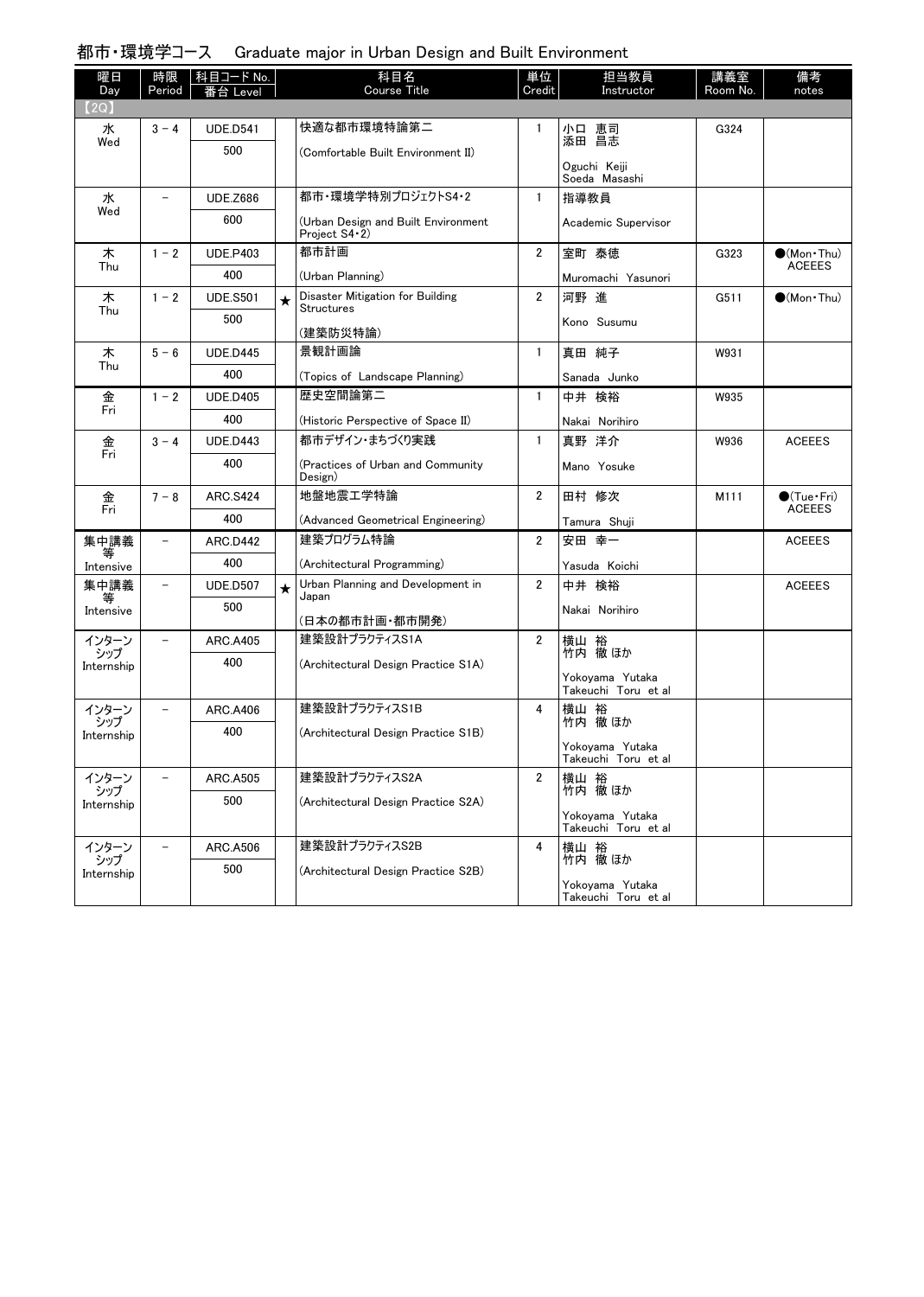## 都市・環境学コース　Graduate major in Urban Design and Built Environment

| 曜日 Day | 時限 Period | 科目コード No. 番台 Level | | 科目名 Course Title | 単位 Credit | 担当教員 Instructor | 講義室 Room No. | 備考 notes |
|---|---|---|---|---|---|---|---|---|
| 【2Q】 | | | | | | | | |
| 水 Wed | 3－4 | UDE.D541<br>500 | | 快適な都市環境特論第二<br>(Comfortable Built Environment II) | 1 | 小口 惠司<br>添田 昌志<br>Oguchi Keiji<br>Soeda Masashi | G324 | |
| 水 Wed | － | UDE.Z686<br>600 | | 都市・環境学特別プロジェクトS4・2<br>(Urban Design and Built Environment Project S4・2) | 1 | 指導教員<br>Academic Supervisor | | |
| 木 Thu | 1－2 | UDE.P403<br>400 | | 都市計画<br>(Urban Planning) | 2 | 室町 泰徳<br>Muromachi Yasunori | G323 | ●(Mon・Thu)<br>ACEEES |
| 木 Thu | 1－2 | UDE.S501<br>500 | ★ | Disaster Mitigation for Building Structures<br>(建築防災特論) | 2 | 河野 進<br>Kono Susumu | G511 | ●(Mon・Thu) |
| 木 Thu | 5－6 | UDE.D445<br>400 | | 景観計画論<br>(Topics of Landscape Planning) | 1 | 真田 純子<br>Sanada Junko | W931 | |
| 金 Fri | 1－2 | UDE.D405<br>400 | | 歴史空間論第二<br>(Historic Perspective of Space II) | 1 | 中井 検裕<br>Nakai Norihiro | W935 | |
| 金 Fri | 3－4 | UDE.D443<br>400 | | 都市デザイン・まちづくり実践<br>(Practices of Urban and Community Design) | 1 | 真野 洋介<br>Mano Yosuke | W936 | ACEEES |
| 金 Fri | 7－8 | ARC.S424<br>400 | | 地盤地震工学特論<br>(Advanced Geometrical Engineering) | 2 | 田村 修次<br>Tamura Shuji | M111 | ●(Tue・Fri)<br>ACEEES |
| 集中講義等 Intensive | － | ARC.D442<br>400 | | 建築プログラム特論<br>(Architectural Programming) | 2 | 安田 幸一<br>Yasuda Koichi | | ACEEES |
| 集中講義等 Intensive | － | UDE.D507<br>500 | ★ | Urban Planning and Development in Japan<br>(日本の都市計画・都市開発) | 2 | 中井 検裕<br>Nakai Norihiro | | ACEEES |
| インターンシップ Internship | － | ARC.A405<br>400 | | 建築設計プラクティスS1A<br>(Architectural Design Practice S1A) | 2 | 横山 裕<br>竹内 徹 ほか<br>Yokoyama Yutaka<br>Takeuchi Toru et al | | |
| インターンシップ Internship | － | ARC.A406<br>400 | | 建築設計プラクティスS1B<br>(Architectural Design Practice S1B) | 4 | 横山 裕<br>竹内 徹 ほか<br>Yokoyama Yutaka<br>Takeuchi Toru et al | | |
| インターンシップ Internship | － | ARC.A505<br>500 | | 建築設計プラクティスS2A<br>(Architectural Design Practice S2A) | 2 | 横山 裕<br>竹内 徹 ほか<br>Yokoyama Yutaka<br>Takeuchi Toru et al | | |
| インターンシップ Internship | － | ARC.A506<br>500 | | 建築設計プラクティスS2B<br>(Architectural Design Practice S2B) | 4 | 横山 裕<br>竹内 徹 ほか<br>Yokoyama Yutaka<br>Takeuchi Toru et al | | |